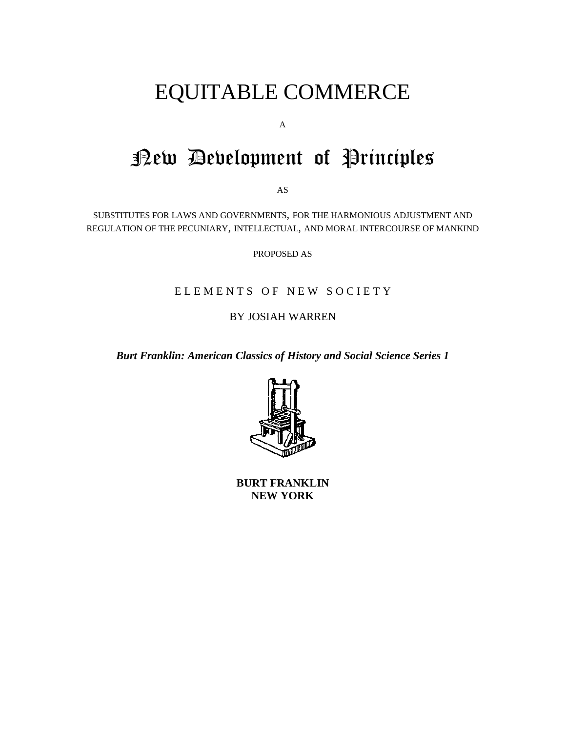# EQUITABLE COMMERCE

A

## New Development of Principles

AS

SUBSTITUTES FOR LAWS AND GOVERNMENTS, FOR THE HARMONIOUS ADJUSTMENT AND REGULATION OF THE PECUNIARY, INTELLECTUAL, AND MORAL INTERCOURSE OF MANKIND

PROPOSED AS

ELEMENTS OF NEW SOCIETY

BY JOSIAH WARREN

***Burt Franklin: American Classics of History and Social Science Series 1***

**BURT FRANKLIN**
**NEW YORK**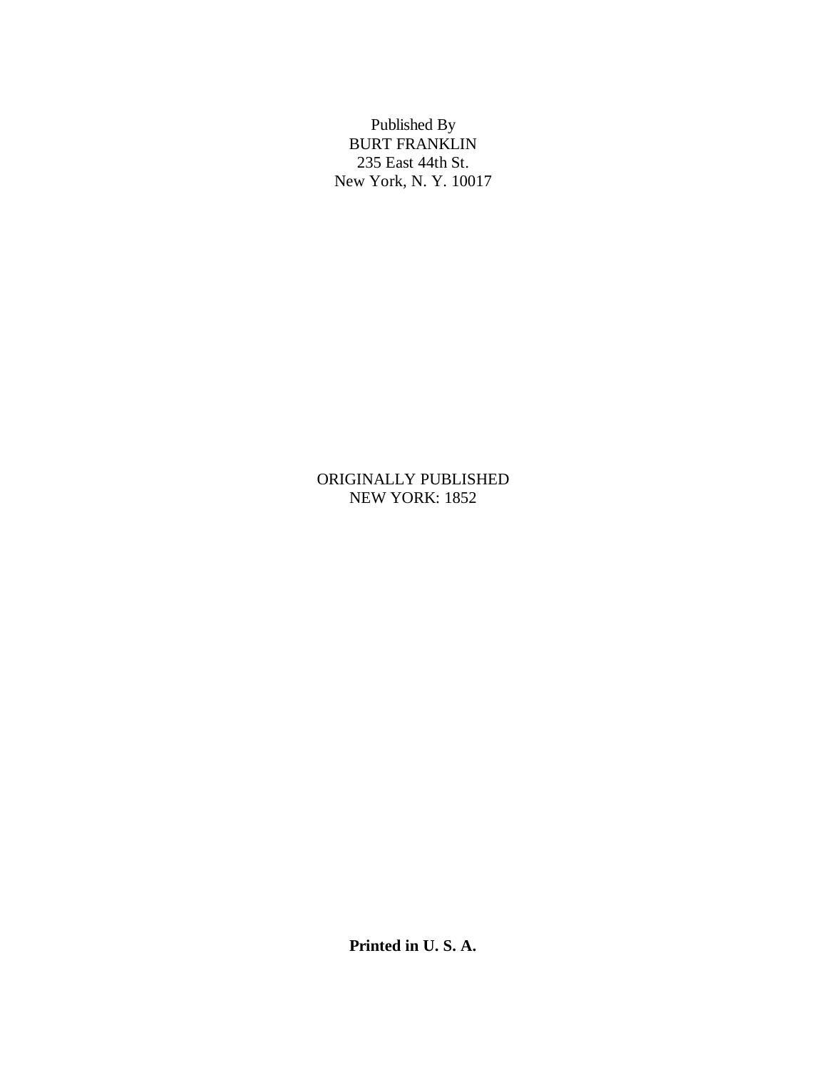Published By
BURT FRANKLIN
235 East 44th St.
New York, N. Y. 10017

ORIGINALLY PUBLISHED
NEW YORK: 1852

**Printed in U. S. A.**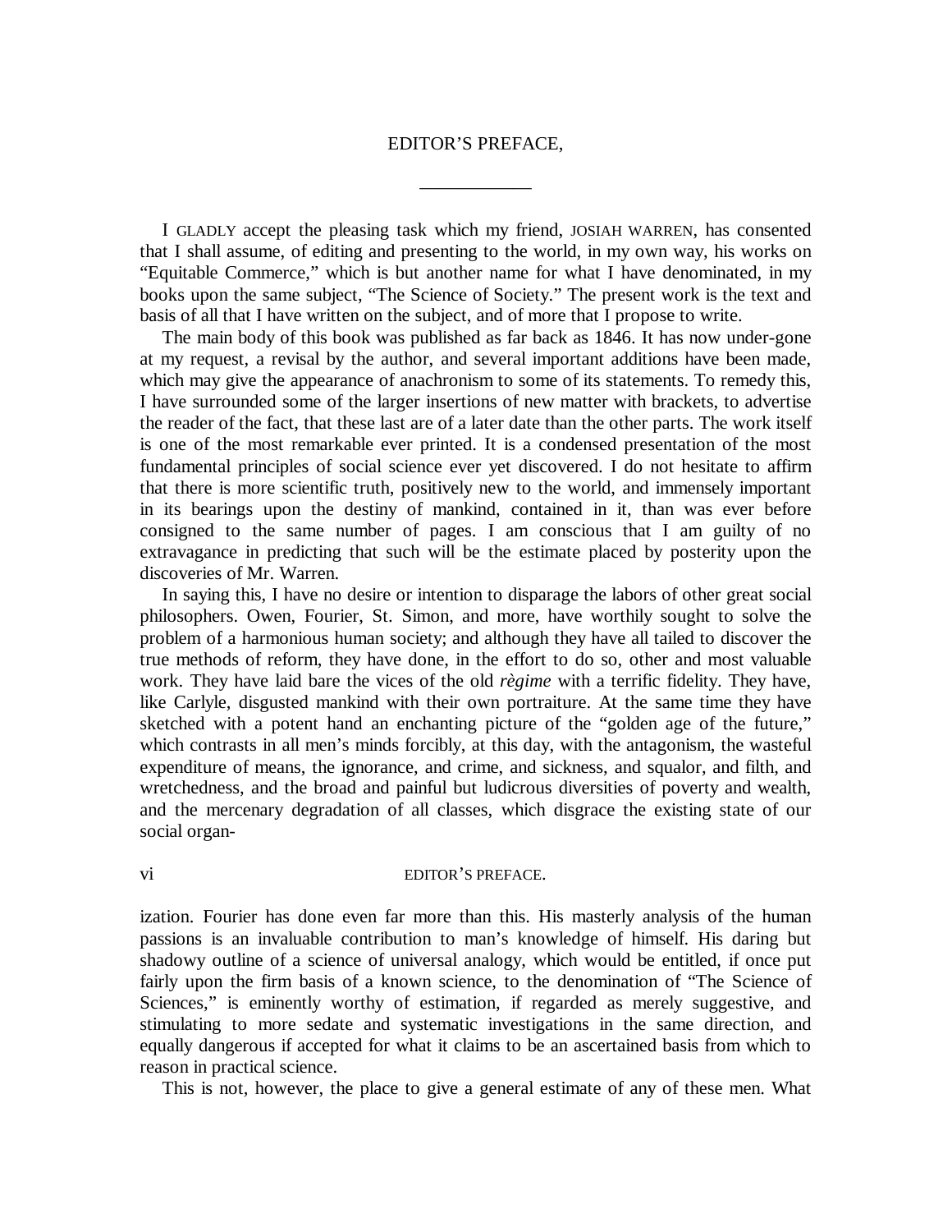## EDITOR'S PREFACE,

---

I GLADLY accept the pleasing task which my friend, JOSIAH WARREN, has consented that I shall assume, of editing and presenting to the world, in my own way, his works on "Equitable Commerce," which is but another name for what I have denominated, in my books upon the same subject, "The Science of Society." The present work is the text and basis of all that I have written on the subject, and of more that I propose to write.

The main body of this book was published as far back as 1846. It has now under-gone at my request, a revisal by the author, and several important additions have been made, which may give the appearance of anachronism to some of its statements. To remedy this, I have surrounded some of the larger insertions of new matter with brackets, to advertise the reader of the fact, that these last are of a later date than the other parts. The work itself is one of the most remarkable ever printed. It is a condensed presentation of the most fundamental principles of social science ever yet discovered. I do not hesitate to affirm that there is more scientific truth, positively new to the world, and immensely important in its bearings upon the destiny of mankind, contained in it, than was ever before consigned to the same number of pages. I am conscious that I am guilty of no extravagance in predicting that such will be the estimate placed by posterity upon the discoveries of Mr. Warren.

In saying this, I have no desire or intention to disparage the labors of other great social philosophers. Owen, Fourier, St. Simon, and more, have worthily sought to solve the problem of a harmonious human society; and although they have all tailed to discover the true methods of reform, they have done, in the effort to do so, other and most valuable work. They have laid bare the vices of the old *règime* with a terrific fidelity. They have, like Carlyle, disgusted mankind with their own portraiture. At the same time they have sketched with a potent hand an enchanting picture of the "golden age of the future," which contrasts in all men's minds forcibly, at this day, with the antagonism, the wasteful expenditure of means, the ignorance, and crime, and sickness, and squalor, and filth, and wretchedness, and the broad and painful but ludicrous diversities of poverty and wealth, and the mercenary degradation of all classes, which disgrace the existing state of our social organization. Fourier has done even far more than this. His masterly analysis of the human passions is an invaluable contribution to man's knowledge of himself. His daring but shadowy outline of a science of universal analogy, which would be entitled, if once put fairly upon the firm basis of a known science, to the denomination of "The Science of Sciences," is eminently worthy of estimation, if regarded as merely suggestive, and stimulating to more sedate and systematic investigations in the same direction, and equally dangerous if accepted for what it claims to be an ascertained basis from which to reason in practical science.

This is not, however, the place to give a general estimate of any of these men. What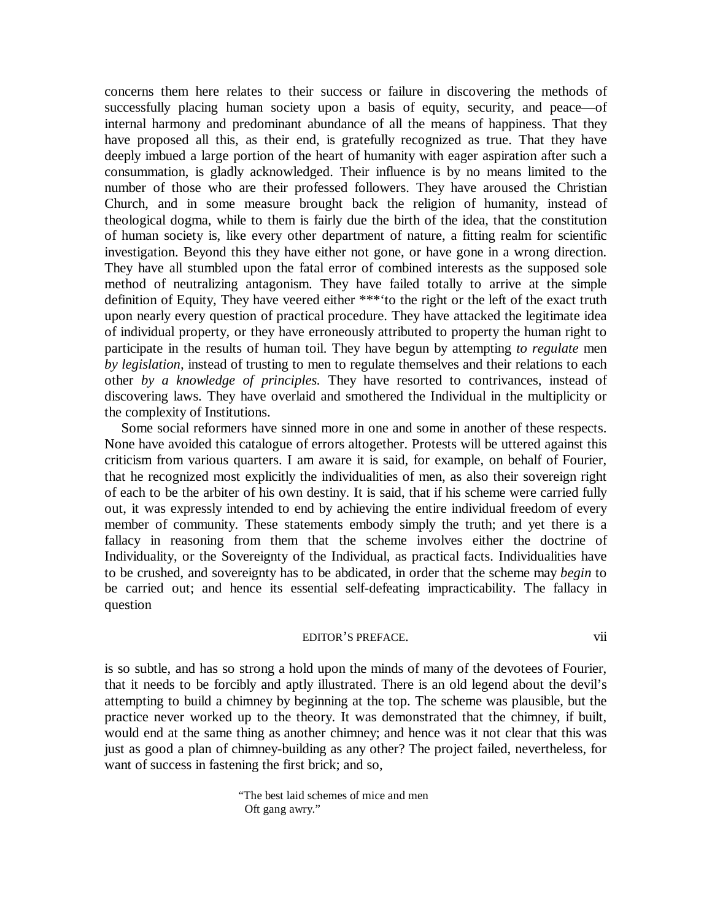concerns them here relates to their success or failure in discovering the methods of successfully placing human society upon a basis of equity, security, and peace—of internal harmony and predominant abundance of all the means of happiness. That they have proposed all this, as their end, is gratefully recognized as true. That they have deeply imbued a large portion of the heart of humanity with eager aspiration after such a consummation, is gladly acknowledged. Their influence is by no means limited to the number of those who are their professed followers. They have aroused the Christian Church, and in some measure brought back the religion of humanity, instead of theological dogma, while to them is fairly due the birth of the idea, that the constitution of human society is, like every other department of nature, a fitting realm for scientific investigation. Beyond this they have either not gone, or have gone in a wrong direction. They have all stumbled upon the fatal error of combined interests as the supposed sole method of neutralizing antagonism. They have failed totally to arrive at the simple definition of Equity, They have veered either ***'to the right or the left of the exact truth upon nearly every question of practical procedure. They have attacked the legitimate idea of individual property, or they have erroneously attributed to property the human right to participate in the results of human toil. They have begun by attempting *to regulate* men *by legislation,* instead of trusting to men to regulate themselves and their relations to each other *by a knowledge of principles.* They have resorted to contrivances, instead of discovering laws. They have overlaid and smothered the Individual in the multiplicity or the complexity of Institutions.

Some social reformers have sinned more in one and some in another of these respects. None have avoided this catalogue of errors altogether. Protests will be uttered against this criticism from various quarters. I am aware it is said, for example, on behalf of Fourier, that he recognized most explicitly the individualities of men, as also their sovereign right of each to be the arbiter of his own destiny. It is said, that if his scheme were carried fully out, it was expressly intended to end by achieving the entire individual freedom of every member of community. These statements embody simply the truth; and yet there is a fallacy in reasoning from them that the scheme involves either the doctrine of Individuality, or the Sovereignty of the Individual, as practical facts. Individualities have to be crushed, and sovereignty has to be abdicated, in order that the scheme may *begin* to be carried out; and hence its essential self-defeating impracticability. The fallacy in question is so subtle, and has so strong a hold upon the minds of many of the devotees of Fourier, that it needs to be forcibly and aptly illustrated. There is an old legend about the devil's attempting to build a chimney by beginning at the top. The scheme was plausible, but the practice never worked up to the theory. It was demonstrated that the chimney, if built, would end at the same thing as another chimney; and hence was it not clear that this was just as good a plan of chimney-building as any other? The project failed, nevertheless, for want of success in fastening the first brick; and so,

> "The best laid schemes of mice and men
> Oft gang awry."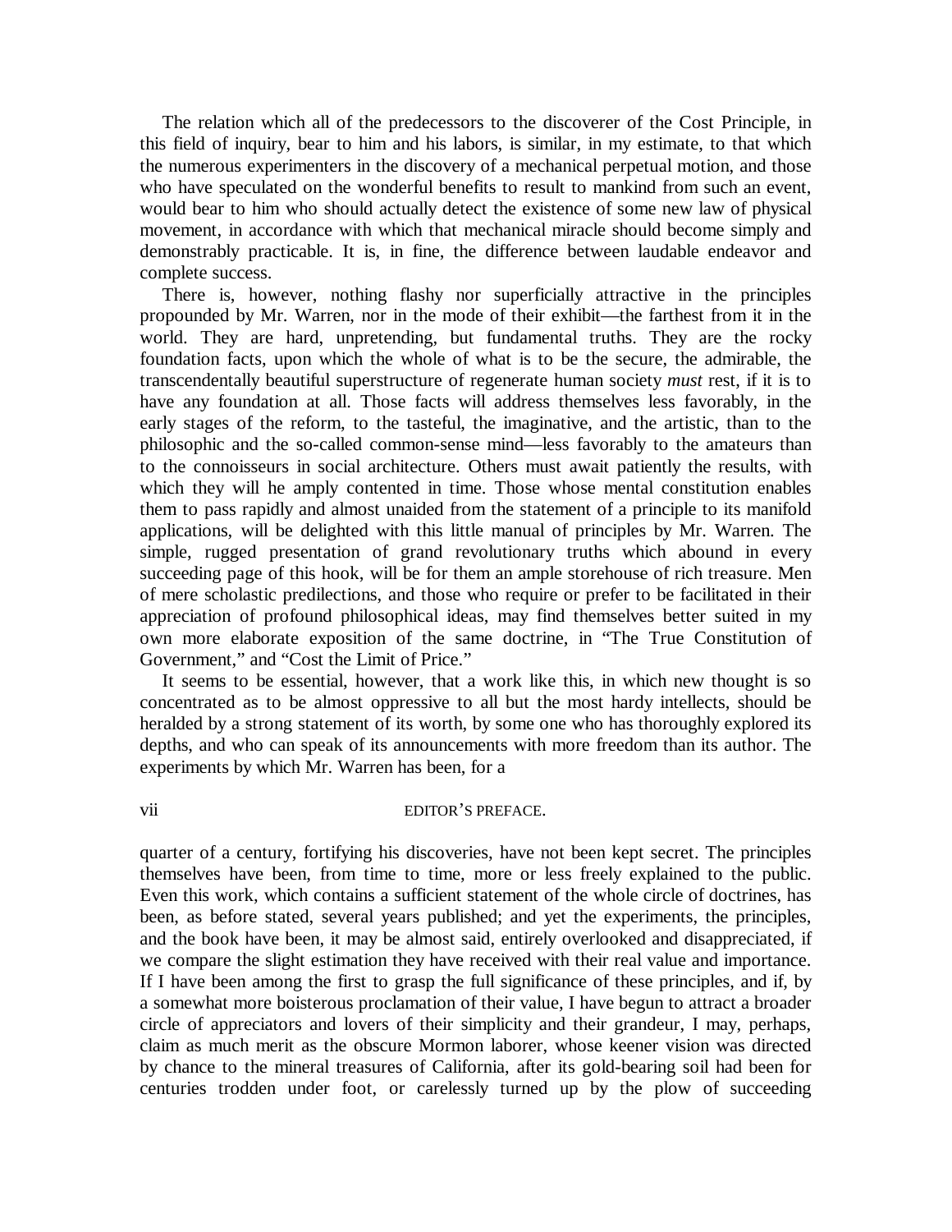The relation which all of the predecessors to the discoverer of the Cost Principle, in this field of inquiry, bear to him and his labors, is similar, in my estimate, to that which the numerous experimenters in the discovery of a mechanical perpetual motion, and those who have speculated on the wonderful benefits to result to mankind from such an event, would bear to him who should actually detect the existence of some new law of physical movement, in accordance with which that mechanical miracle should become simply and demonstrably practicable. It is, in fine, the difference between laudable endeavor and complete success.

There is, however, nothing flashy nor superficially attractive in the principles propounded by Mr. Warren, nor in the mode of their exhibit—the farthest from it in the world. They are hard, unpretending, but fundamental truths. They are the rocky foundation facts, upon which the whole of what is to be the secure, the admirable, the transcendentally beautiful superstructure of regenerate human society *must* rest, if it is to have any foundation at all. Those facts will address themselves less favorably, in the early stages of the reform, to the tasteful, the imaginative, and the artistic, than to the philosophic and the so-called common-sense mind—less favorably to the amateurs than to the connoisseurs in social architecture. Others must await patiently the results, with which they will he amply contented in time. Those whose mental constitution enables them to pass rapidly and almost unaided from the statement of a principle to its manifold applications, will be delighted with this little manual of principles by Mr. Warren. The simple, rugged presentation of grand revolutionary truths which abound in every succeeding page of this hook, will be for them an ample storehouse of rich treasure. Men of mere scholastic predilections, and those who require or prefer to be facilitated in their appreciation of profound philosophical ideas, may find themselves better suited in my own more elaborate exposition of the same doctrine, in "The True Constitution of Government," and "Cost the Limit of Price."

It seems to be essential, however, that a work like this, in which new thought is so concentrated as to be almost oppressive to all but the most hardy intellects, should be heralded by a strong statement of its worth, by some one who has thoroughly explored its depths, and who can speak of its announcements with more freedom than its author. The experiments by which Mr. Warren has been, for a quarter of a century, fortifying his discoveries, have not been kept secret. The principles themselves have been, from time to time, more or less freely explained to the public. Even this work, which contains a sufficient statement of the whole circle of doctrines, has been, as before stated, several years published; and yet the experiments, the principles, and the book have been, it may be almost said, entirely overlooked and disappreciated, if we compare the slight estimation they have received with their real value and importance. If I have been among the first to grasp the full significance of these principles, and if, by a somewhat more boisterous proclamation of their value, I have begun to attract a broader circle of appreciators and lovers of their simplicity and their grandeur, I may, perhaps, claim as much merit as the obscure Mormon laborer, whose keener vision was directed by chance to the mineral treasures of California, after its gold-bearing soil had been for centuries trodden under foot, or carelessly turned up by the plow of succeeding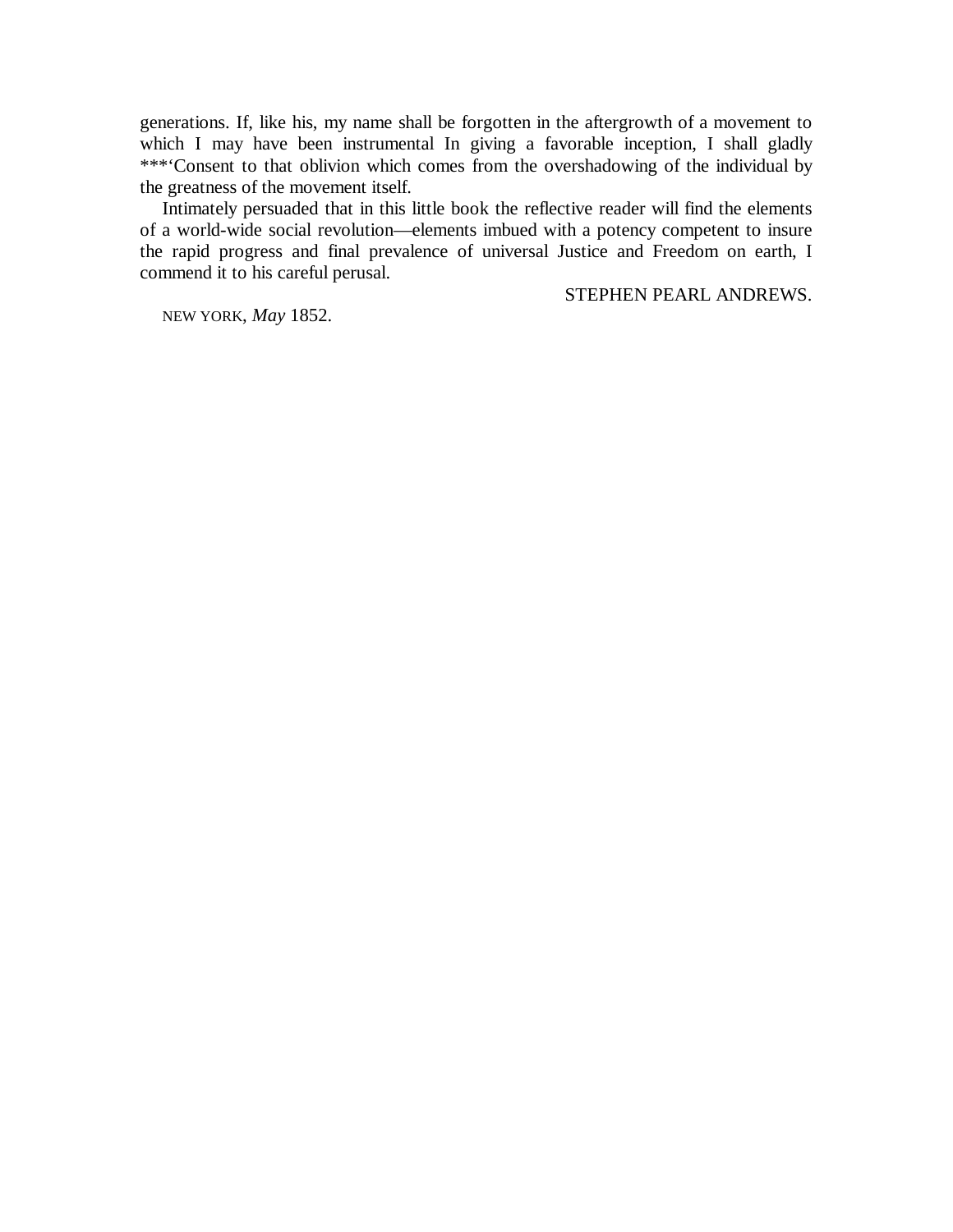generations. If, like his, my name shall be forgotten in the aftergrowth of a movement to which I may have been instrumental In giving a favorable inception, I shall gladly ***‘Consent to that oblivion which comes from the overshadowing of the individual by the greatness of the movement itself.

Intimately persuaded that in this little book the reflective reader will find the elements of a world-wide social revolution—elements imbued with a potency competent to insure the rapid progress and final prevalence of universal Justice and Freedom on earth, I commend it to his careful perusal.

STEPHEN PEARL ANDREWS.

NEW YORK, *May* 1852.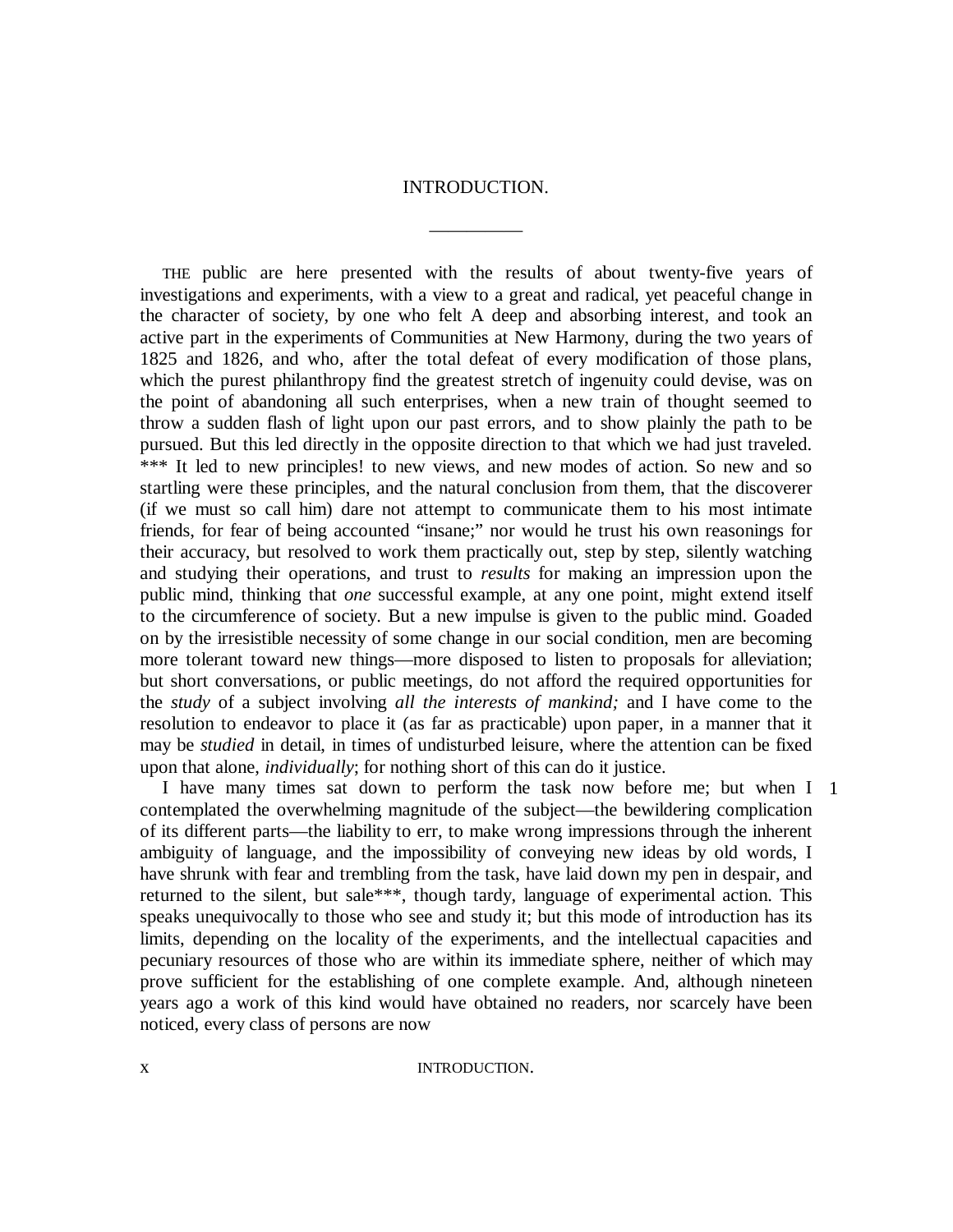# INTRODUCTION.

---

THE public are here presented with the results of about twenty-five years of investigations and experiments, with a view to a great and radical, yet peaceful change in the character of society, by one who felt A deep and absorbing interest, and took an active part in the experiments of Communities at New Harmony, during the two years of 1825 and 1826, and who, after the total defeat of every modification of those plans, which the purest philanthropy find the greatest stretch of ingenuity could devise, was on the point of abandoning all such enterprises, when a new train of thought seemed to throw a sudden flash of light upon our past errors, and to show plainly the path to be pursued. But this led directly in the opposite direction to that which we had just traveled. *** It led to new principles! to new views, and new modes of action. So new and so startling were these principles, and the natural conclusion from them, that the discoverer (if we must so call him) dare not attempt to communicate them to his most intimate friends, for fear of being accounted "insane;" nor would he trust his own reasonings for their accuracy, but resolved to work them practically out, step by step, silently watching and studying their operations, and trust to *results* for making an impression upon the public mind, thinking that *one* successful example, at any one point, might extend itself to the circumference of society. But a new impulse is given to the public mind. Goaded on by the irresistible necessity of some change in our social condition, men are becoming more tolerant toward new things—more disposed to listen to proposals for alleviation; but short conversations, or public meetings, do not afford the required opportunities for the *study* of a subject involving *all the interests of mankind;* and I have come to the resolution to endeavor to place it (as far as practicable) upon paper, in a manner that it may be *studied* in detail, in times of undisturbed leisure, where the attention can be fixed upon that alone, *individually*; for nothing short of this can do it justice.

I have many times sat down to perform the task now before me; but when I contemplated the overwhelming magnitude of the subject—the bewildering complication of its different parts—the liability to err, to make wrong impressions through the inherent ambiguity of language, and the impossibility of conveying new ideas by old words, I have shrunk with fear and trembling from the task, have laid down my pen in despair, and returned to the silent, but sale***, though tardy, language of experimental action. This speaks unequivocally to those who see and study it; but this mode of introduction has its limits, depending on the locality of the experiments, and the intellectual capacities and pecuniary resources of those who are within its immediate sphere, neither of which may prove sufficient for the establishing of one complete example. And, although nineteen years ago a work of this kind would have obtained no readers, nor scarcely have been noticed, every class of persons are now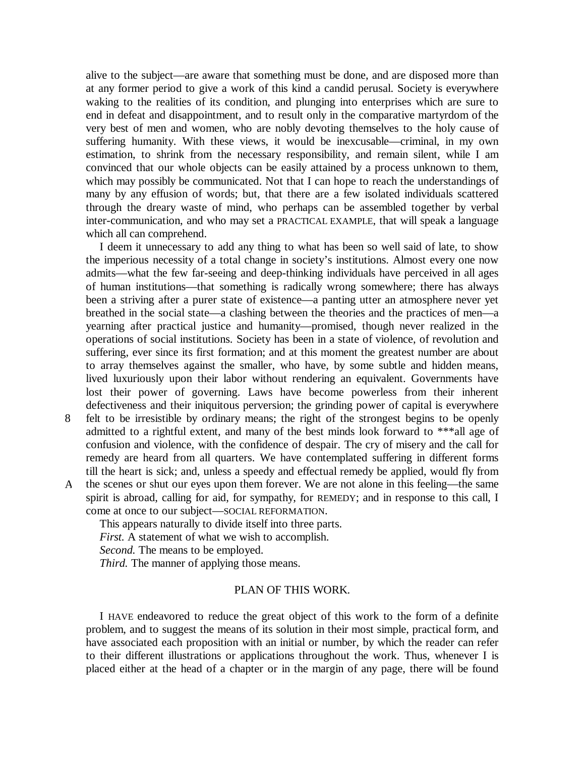alive to the subject—are aware that something must be done, and are disposed more than at any former period to give a work of this kind a candid perusal. Society is everywhere waking to the realities of its condition, and plunging into enterprises which are sure to end in defeat and disappointment, and to result only in the comparative martyrdom of the very best of men and women, who are nobly devoting themselves to the holy cause of suffering humanity. With these views, it would be inexcusable—criminal, in my own estimation, to shrink from the necessary responsibility, and remain silent, while I am convinced that our whole objects can be easily attained by a process unknown to them, which may possibly be communicated. Not that I can hope to reach the understandings of many by any effusion of words; but, that there are a few isolated individuals scattered through the dreary waste of mind, who perhaps can be assembled together by verbal inter-communication, and who may set a PRACTICAL EXAMPLE, that will speak a language which all can comprehend.

I deem it unnecessary to add any thing to what has been so well said of late, to show the imperious necessity of a total change in society's institutions. Almost every one now admits—what the few far-seeing and deep-thinking individuals have perceived in all ages of human institutions—that something is radically wrong somewhere; there has always been a striving after a purer state of existence—a panting utter an atmosphere never yet breathed in the social state—a clashing between the theories and the practices of men—a yearning after practical justice and humanity—promised, though never realized in the operations of social institutions. Society has been in a state of violence, of revolution and suffering, ever since its first formation; and at this moment the greatest number are about to array themselves against the smaller, who have, by some subtle and hidden means, lived luxuriously upon their labor without rendering an equivalent. Governments have lost their power of governing. Laws have become powerless from their inherent defectiveness and their iniquitous perversion; the grinding power of capital is everywhere felt to be irresistible by ordinary means; the right of the strongest begins to be openly admitted to a rightful extent, and many of the best minds look forward to ***all age of confusion and violence, with the confidence of despair. The cry of misery and the call for remedy are heard from all quarters. We have contemplated suffering in different forms till the heart is sick; and, unless a speedy and effectual remedy be applied, would fly from the scenes or shut our eyes upon them forever. We are not alone in this feeling—the same spirit is abroad, calling for aid, for sympathy, for REMEDY; and in response to this call, I come at once to our subject—SOCIAL REFORMATION.

8

A

This appears naturally to divide itself into three parts.

*First.* A statement of what we wish to accomplish.

*Second.* The means to be employed.

*Third.* The manner of applying those means.

## PLAN OF THIS WORK.

I HAVE endeavored to reduce the great object of this work to the form of a definite problem, and to suggest the means of its solution in their most simple, practical form, and have associated each proposition with an initial or number, by which the reader can refer to their different illustrations or applications throughout the work. Thus, whenever I is placed either at the head of a chapter or in the margin of any page, there will be found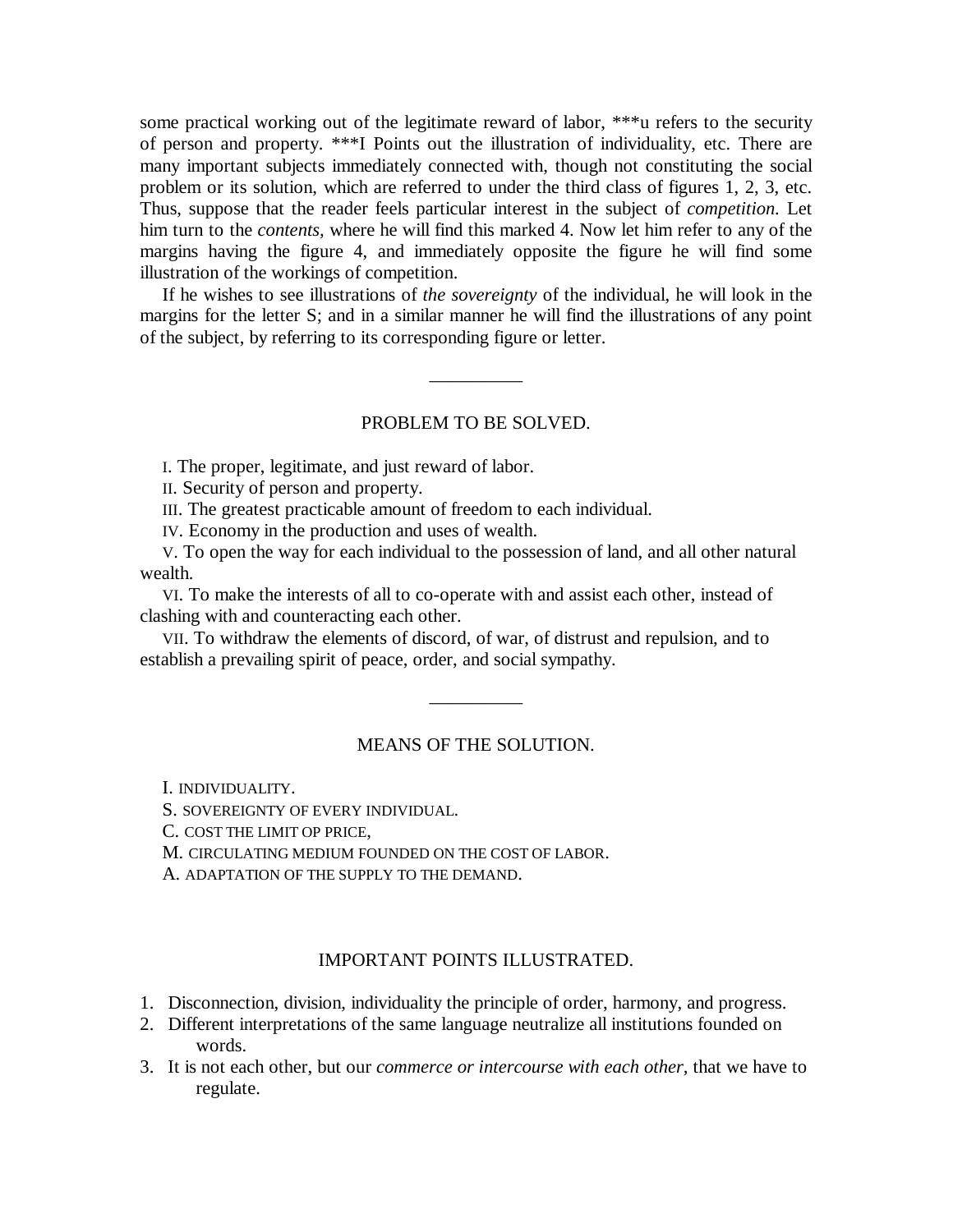some practical working out of the legitimate reward of labor, ***u refers to the security of person and property. ***I Points out the illustration of individuality, etc. There are many important subjects immediately connected with, though not constituting the social problem or its solution, which are referred to under the third class of figures 1, 2, 3, etc. Thus, suppose that the reader feels particular interest in the subject of *competition.* Let him turn to the *contents,* where he will find this marked 4. Now let him refer to any of the margins having the figure 4, and immediately opposite the figure he will find some illustration of the workings of competition.

If he wishes to see illustrations of *the sovereignty* of the individual, he will look in the margins for the letter S; and in a similar manner he will find the illustrations of any point of the subject, by referring to its corresponding figure or letter.

---

## PROBLEM TO BE SOLVED.

I. The proper, legitimate, and just reward of labor.

II. Security of person and property.

III. The greatest practicable amount of freedom to each individual.

IV. Economy in the production and uses of wealth.

V. To open the way for each individual to the possession of land, and all other natural wealth.

VI. To make the interests of all to co-operate with and assist each other, instead of clashing with and counteracting each other.

VII. To withdraw the elements of discord, of war, of distrust and repulsion, and to establish a prevailing spirit of peace, order, and social sympathy.

---

## MEANS OF THE SOLUTION.

I. INDIVIDUALITY.

S. SOVEREIGNTY OF EVERY INDIVIDUAL.

C. COST THE LIMIT OP PRICE,

M. CIRCULATING MEDIUM FOUNDED ON THE COST OF LABOR.

A. ADAPTATION OF THE SUPPLY TO THE DEMAND.

## IMPORTANT POINTS ILLUSTRATED.

1. Disconnection, division, individuality the principle of order, harmony, and progress.
2. Different interpretations of the same language neutralize all institutions founded on words.
3. It is not each other, but our *commerce or intercourse with each other,* that we have to regulate.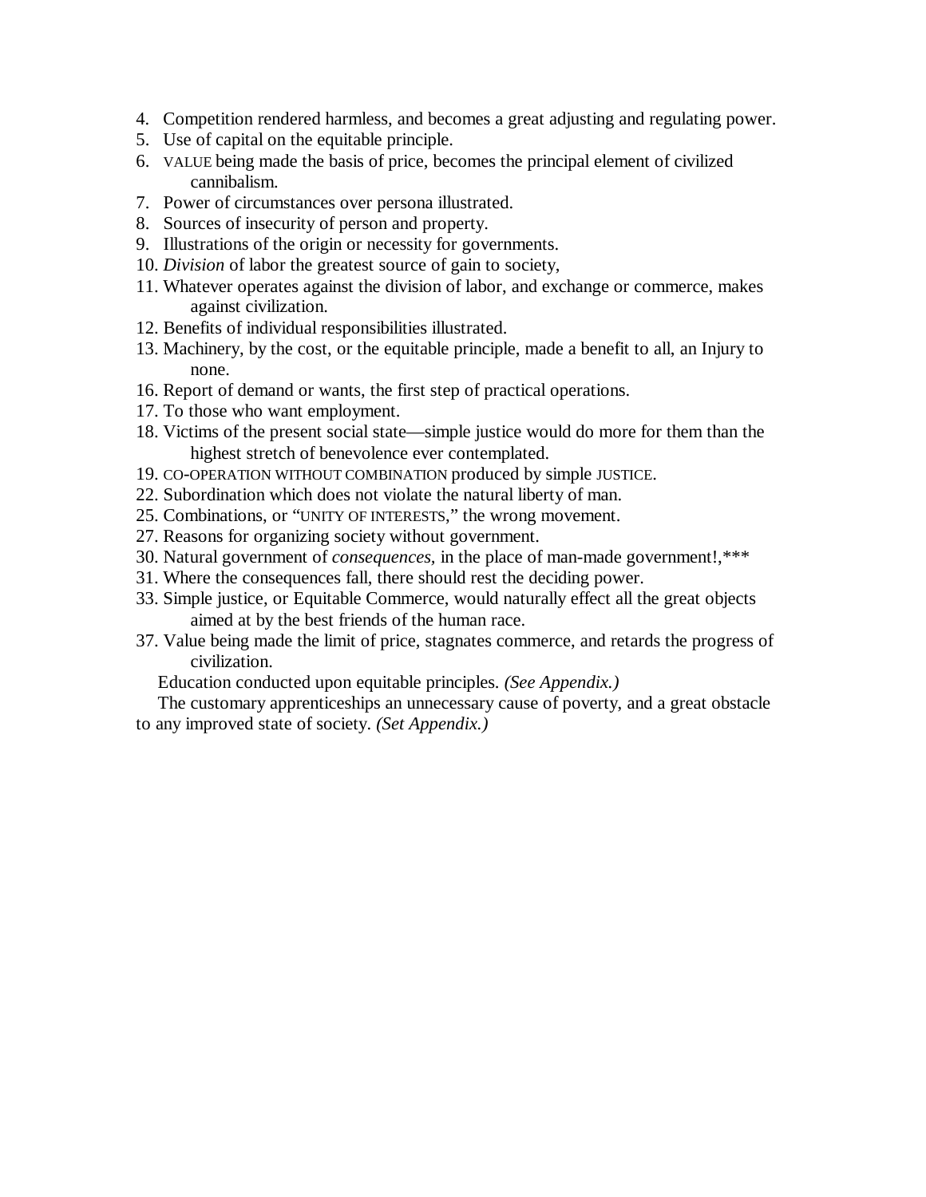4. Competition rendered harmless, and becomes a great adjusting and regulating power.
5. Use of capital on the equitable principle.
6. VALUE being made the basis of price, becomes the principal element of civilized cannibalism.
7. Power of circumstances over persona illustrated.
8. Sources of insecurity of person and property.
9. Illustrations of the origin or necessity for governments.
10. *Division* of labor the greatest source of gain to society,
11. Whatever operates against the division of labor, and exchange or commerce, makes against civilization.
12. Benefits of individual responsibilities illustrated.
13. Machinery, by the cost, or the equitable principle, made a benefit to all, an Injury to none.
16. Report of demand or wants, the first step of practical operations.
17. To those who want employment.
18. Victims of the present social state—simple justice would do more for them than the highest stretch of benevolence ever contemplated.
19. CO-OPERATION WITHOUT COMBINATION produced by simple JUSTICE.
22. Subordination which does not violate the natural liberty of man.
25. Combinations, or "UNITY OF INTERESTS," the wrong movement.
27. Reasons for organizing society without government.
30. Natural government of *consequences,* in the place of man-made government!,***
31. Where the consequences fall, there should rest the deciding power.
33. Simple justice, or Equitable Commerce, would naturally effect all the great objects aimed at by the best friends of the human race.
37. Value being made the limit of price, stagnates commerce, and retards the progress of civilization.

Education conducted upon equitable principles. *(See Appendix.)*

The customary apprenticeships an unnecessary cause of poverty, and a great obstacle to any improved state of society. *(Set Appendix.)*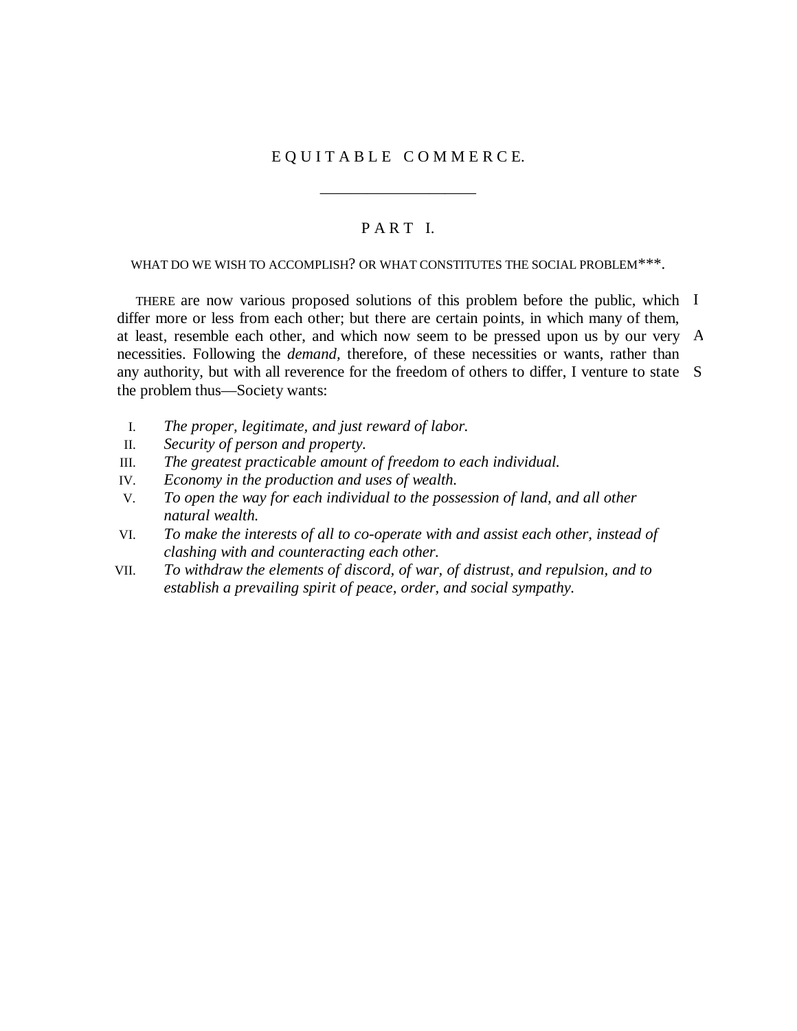# EQUITABLE COMMERCE.

## PART I.

### WHAT DO WE WISH TO ACCOMPLISH? OR WHAT CONSTITUTES THE SOCIAL PROBLEM***.

THERE are now various proposed solutions of this problem before the public, which differ more or less from each other; but there are certain points, in which many of them, at least, resemble each other, and which now seem to be pressed upon us by our very necessities. Following the *demand,* therefore, of these necessities or wants, rather than any authority, but with all reverence for the freedom of others to differ, I venture to state the problem thus—Society wants:

I. *The proper, legitimate, and just reward of labor.*
II. *Security of person and property.*
III. *The greatest practicable amount of freedom to each individual.*
IV. *Economy in the production and uses of wealth.*
V. *To open the way for each individual to the possession of land, and all other natural wealth.*
VI. *To make the interests of all to co-operate with and assist each other, instead of clashing with and counteracting each other.*
VII. *To withdraw the elements of discord, of war, of distrust, and repulsion, and to establish a prevailing spirit of peace, order, and social sympathy.*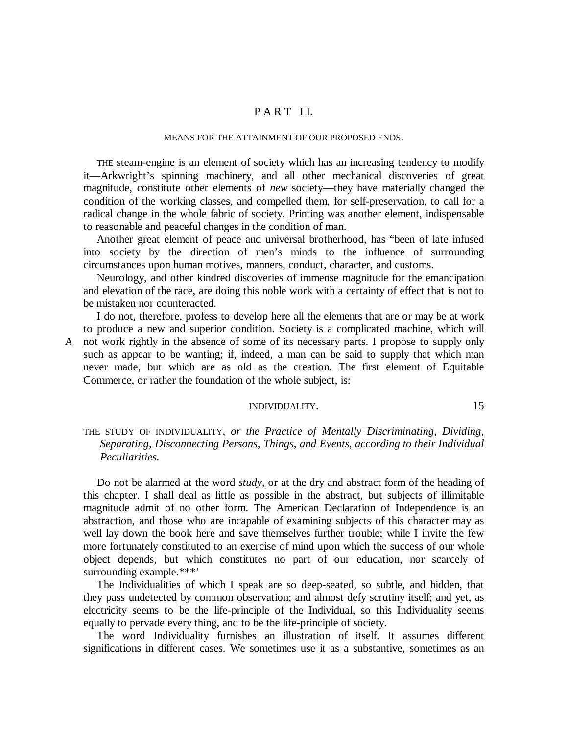# PART II.

## MEANS FOR THE ATTAINMENT OF OUR PROPOSED ENDS.

THE steam-engine is an element of society which has an increasing tendency to modify it—Arkwright's spinning machinery, and all other mechanical discoveries of great magnitude, constitute other elements of *new* society—they have materially changed the condition of the working classes, and compelled them, for self-preservation, to call for a radical change in the whole fabric of society. Printing was another element, indispensable to reasonable and peaceful changes in the condition of man.

Another great element of peace and universal brotherhood, has "been of late infused into society by the direction of men's minds to the influence of surrounding circumstances upon human motives, manners, conduct, character, and customs.

Neurology, and other kindred discoveries of immense magnitude for the emancipation and elevation of the race, are doing this noble work with a certainty of effect that is not to be mistaken nor counteracted.

I do not, therefore, profess to develop here all the elements that are or may be at work to produce a new and superior condition. Society is a complicated machine, which will not work rightly in the absence of some of its necessary parts. I propose to supply only such as appear to be wanting; if, indeed, a man can be said to supply that which man never made, but which are as old as the creation. The first element of Equitable Commerce, or rather the foundation of the whole subject, is:

### INDIVIDUALITY.

THE STUDY OF INDIVIDUALITY, *or the Practice of Mentally Discriminating, Dividing, Separating, Disconnecting Persons, Things, and Events, according to their Individual Peculiarities.*

Do not be alarmed at the word *study*, or at the dry and abstract form of the heading of this chapter. I shall deal as little as possible in the abstract, but subjects of illimitable magnitude admit of no other form. The American Declaration of Independence is an abstraction, and those who are incapable of examining subjects of this character may as well lay down the book here and save themselves further trouble; while I invite the few more fortunately constituted to an exercise of mind upon which the success of our whole object depends, but which constitutes no part of our education, nor scarcely of surrounding example.***'

The Individualities of which I speak are so deep-seated, so subtle, and hidden, that they pass undetected by common observation; and almost defy scrutiny itself; and yet, as electricity seems to be the life-principle of the Individual, so this Individuality seems equally to pervade every thing, and to be the life-principle of society.

The word Individuality furnishes an illustration of itself. It assumes different significations in different cases. We sometimes use it as a substantive, sometimes as an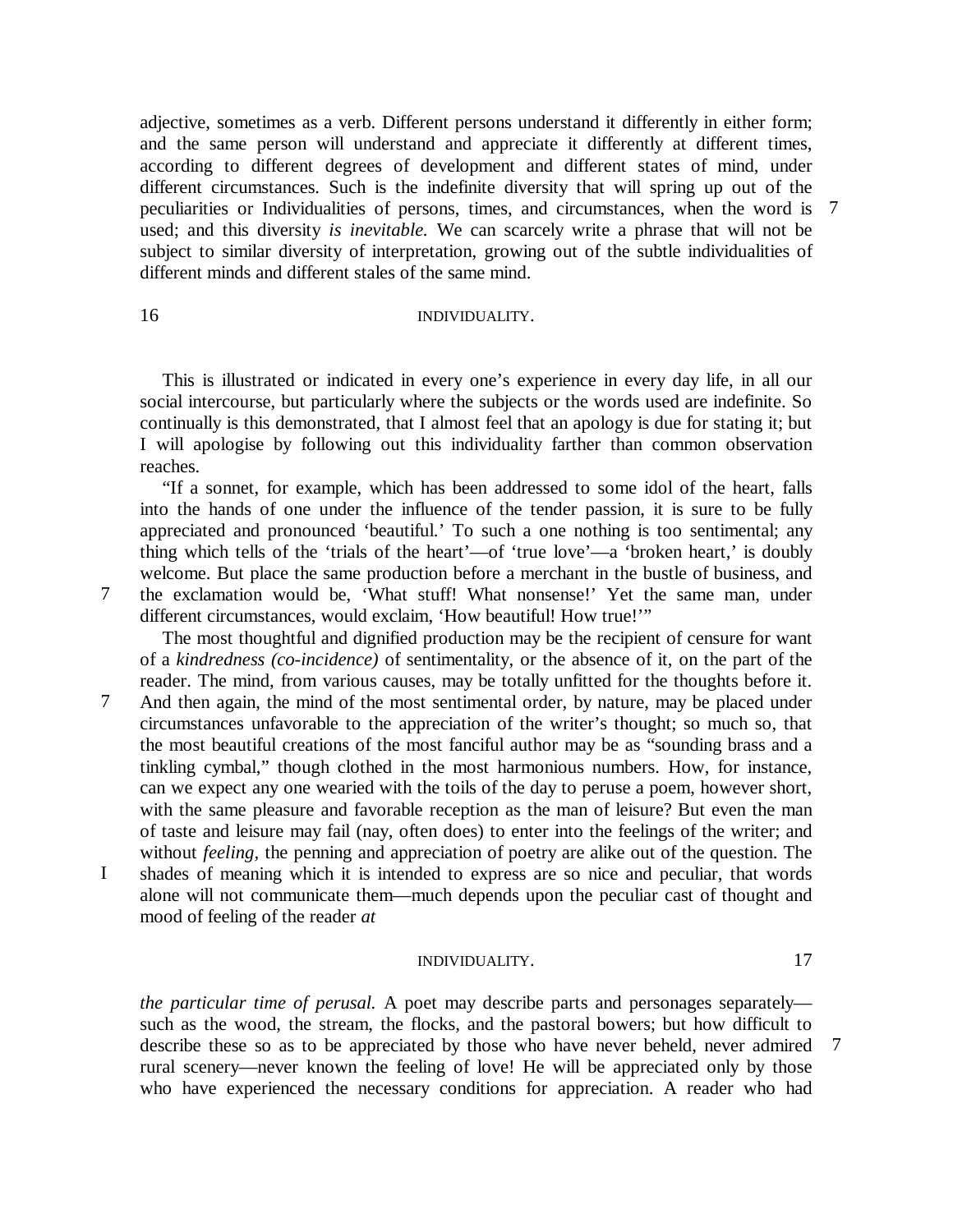adjective, sometimes as a verb. Different persons understand it differently in either form; and the same person will understand and appreciate it differently at different times, according to different degrees of development and different states of mind, under different circumstances. Such is the indefinite diversity that will spring up out of the peculiarities or Individualities of persons, times, and circumstances, when the word is used; and this diversity *is inevitable.* We can scarcely write a phrase that will not be subject to similar diversity of interpretation, growing out of the subtle individualities of different minds and different stales of the same mind.

This is illustrated or indicated in every one's experience in every day life, in all our social intercourse, but particularly where the subjects or the words used are indefinite. So continually is this demonstrated, that I almost feel that an apology is due for stating it; but I will apologise by following out this individuality farther than common observation reaches.

"If a sonnet, for example, which has been addressed to some idol of the heart, falls into the hands of one under the influence of the tender passion, it is sure to be fully appreciated and pronounced 'beautiful.' To such a one nothing is too sentimental; any thing which tells of the 'trials of the heart'—of 'true love'—a 'broken heart,' is doubly welcome. But place the same production before a merchant in the bustle of business, and the exclamation would be, 'What stuff! What nonsense!' Yet the same man, under different circumstances, would exclaim, 'How beautiful! How true!'"

The most thoughtful and dignified production may be the recipient of censure for want of a *kindredness (co-incidence)* of sentimentality, or the absence of it, on the part of the reader. The mind, from various causes, may be totally unfitted for the thoughts before it. And then again, the mind of the most sentimental order, by nature, may be placed under circumstances unfavorable to the appreciation of the writer's thought; so much so, that the most beautiful creations of the most fanciful author may be as "sounding brass and a tinkling cymbal," though clothed in the most harmonious numbers. How, for instance, can we expect any one wearied with the toils of the day to peruse a poem, however short, with the same pleasure and favorable reception as the man of leisure? But even the man of taste and leisure may fail (nay, often does) to enter into the feelings of the writer; and without *feeling*, the penning and appreciation of poetry are alike out of the question. The shades of meaning which it is intended to express are so nice and peculiar, that words alone will not communicate them—much depends upon the peculiar cast of thought and mood of feeling of the reader *at the particular time of perusal.* A poet may describe parts and personages separately—such as the wood, the stream, the flocks, and the pastoral bowers; but how difficult to describe these so as to be appreciated by those who have never beheld, never admired rural scenery—never known the feeling of love! He will be appreciated only by those who have experienced the necessary conditions for appreciation. A reader who had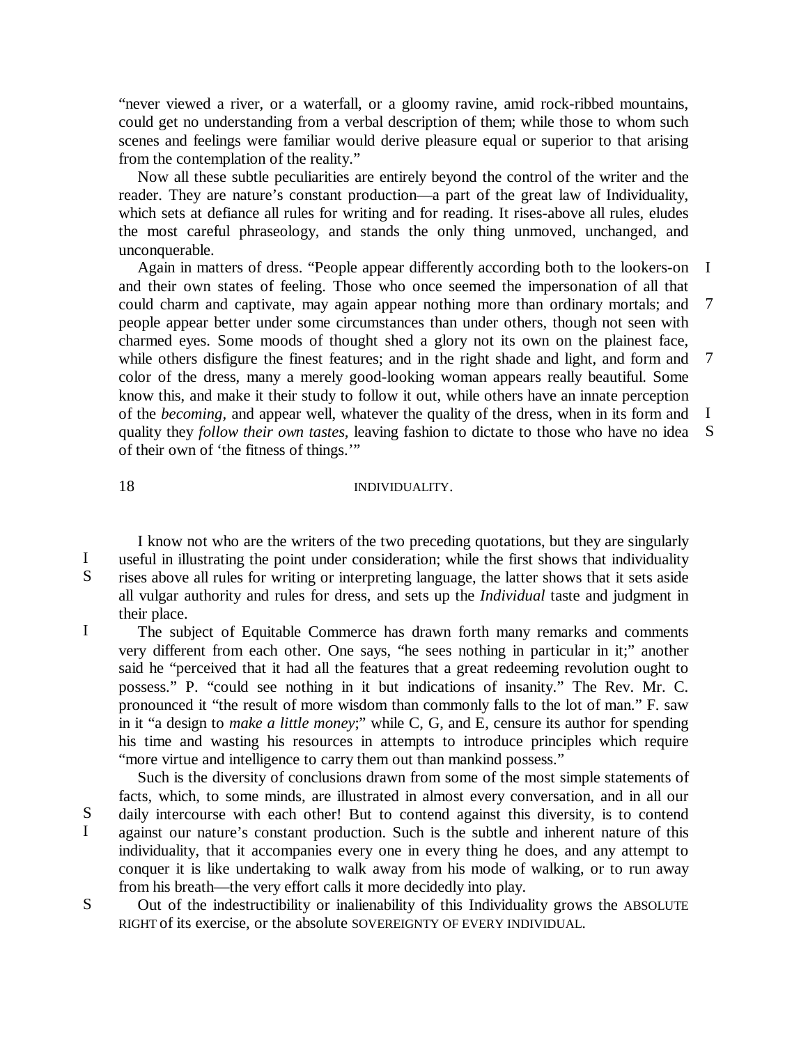"never viewed a river, or a waterfall, or a gloomy ravine, amid rock-ribbed mountains, could get no understanding from a verbal description of them; while those to whom such scenes and feelings were familiar would derive pleasure equal or superior to that arising from the contemplation of the reality."

Now all these subtle peculiarities are entirely beyond the control of the writer and the reader. They are nature's constant production—a part of the great law of Individuality, which sets at defiance all rules for writing and for reading. It rises-above all rules, eludes the most careful phraseology, and stands the only thing unmoved, unchanged, and unconquerable.

Again in matters of dress. "People appear differently according both to the lookers-on and their own states of feeling. Those who once seemed the impersonation of all that could charm and captivate, may again appear nothing more than ordinary mortals; and people appear better under some circumstances than under others, though not seen with charmed eyes. Some moods of thought shed a glory not its own on the plainest face, while others disfigure the finest features; and in the right shade and light, and form and color of the dress, many a merely good-looking woman appears really beautiful. Some know this, and make it their study to follow it out, while others have an innate perception of the *becoming*, and appear well, whatever the quality of the dress, when in its form and quality they *follow their own tastes*, leaving fashion to dictate to those who have no idea of their own of 'the fitness of things.'"

I know not who are the writers of the two preceding quotations, but they are singularly useful in illustrating the point under consideration; while the first shows that individuality rises above all rules for writing or interpreting language, the latter shows that it sets aside all vulgar authority and rules for dress, and sets up the *Individual* taste and judgment in their place.

The subject of Equitable Commerce has drawn forth many remarks and comments very different from each other. One says, "he sees nothing in particular in it;" another said he "perceived that it had all the features that a great redeeming revolution ought to possess." P. "could see nothing in it but indications of insanity." The Rev. Mr. C. pronounced it "the result of more wisdom than commonly falls to the lot of man." F. saw in it "a design to *make a little money*;" while C, G, and E, censure its author for spending his time and wasting his resources in attempts to introduce principles which require "more virtue and intelligence to carry them out than mankind possess."

Such is the diversity of conclusions drawn from some of the most simple statements of facts, which, to some minds, are illustrated in almost every conversation, and in all our daily intercourse with each other! But to contend against this diversity, is to contend against our nature's constant production. Such is the subtle and inherent nature of this individuality, that it accompanies every one in every thing he does, and any attempt to conquer it is like undertaking to walk away from his mode of walking, or to run away from his breath—the very effort calls it more decidedly into play.

Out of the indestructibility or inalienability of this Individuality grows the ABSOLUTE RIGHT of its exercise, or the absolute SOVEREIGNTY OF EVERY INDIVIDUAL.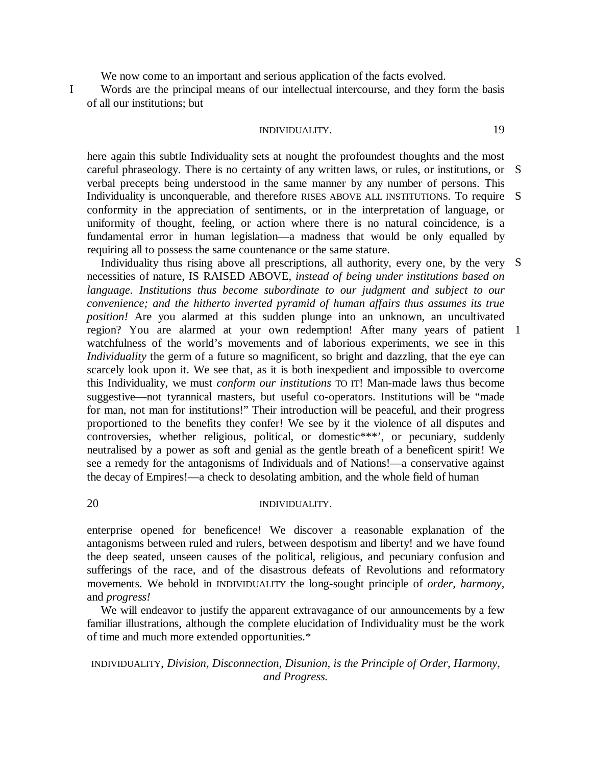We now come to an important and serious application of the facts evolved.

Words are the principal means of our intellectual intercourse, and they form the basis of all our institutions; but here again this subtle Individuality sets at nought the profoundest thoughts and the most careful phraseology. There is no certainty of any written laws, or rules, or institutions, or verbal precepts being understood in the same manner by any number of persons. This Individuality is unconquerable, and therefore RISES ABOVE ALL INSTITUTIONS. To require conformity in the appreciation of sentiments, or in the interpretation of language, or uniformity of thought, feeling, or action where there is no natural coincidence, is a fundamental error in human legislation—a madness that would be only equalled by requiring all to possess the same countenance or the same stature.

Individuality thus rising above all prescriptions, all authority, every one, by the very necessities of nature, IS RAISED ABOVE, *instead of being under institutions based on language. Institutions thus become subordinate to our judgment and subject to our convenience; and the hitherto inverted pyramid of human affairs thus assumes its true position!* Are you alarmed at this sudden plunge into an unknown, an uncultivated region? You are alarmed at your own redemption! After many years of patient watchfulness of the world's movements and of laborious experiments, we see in this *Individuality* the germ of a future so magnificent, so bright and dazzling, that the eye can scarcely look upon it. We see that, as it is both inexpedient and impossible to overcome this Individuality, we must *conform our institutions* TO IT! Man-made laws thus become suggestive—not tyrannical masters, but useful co-operators. Institutions will be "made for man, not man for institutions!" Their introduction will be peaceful, and their progress proportioned to the benefits they confer! We see by it the violence of all disputes and controversies, whether religious, political, or domestic***', or pecuniary, suddenly neutralised by a power as soft and genial as the gentle breath of a beneficent spirit! We see a remedy for the antagonisms of Individuals and of Nations!—a conservative against the decay of Empires!—a check to desolating ambition, and the whole field of human enterprise opened for beneficence! We discover a reasonable explanation of the antagonisms between ruled and rulers, between despotism and liberty! and we have found the deep seated, unseen causes of the political, religious, and pecuniary confusion and sufferings of the race, and of the disastrous defeats of Revolutions and reformatory movements. We behold in INDIVIDUALITY the long-sought principle of *order, harmony,* and *progress!*

We will endeavor to justify the apparent extravagance of our announcements by a few familiar illustrations, although the complete elucidation of Individuality must be the work of time and much more extended opportunities.*

INDIVIDUALITY, *Division, Disconnection, Disunion, is the Principle of Order, Harmony, and Progress.*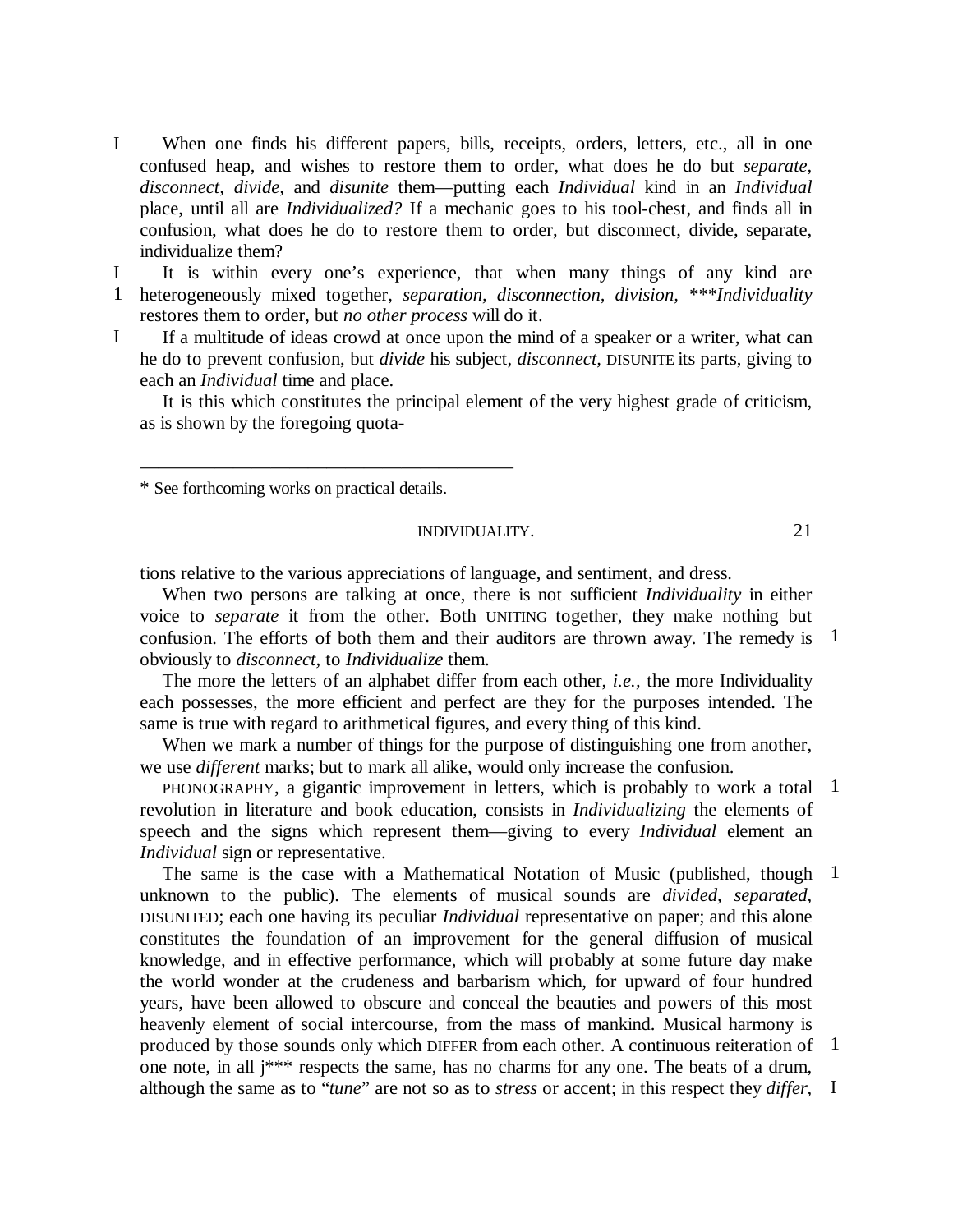When one finds his different papers, bills, receipts, orders, letters, etc., all in one confused heap, and wishes to restore them to order, what does he do but *separate*, *disconnect*, *divide*, and *disunite* them—putting each *Individual* kind in an *Individual* place, until all are *Individualized?* If a mechanic goes to his tool-chest, and finds all in confusion, what does he do to restore them to order, but disconnect, divide, separate, individualize them?

It is within every one's experience, that when many things of any kind are heterogeneously mixed together, *separation*, *disconnection*, *division*, \*\*\**Individuality* restores them to order, but *no other process* will do it.

If a multitude of ideas crowd at once upon the mind of a speaker or a writer, what can he do to prevent confusion, but *divide* his subject, *disconnect*, DISUNITE its parts, giving to each an *Individual* time and place.

It is this which constitutes the principal element of the very highest grade of criticism, as is shown by the foregoing quotations relative to the various appreciations of language, and sentiment, and dress.

When two persons are talking at once, there is not sufficient *Individuality* in either voice to *separate* it from the other. Both UNITING together, they make nothing but confusion. The efforts of both them and their auditors are thrown away. The remedy is obviously to *disconnect*, to *Individualize* them.

The more the letters of an alphabet differ from each other, *i.e.*, the more Individuality each possesses, the more efficient and perfect are they for the purposes intended. The same is true with regard to arithmetical figures, and every thing of this kind.

When we mark a number of things for the purpose of distinguishing one from another, we use *different* marks; but to mark all alike, would only increase the confusion.

PHONOGRAPHY, a gigantic improvement in letters, which is probably to work a total revolution in literature and book education, consists in *Individualizing* the elements of speech and the signs which represent them—giving to every *Individual* element an *Individual* sign or representative.

The same is the case with a Mathematical Notation of Music (published, though unknown to the public). The elements of musical sounds are *divided*, *separated*, DISUNITED; each one having its peculiar *Individual* representative on paper; and this alone constitutes the foundation of an improvement for the general diffusion of musical knowledge, and in effective performance, which will probably at some future day make the world wonder at the crudeness and barbarism which, for upward of four hundred years, have been allowed to obscure and conceal the beauties and powers of this most heavenly element of social intercourse, from the mass of mankind. Musical harmony is produced by those sounds only which DIFFER from each other. A continuous reiteration of one note, in all j\*\*\* respects the same, has no charms for any one. The beats of a drum, although the same as to "*tune*" are not so as to *stress* or accent; in this respect they *differ*,

---

\* See forthcoming works on practical details.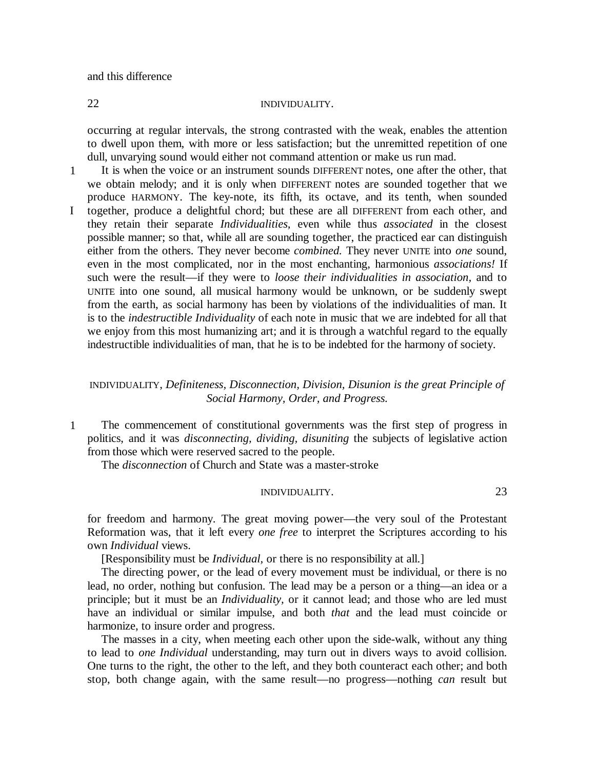and this difference

occurring at regular intervals, the strong contrasted with the weak, enables the attention to dwell upon them, with more or less satisfaction; but the unremitted repetition of one dull, unvarying sound would either not command attention or make us run mad.

It is when the voice or an instrument sounds DIFFERENT notes, one after the other, that we obtain melody; and it is only when DIFFERENT notes are sounded together that we produce HARMONY. The key-note, its fifth, its octave, and its tenth, when sounded together, produce a delightful chord; but these are all DIFFERENT from each other, and they retain their separate *Individualities,* even while thus *associated* in the closest possible manner; so that, while all are sounding together, the practiced ear can distinguish either from the others. They never become *combined.* They never UNITE into *one* sound, even in the most complicated, nor in the most enchanting, harmonious *associations!* If such were the result—if they were to *loose their individualities in association,* and to UNITE into one sound, all musical harmony would be unknown, or be suddenly swept from the earth, as social harmony has been by violations of the individualities of man. It is to the *indestructible Individuality* of each note in music that we are indebted for all that we enjoy from this most humanizing art; and it is through a watchful regard to the equally indestructible individualities of man, that he is to be indebted for the harmony of society.

### INDIVIDUALITY, *Definiteness, Disconnection, Division, Disunion is the great Principle of Social Harmony, Order, and Progress.*

The commencement of constitutional governments was the first step of progress in politics, and it was *disconnecting, dividing, disuniting* the subjects of legislative action from those which were reserved sacred to the people.

The *disconnection* of Church and State was a master-stroke for freedom and harmony. The great moving power—the very soul of the Protestant Reformation was, that it left every *one free* to interpret the Scriptures according to his own *Individual* views.

[Responsibility must be *Individual,* or there is no responsibility at all.]

The directing power, or the lead of every movement must be individual, or there is no lead, no order, nothing but confusion. The lead may be a person or a thing—an idea or a principle; but it must be an *Individuality,* or it cannot lead; and those who are led must have an individual or similar impulse, and both *that* and the lead must coincide or harmonize, to insure order and progress.

The masses in a city, when meeting each other upon the side-walk, without any thing to lead to *one Individual* understanding, may turn out in divers ways to avoid collision. One turns to the right, the other to the left, and they both counteract each other; and both stop, both change again, with the same result—no progress—nothing *can* result but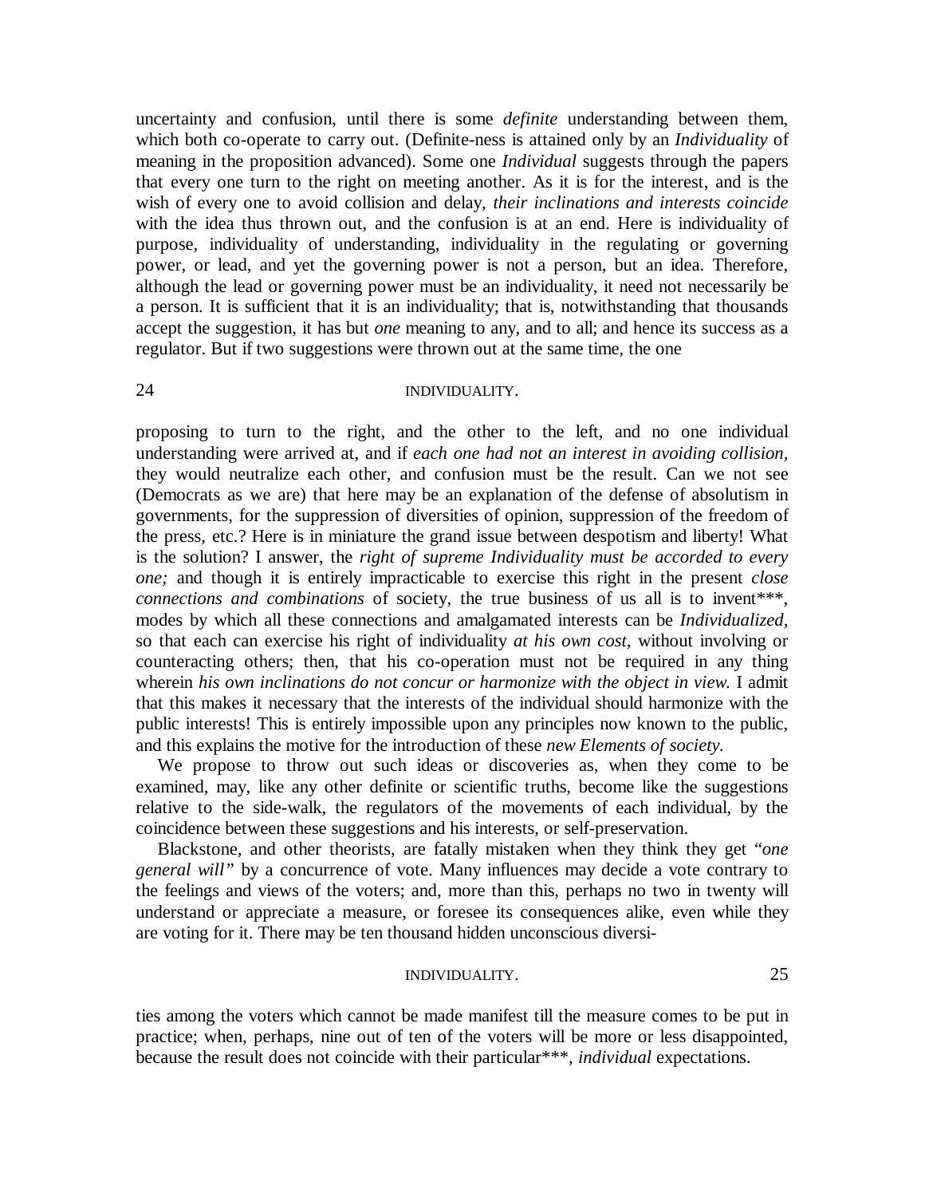uncertainty and confusion, until there is some *definite* understanding between them, which both co-operate to carry out. (Definite-ness is attained only by an *Individuality* of meaning in the proposition advanced). Some one *Individual* suggests through the papers that every one turn to the right on meeting another. As it is for the interest, and is the wish of every one to avoid collision and delay, *their inclinations and interests coincide* with the idea thus thrown out, and the confusion is at an end. Here is individuality of purpose, individuality of understanding, individuality in the regulating or governing power, or lead, and yet the governing power is not a person, but an idea. Therefore, although the lead or governing power must be an individuality, it need not necessarily be a person. It is sufficient that it is an individuality; that is, notwithstanding that thousands accept the suggestion, it has but *one* meaning to any, and to all; and hence its success as a regulator. But if two suggestions were thrown out at the same time, the one proposing to turn to the right, and the other to the left, and no one individual understanding were arrived at, and if *each one had not an interest in avoiding collision,* they would neutralize each other, and confusion must be the result. Can we not see (Democrats as we are) that here may be an explanation of the defense of absolutism in governments, for the suppression of diversities of opinion, suppression of the freedom of the press, etc.? Here is in miniature the grand issue between despotism and liberty! What is the solution? I answer, the *right of supreme Individuality must be accorded to every one;* and though it is entirely impracticable to exercise this right in the present *close connections and combinations* of society, the true business of us all is to invent***, modes by which all these connections and amalgamated interests can be *Individualized,* so that each can exercise his right of individuality *at his own cost,* without involving or counteracting others; then, that his co-operation must not be required in any thing wherein *his own inclinations do not concur or harmonize with the object in view.* I admit that this makes it necessary that the interests of the individual should harmonize with the public interests! This is entirely impossible upon any principles now known to the public, and this explains the motive for the introduction of these *new Elements of society.*

We propose to throw out such ideas or discoveries as, when they come to be examined, may, like any other definite or scientific truths, become like the suggestions relative to the side-walk, the regulators of the movements of each individual, by the coincidence between these suggestions and his interests, or self-preservation.

Blackstone, and other theorists, are fatally mistaken when they think they get "*one general will*" by a concurrence of vote. Many influences may decide a vote contrary to the feelings and views of the voters; and, more than this, perhaps no two in twenty will understand or appreciate a measure, or foresee its consequences alike, even while they are voting for it. There may be ten thousand hidden unconscious diversities among the voters which cannot be made manifest till the measure comes to be put in practice; when, perhaps, nine out of ten of the voters will be more or less disappointed, because the result does not coincide with their particular***, *individual* expectations.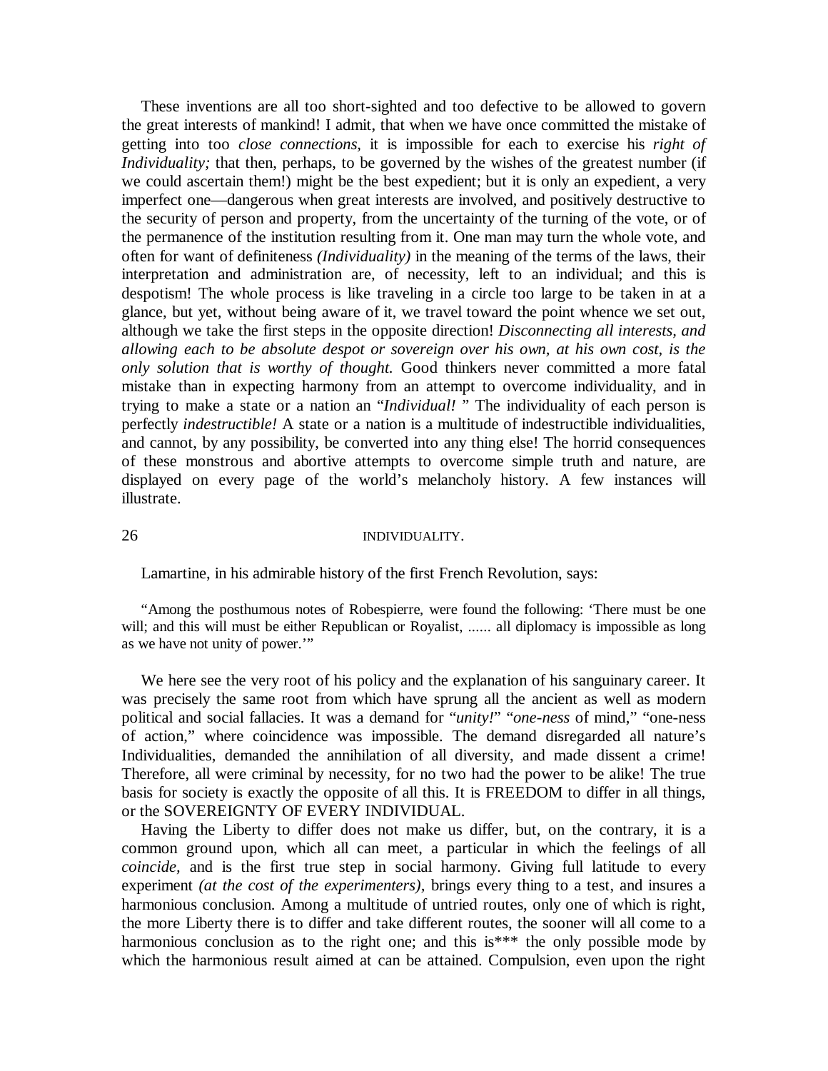These inventions are all too short-sighted and too defective to be allowed to govern the great interests of mankind! I admit, that when we have once committed the mistake of getting into too *close connections,* it is impossible for each to exercise his *right of Individuality;* that then, perhaps, to be governed by the wishes of the greatest number (if we could ascertain them!) might be the best expedient; but it is only an expedient, a very imperfect one—dangerous when great interests are involved, and positively destructive to the security of person and property, from the uncertainty of the turning of the vote, or of the permanence of the institution resulting from it. One man may turn the whole vote, and often for want of definiteness *(Individuality)* in the meaning of the terms of the laws, their interpretation and administration are, of necessity, left to an individual; and this is despotism! The whole process is like traveling in a circle too large to be taken in at a glance, but yet, without being aware of it, we travel toward the point whence we set out, although we take the first steps in the opposite direction! *Disconnecting all interests, and allowing each to be absolute despot or sovereign over his own, at his own cost, is the only solution that is worthy of thought.* Good thinkers never committed a more fatal mistake than in expecting harmony from an attempt to overcome individuality, and in trying to make a state or a nation an "*Individual!* " The individuality of each person is perfectly *indestructible!* A state or a nation is a multitude of indestructible individualities, and cannot, by any possibility, be converted into any thing else! The horrid consequences of these monstrous and abortive attempts to overcome simple truth and nature, are displayed on every page of the world's melancholy history. A few instances will illustrate.

Lamartine, in his admirable history of the first French Revolution, says:

> "Among the posthumous notes of Robespierre, were found the following: 'There must be one will; and this will must be either Republican or Royalist, ...... all diplomacy is impossible as long as we have not unity of power.'"

We here see the very root of his policy and the explanation of his sanguinary career. It was precisely the same root from which have sprung all the ancient as well as modern political and social fallacies. It was a demand for "*unity!*" "*one-ness* of mind," "one-ness of action," where coincidence was impossible. The demand disregarded all nature's Individualities, demanded the annihilation of all diversity, and made dissent a crime! Therefore, all were criminal by necessity, for no two had the power to be alike! The true basis for society is exactly the opposite of all this. It is FREEDOM to differ in all things, or the SOVEREIGNTY OF EVERY INDIVIDUAL.

Having the Liberty to differ does not make us differ, but, on the contrary, it is a common ground upon, which all can meet, a particular in which the feelings of all *coincide,* and is the first true step in social harmony. Giving full latitude to every experiment *(at the cost of the experimenters),* brings every thing to a test, and insures a harmonious conclusion. Among a multitude of untried routes, only one of which is right, the more Liberty there is to differ and take different routes, the sooner will all come to a harmonious conclusion as to the right one; and this is*** the only possible mode by which the harmonious result aimed at can be attained. Compulsion, even upon the right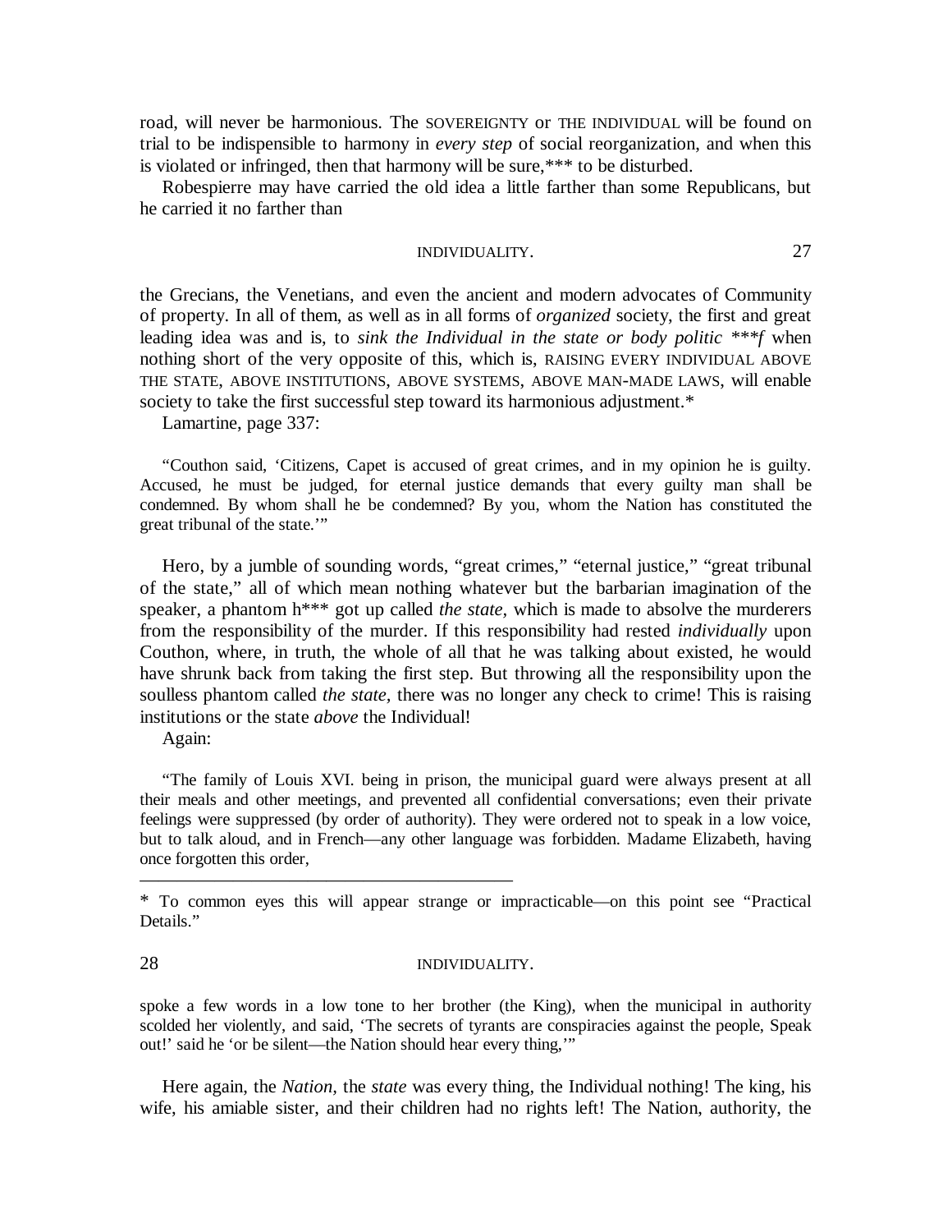road, will never be harmonious. The SOVEREIGNTY OF THE INDIVIDUAL will be found on trial to be indispensible to harmony in *every step* of social reorganization, and when this is violated or infringed, then that harmony will be sure,*** to be disturbed.

Robespierre may have carried the old idea a little farther than some Republicans, but he carried it no farther than the Grecians, the Venetians, and even the ancient and modern advocates of Community of property. In all of them, as well as in all forms of *organized* society, the first and great leading idea was and is, to *sink the Individual in the state or body politic* ****f* when nothing short of the very opposite of this, which is, RAISING EVERY INDIVIDUAL ABOVE THE STATE, ABOVE INSTITUTIONS, ABOVE SYSTEMS, ABOVE MAN-MADE LAWS, will enable society to take the first successful step toward its harmonious adjustment.*

Lamartine, page 337:

> "Couthon said, 'Citizens, Capet is accused of great crimes, and in my opinion he is guilty. Accused, he must be judged, for eternal justice demands that every guilty man shall be condemned. By whom shall he be condemned? By you, whom the Nation has constituted the great tribunal of the state.'"

Hero, by a jumble of sounding words, "great crimes," "eternal justice," "great tribunal of the state," all of which mean nothing whatever but the barbarian imagination of the speaker, a phantom h*** got up called *the state,* which is made to absolve the murderers from the responsibility of the murder. If this responsibility had rested *individually* upon Couthon, where, in truth, the whole of all that he was talking about existed, he would have shrunk back from taking the first step. But throwing all the responsibility upon the soulless phantom called *the state,* there was no longer any check to crime! This is raising institutions or the state *above* the Individual!

Again:

> "The family of Louis XVI. being in prison, the municipal guard were always present at all their meals and other meetings, and prevented all confidential conversations; even their private feelings were suppressed (by order of authority). They were ordered not to speak in a low voice, but to talk aloud, and in French—any other language was forbidden. Madame Elizabeth, having once forgotten this order, spoke a few words in a low tone to her brother (the King), when the municipal in authority scolded her violently, and said, 'The secrets of tyrants are conspiracies against the people, Speak out!' said he 'or be silent—the Nation should hear every thing,'"

Here again, the *Nation,* the *state* was every thing, the Individual nothing! The king, his wife, his amiable sister, and their children had no rights left! The Nation, authority, the

---

* To common eyes this will appear strange or impracticable—on this point see "Practical Details."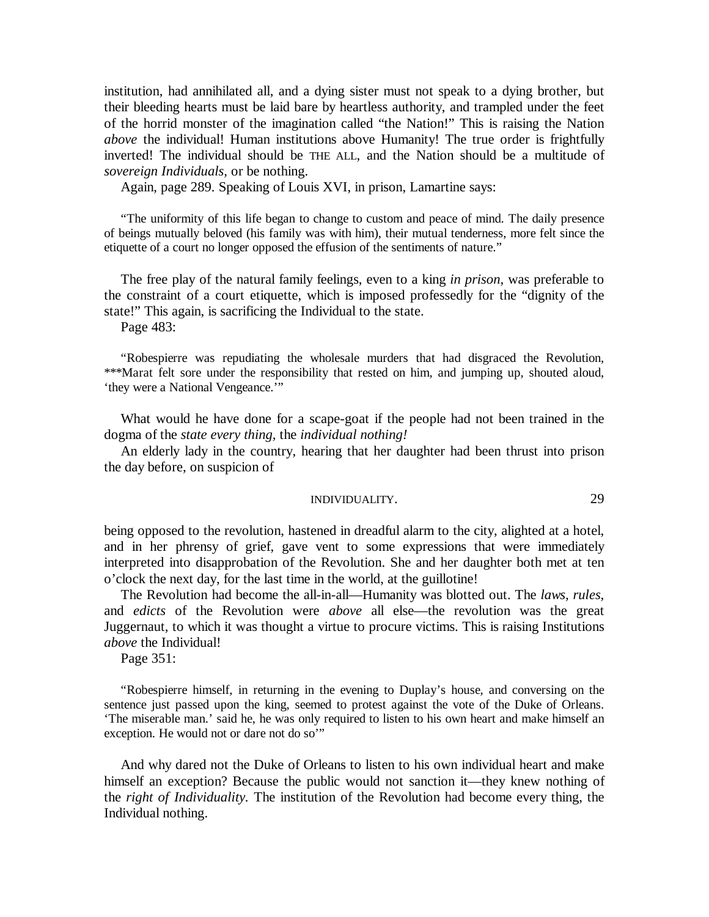institution, had annihilated all, and a dying sister must not speak to a dying brother, but their bleeding hearts must be laid bare by heartless authority, and trampled under the feet of the horrid monster of the imagination called "the Nation!" This is raising the Nation *above* the individual! Human institutions above Humanity! The true order is frightfully inverted! The individual should be THE ALL, and the Nation should be a multitude of *sovereign Individuals,* or be nothing.

Again, page 289. Speaking of Louis XVI, in prison, Lamartine says:

> "The uniformity of this life began to change to custom and peace of mind. The daily presence of beings mutually beloved (his family was with him), their mutual tenderness, more felt since the etiquette of a court no longer opposed the effusion of the sentiments of nature."

The free play of the natural family feelings, even to a king *in prison,* was preferable to the constraint of a court etiquette, which is imposed professedly for the "dignity of the state!" This again, is sacrificing the Individual to the state.

Page 483:

> "Robespierre was repudiating the wholesale murders that had disgraced the Revolution, ***Marat felt sore under the responsibility that rested on him, and jumping up, shouted aloud, 'they were a National Vengeance.'"

What would he have done for a scape-goat if the people had not been trained in the dogma of the *state every thing,* the *individual nothing!*

An elderly lady in the country, hearing that her daughter had been thrust into prison the day before, on suspicion of being opposed to the revolution, hastened in dreadful alarm to the city, alighted at a hotel, and in her phrensy of grief, gave vent to some expressions that were immediately interpreted into disapprobation of the Revolution. She and her daughter both met at ten o'clock the next day, for the last time in the world, at the guillotine!

The Revolution had become the all-in-all—Humanity was blotted out. The *laws, rules,* and *edicts* of the Revolution were *above* all else—the revolution was the great Juggernaut, to which it was thought a virtue to procure victims. This is raising Institutions *above* the Individual!

Page 351:

> "Robespierre himself, in returning in the evening to Duplay's house, and conversing on the sentence just passed upon the king, seemed to protest against the vote of the Duke of Orleans. 'The miserable man.' said he, he was only required to listen to his own heart and make himself an exception. He would not or dare not do so'"

And why dared not the Duke of Orleans to listen to his own individual heart and make himself an exception? Because the public would not sanction it—they knew nothing of the *right of Individuality.* The institution of the Revolution had become every thing, the Individual nothing.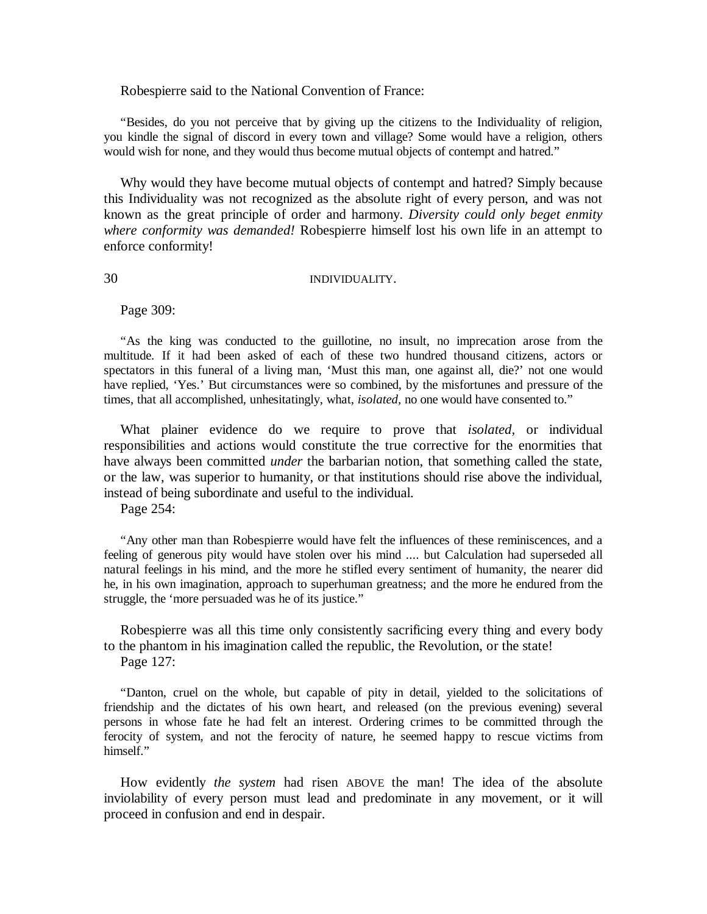Robespierre said to the National Convention of France:

> "Besides, do you not perceive that by giving up the citizens to the Individuality of religion, you kindle the signal of discord in every town and village? Some would have a religion, others would wish for none, and they would thus become mutual objects of contempt and hatred."

Why would they have become mutual objects of contempt and hatred? Simply because this Individuality was not recognized as the absolute right of every person, and was not known as the great principle of order and harmony. *Diversity could only beget enmity where conformity was demanded!* Robespierre himself lost his own life in an attempt to enforce conformity!

Page 309:

> "As the king was conducted to the guillotine, no insult, no imprecation arose from the multitude. If it had been asked of each of these two hundred thousand citizens, actors or spectators in this funeral of a living man, 'Must this man, one against all, die?' not one would have replied, 'Yes.' But circumstances were so combined, by the misfortunes and pressure of the times, that all accomplished, unhesitatingly, what, *isolated,* no one would have consented to."

What plainer evidence do we require to prove that *isolated*, or individual responsibilities and actions would constitute the true corrective for the enormities that have always been committed *under* the barbarian notion, that something called the state, or the law, was superior to humanity, or that institutions should rise above the individual, instead of being subordinate and useful to the individual.

Page 254:

> "Any other man than Robespierre would have felt the influences of these reminiscences, and a feeling of generous pity would have stolen over his mind .... but Calculation had superseded all natural feelings in his mind, and the more he stifled every sentiment of humanity, the nearer did he, in his own imagination, approach to superhuman greatness; and the more he endured from the struggle, the 'more persuaded was he of its justice."

Robespierre was all this time only consistently sacrificing every thing and every body to the phantom in his imagination called the republic, the Revolution, or the state!

Page 127:

> "Danton, cruel on the whole, but capable of pity in detail, yielded to the solicitations of friendship and the dictates of his own heart, and released (on the previous evening) several persons in whose fate he had felt an interest. Ordering crimes to be committed through the ferocity of system, and not the ferocity of nature, he seemed happy to rescue victims from himself."

How evidently *the system* had risen ABOVE the man! The idea of the absolute inviolability of every person must lead and predominate in any movement, or it will proceed in confusion and end in despair.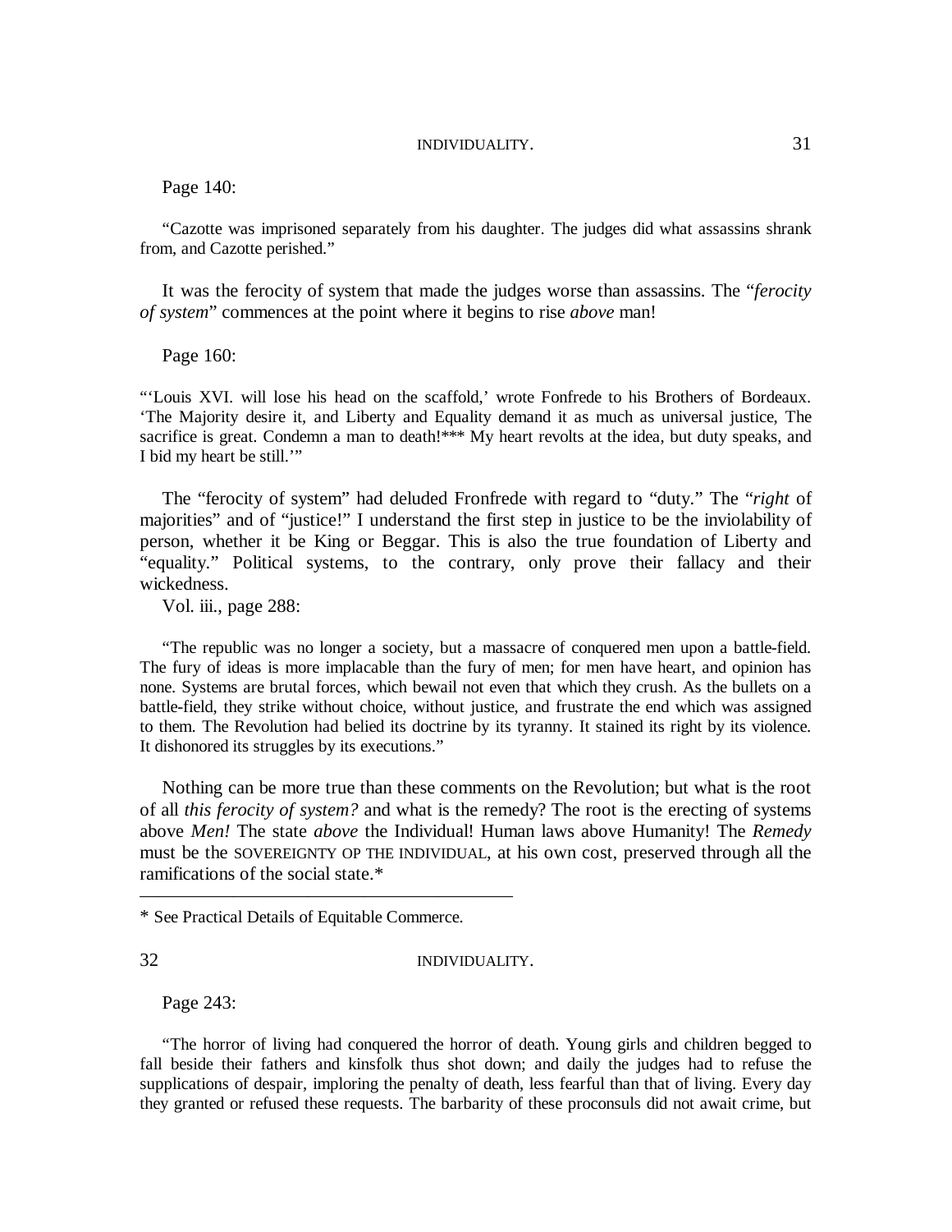Page 140:

> "Cazotte was imprisoned separately from his daughter. The judges did what assassins shrank from, and Cazotte perished."

It was the ferocity of system that made the judges worse than assassins. The "*ferocity of system*" commences at the point where it begins to rise *above* man!

Page 160:

> "'Louis XVI. will lose his head on the scaffold,' wrote Fonfrede to his Brothers of Bordeaux. 'The Majority desire it, and Liberty and Equality demand it as much as universal justice, The sacrifice is great. Condemn a man to death!*** My heart revolts at the idea, but duty speaks, and I bid my heart be still.'"

The "ferocity of system" had deluded Fronfrede with regard to "duty." The "*right* of majorities" and of "justice!" I understand the first step in justice to be the inviolability of person, whether it be King or Beggar. This is also the true foundation of Liberty and "equality." Political systems, to the contrary, only prove their fallacy and their wickedness.

Vol. iii., page 288:

> "The republic was no longer a society, but a massacre of conquered men upon a battle-field. The fury of ideas is more implacable than the fury of men; for men have heart, and opinion has none. Systems are brutal forces, which bewail not even that which they crush. As the bullets on a battle-field, they strike without choice, without justice, and frustrate the end which was assigned to them. The Revolution had belied its doctrine by its tyranny. It stained its right by its violence. It dishonored its struggles by its executions."

Nothing can be more true than these comments on the Revolution; but what is the root of all *this ferocity of system?* and what is the remedy? The root is the erecting of systems above *Men!* The state *above* the Individual! Human laws above Humanity! The *Remedy* must be the SOVEREIGNTY OP THE INDIVIDUAL, at his own cost, preserved through all the ramifications of the social state.*

* See Practical Details of Equitable Commerce.

Page 243:

> "The horror of living had conquered the horror of death. Young girls and children begged to fall beside their fathers and kinsfolk thus shot down; and daily the judges had to refuse the supplications of despair, imploring the penalty of death, less fearful than that of living. Every day they granted or refused these requests. The barbarity of these proconsuls did not await crime, but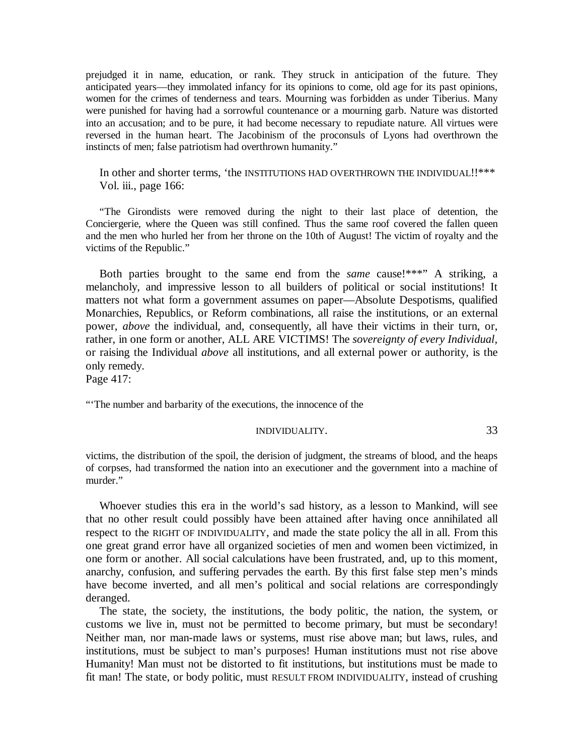prejudged it in name, education, or rank. They struck in anticipation of the future. They anticipated years—they immolated infancy for its opinions to come, old age for its past opinions, women for the crimes of tenderness and tears. Mourning was forbidden as under Tiberius. Many were punished for having had a sorrowful countenance or a mourning garb. Nature was distorted into an accusation; and to be pure, it had become necessary to repudiate nature. All virtues were reversed in the human heart. The Jacobinism of the proconsuls of Lyons had overthrown the instincts of men; false patriotism had overthrown humanity."

In other and shorter terms, 'the INSTITUTIONS HAD OVERTHROWN THE INDIVIDUAL!!***
Vol. iii., page 166:

"The Girondists were removed during the night to their last place of detention, the Conciergerie, where the Queen was still confined. Thus the same roof covered the fallen queen and the men who hurled her from her throne on the 10th of August! The victim of royalty and the victims of the Republic."

Both parties brought to the same end from the *same* cause!***" A striking, a melancholy, and impressive lesson to all builders of political or social institutions! It matters not what form a government assumes on paper—Absolute Despotisms, qualified Monarchies, Republics, or Reform combinations, all raise the institutions, or an external power, *above* the individual, and, consequently, all have their victims in their turn, or, rather, in one form or another, ALL ARE VICTIMS! The *sovereignty of every Individual*, or raising the Individual *above* all institutions, and all external power or authority, is the only remedy.
Page 417:

"'The number and barbarity of the executions, the innocence of the victims, the distribution of the spoil, the derision of judgment, the streams of blood, and the heaps of corpses, had transformed the nation into an executioner and the government into a machine of murder."

Whoever studies this era in the world's sad history, as a lesson to Mankind, will see that no other result could possibly have been attained after having once annihilated all respect to the RIGHT OF INDIVIDUALITY, and made the state policy the all in all. From this one great grand error have all organized societies of men and women been victimized, in one form or another. All social calculations have been frustrated, and, up to this moment, anarchy, confusion, and suffering pervades the earth. By this first false step men's minds have become inverted, and all men's political and social relations are correspondingly deranged.

The state, the society, the institutions, the body politic, the nation, the system, or customs we live in, must not be permitted to become primary, but must be secondary! Neither man, nor man-made laws or systems, must rise above man; but laws, rules, and institutions, must be subject to man's purposes! Human institutions must not rise above Humanity! Man must not be distorted to fit institutions, but institutions must be made to fit man! The state, or body politic, must RESULT FROM INDIVIDUALITY, instead of crushing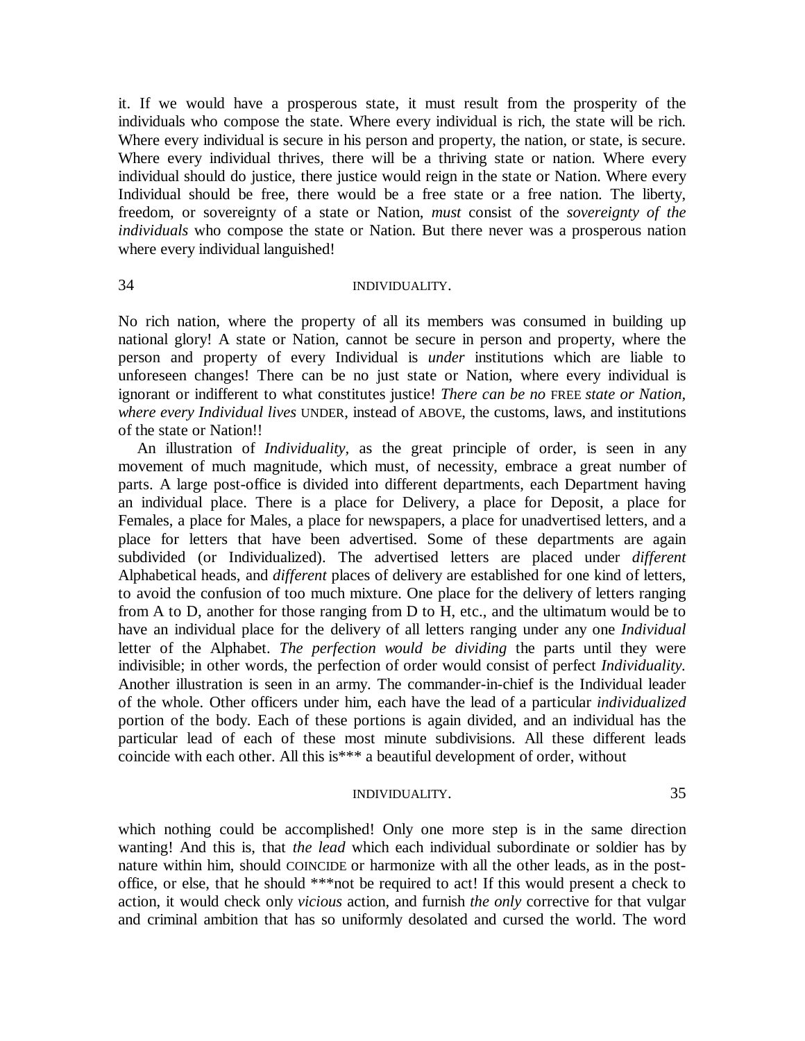it. If we would have a prosperous state, it must result from the prosperity of the individuals who compose the state. Where every individual is rich, the state will be rich. Where every individual is secure in his person and property, the nation, or state, is secure. Where every individual thrives, there will be a thriving state or nation. Where every individual should do justice, there justice would reign in the state or Nation. Where every Individual should be free, there would be a free state or a free nation. The liberty, freedom, or sovereignty of a state or Nation, *must* consist of the *sovereignty of the individuals* who compose the state or Nation. But there never was a prosperous nation where every individual languished!

No rich nation, where the property of all its members was consumed in building up national glory! A state or Nation, cannot be secure in person and property, where the person and property of every Individual is *under* institutions which are liable to unforeseen changes! There can be no just state or Nation, where every individual is ignorant or indifferent to what constitutes justice! *There can be no* FREE *state or Nation, where every Individual lives* UNDER, instead of ABOVE, the customs, laws, and institutions of the state or Nation!!

An illustration of *Individuality,* as the great principle of order, is seen in any movement of much magnitude, which must, of necessity, embrace a great number of parts. A large post-office is divided into different departments, each Department having an individual place. There is a place for Delivery, a place for Deposit, a place for Females, a place for Males, a place for newspapers, a place for unadvertised letters, and a place for letters that have been advertised. Some of these departments are again subdivided (or Individualized). The advertised letters are placed under *different* Alphabetical heads, and *different* places of delivery are established for one kind of letters, to avoid the confusion of too much mixture. One place for the delivery of letters ranging from A to D, another for those ranging from D to H, etc., and the ultimatum would be to have an individual place for the delivery of all letters ranging under any one *Individual* letter of the Alphabet. *The perfection would be dividing* the parts until they were indivisible; in other words, the perfection of order would consist of perfect *Individuality.* Another illustration is seen in an army. The commander-in-chief is the Individual leader of the whole. Other officers under him, each have the lead of a particular *individualized* portion of the body. Each of these portions is again divided, and an individual has the particular lead of each of these most minute subdivisions. All these different leads coincide with each other. All this is*** a beautiful development of order, without which nothing could be accomplished! Only one more step is in the same direction wanting! And this is, that *the lead* which each individual subordinate or soldier has by nature within him, should COINCIDE or harmonize with all the other leads, as in the post-office, or else, that he should ***not be required to act! If this would present a check to action, it would check only *vicious* action, and furnish *the only* corrective for that vulgar and criminal ambition that has so uniformly desolated and cursed the world. The word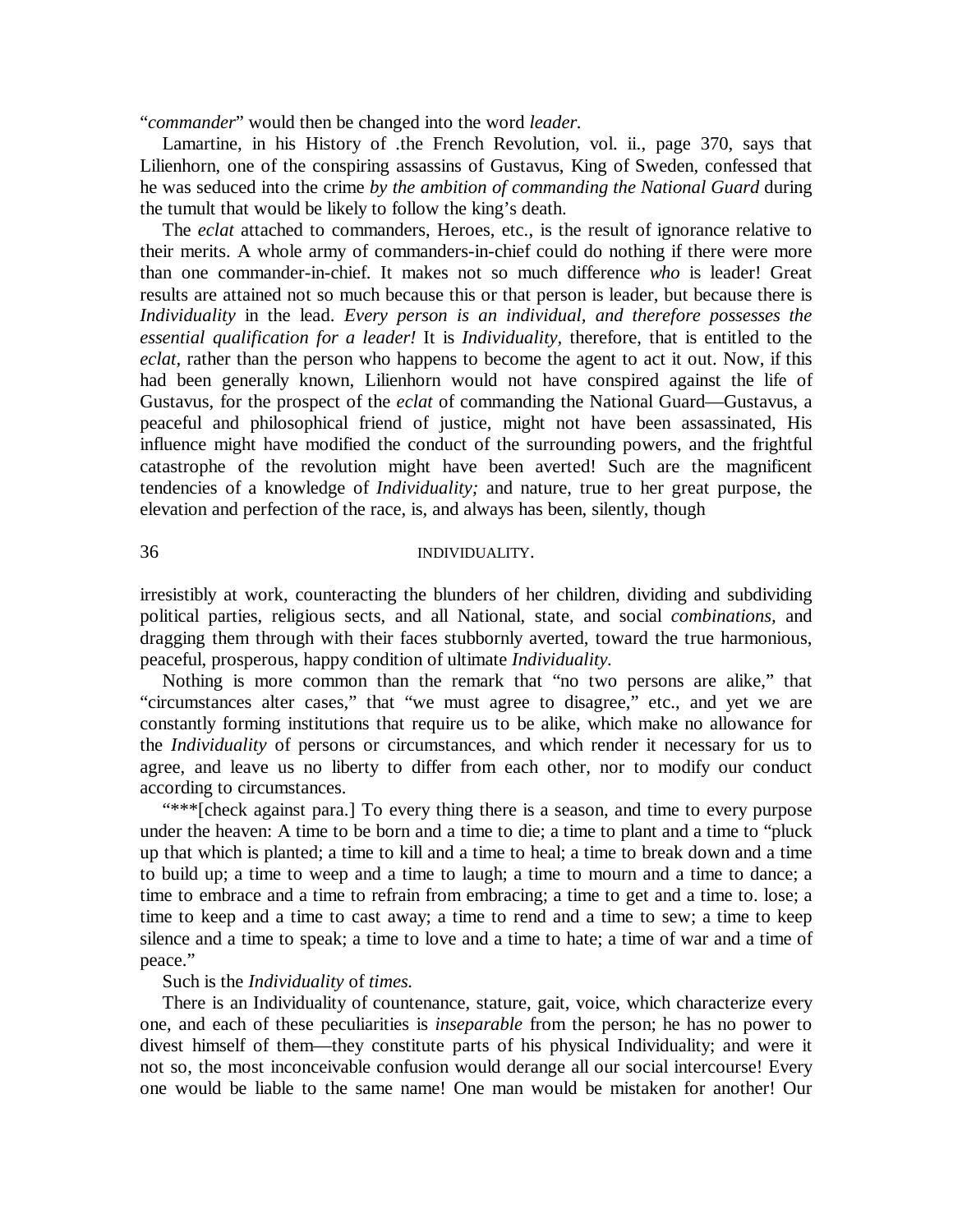"*commander*" would then be changed into the word *leader.*

Lamartine, in his History of .the French Revolution, vol. ii., page 370, says that Lilienhorn, one of the conspiring assassins of Gustavus, King of Sweden, confessed that he was seduced into the crime *by the ambition of commanding the National Guard* during the tumult that would be likely to follow the king's death.

The *eclat* attached to commanders, Heroes, etc., is the result of ignorance relative to their merits. A whole army of commanders-in-chief could do nothing if there were more than one commander-in-chief. It makes not so much difference *who* is leader! Great results are attained not so much because this or that person is leader, but because there is *Individuality* in the lead. *Every person is an individual, and therefore possesses the essential qualification for a leader!* It is *Individuality,* therefore, that is entitled to the *eclat,* rather than the person who happens to become the agent to act it out. Now, if this had been generally known, Lilienhorn would not have conspired against the life of Gustavus, for the prospect of the *eclat* of commanding the National Guard—Gustavus, a peaceful and philosophical friend of justice, might not have been assassinated, His influence might have modified the conduct of the surrounding powers, and the frightful catastrophe of the revolution might have been averted! Such are the magnificent tendencies of a knowledge of *Individuality;* and nature, true to her great purpose, the elevation and perfection of the race, is, and always has been, silently, though irresistibly at work, counteracting the blunders of her children, dividing and subdividing political parties, religious sects, and all National, state, and social *combinations,* and dragging them through with their faces stubbornly averted, toward the true harmonious, peaceful, prosperous, happy condition of ultimate *Individuality.*

Nothing is more common than the remark that "no two persons are alike," that "circumstances alter cases," that "we must agree to disagree," etc., and yet we are constantly forming institutions that require us to be alike, which make no allowance for the *Individuality* of persons or circumstances, and which render it necessary for us to agree, and leave us no liberty to differ from each other, nor to modify our conduct according to circumstances.

"***[check against para.] To every thing there is a season, and time to every purpose under the heaven: A time to be born and a time to die; a time to plant and a time to "pluck up that which is planted; a time to kill and a time to heal; a time to break down and a time to build up; a time to weep and a time to laugh; a time to mourn and a time to dance; a time to embrace and a time to refrain from embracing; a time to get and a time to. lose; a time to keep and a time to cast away; a time to rend and a time to sew; a time to keep silence and a time to speak; a time to love and a time to hate; a time of war and a time of peace."

Such is the *Individuality* of *times.*

There is an Individuality of countenance, stature, gait, voice, which characterize every one, and each of these peculiarities is *inseparable* from the person; he has no power to divest himself of them—they constitute parts of his physical Individuality; and were it not so, the most inconceivable confusion would derange all our social intercourse! Every one would be liable to the same name! One man would be mistaken for another! Our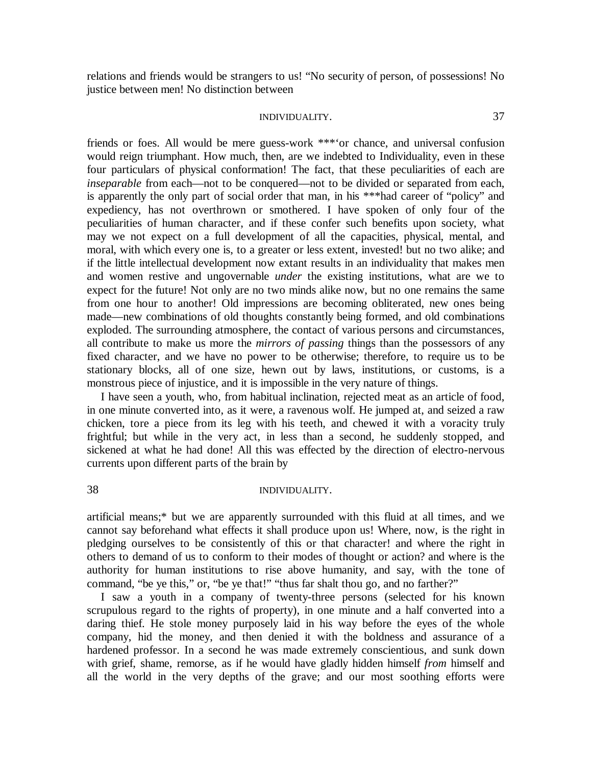relations and friends would be strangers to us! "No security of person, of possessions! No justice between men! No distinction between

friends or foes. All would be mere guess-work ***'or chance, and universal confusion would reign triumphant. How much, then, are we indebted to Individuality, even in these four particulars of physical conformation! The fact, that these peculiarities of each are *inseparable* from each—not to be conquered—not to be divided or separated from each, is apparently the only part of social order that man, in his ***had career of "policy" and expediency, has not overthrown or smothered. I have spoken of only four of the peculiarities of human character, and if these confer such benefits upon society, what may we not expect on a full development of all the capacities, physical, mental, and moral, with which every one is, to a greater or less extent, invested! but no two alike; and if the little intellectual development now extant results in an individuality that makes men and women restive and ungovernable *under* the existing institutions, what are we to expect for the future! Not only are no two minds alike now, but no one remains the same from one hour to another! Old impressions are becoming obliterated, new ones being made—new combinations of old thoughts constantly being formed, and old combinations exploded. The surrounding atmosphere, the contact of various persons and circumstances, all contribute to make us more the *mirrors of passing* things than the possessors of any fixed character, and we have no power to be otherwise; therefore, to require us to be stationary blocks, all of one size, hewn out by laws, institutions, or customs, is a monstrous piece of injustice, and it is impossible in the very nature of things.

I have seen a youth, who, from habitual inclination, rejected meat as an article of food, in one minute converted into, as it were, a ravenous wolf. He jumped at, and seized a raw chicken, tore a piece from its leg with his teeth, and chewed it with a voracity truly frightful; but while in the very act, in less than a second, he suddenly stopped, and sickened at what he had done! All this was effected by the direction of electro-nervous currents upon different parts of the brain by

artificial means;* but we are apparently surrounded with this fluid at all times, and we cannot say beforehand what effects it shall produce upon us! Where, now, is the right in pledging ourselves to be consistently of this or that character! and where the right in others to demand of us to conform to their modes of thought or action? and where is the authority for human institutions to rise above humanity, and say, with the tone of command, "be ye this," or, "be ye that!" "thus far shalt thou go, and no farther?"

I saw a youth in a company of twenty-three persons (selected for his known scrupulous regard to the rights of property), in one minute and a half converted into a daring thief. He stole money purposely laid in his way before the eyes of the whole company, hid the money, and then denied it with the boldness and assurance of a hardened professor. In a second he was made extremely conscientious, and sunk down with grief, shame, remorse, as if he would have gladly hidden himself *from* himself and all the world in the very depths of the grave; and our most soothing efforts were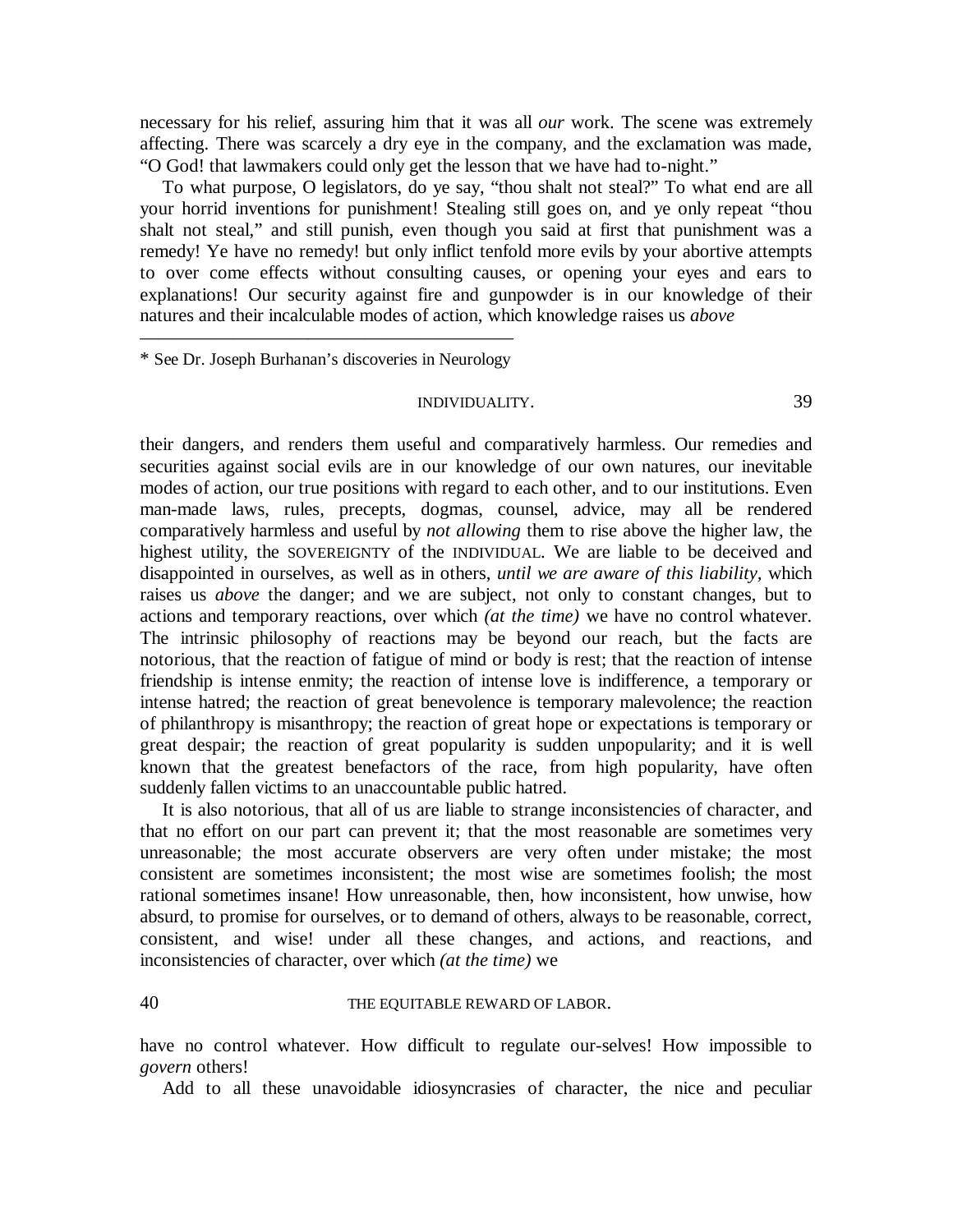necessary for his relief, assuring him that it was all *our* work. The scene was extremely affecting. There was scarcely a dry eye in the company, and the exclamation was made, "O God! that lawmakers could only get the lesson that we have had to-night."

To what purpose, O legislators, do ye say, "thou shalt not steal?" To what end are all your horrid inventions for punishment! Stealing still goes on, and ye only repeat "thou shalt not steal," and still punish, even though you said at first that punishment was a remedy! Ye have no remedy! but only inflict tenfold more evils by your abortive attempts to over come effects without consulting causes, or opening your eyes and ears to explanations! Our security against fire and gunpowder is in our knowledge of their natures and their incalculable modes of action, which knowledge raises us *above* their dangers, and renders them useful and comparatively harmless. Our remedies and securities against social evils are in our knowledge of our own natures, our inevitable modes of action, our true positions with regard to each other, and to our institutions. Even man-made laws, rules, precepts, dogmas, counsel, advice, may all be rendered comparatively harmless and useful by *not allowing* them to rise above the higher law, the highest utility, the SOVEREIGNTY of the INDIVIDUAL. We are liable to be deceived and disappointed in ourselves, as well as in others, *until we are aware of this liability*, which raises us *above* the danger; and we are subject, not only to constant changes, but to actions and temporary reactions, over which *(at the time)* we have no control whatever. The intrinsic philosophy of reactions may be beyond our reach, but the facts are notorious, that the reaction of fatigue of mind or body is rest; that the reaction of intense friendship is intense enmity; the reaction of intense love is indifference, a temporary or intense hatred; the reaction of great benevolence is temporary malevolence; the reaction of philanthropy is misanthropy; the reaction of great hope or expectations is temporary or great despair; the reaction of great popularity is sudden unpopularity; and it is well known that the greatest benefactors of the race, from high popularity, have often suddenly fallen victims to an unaccountable public hatred.

It is also notorious, that all of us are liable to strange inconsistencies of character, and that no effort on our part can prevent it; that the most reasonable are sometimes very unreasonable; the most accurate observers are very often under mistake; the most consistent are sometimes inconsistent; the most wise are sometimes foolish; the most rational sometimes insane! How unreasonable, then, how inconsistent, how unwise, how absurd, to promise for ourselves, or to demand of others, always to be reasonable, correct, consistent, and wise! under all these changes, and actions, and reactions, and inconsistencies of character, over which *(at the time)* we have no control whatever. How difficult to regulate our-selves! How impossible to *govern* others!

Add to all these unavoidable idiosyncrasies of character, the nice and peculiar

---

\* See Dr. Joseph Burhanan's discoveries in Neurology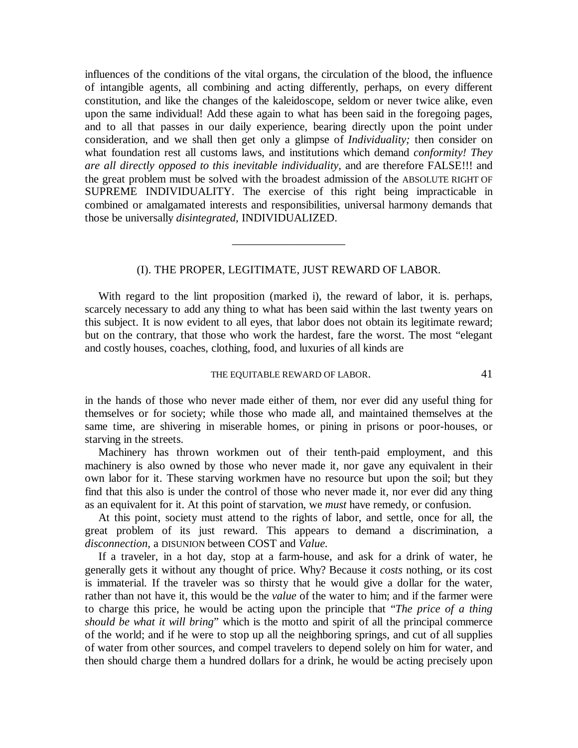influences of the conditions of the vital organs, the circulation of the blood, the influence of intangible agents, all combining and acting differently, perhaps, on every different constitution, and like the changes of the kaleidoscope, seldom or never twice alike, even upon the same individual! Add these again to what has been said in the foregoing pages, and to all that passes in our daily experience, bearing directly upon the point under consideration, and we shall then get only a glimpse of *Individuality;* then consider on what foundation rest all customs laws, and institutions which demand *conformity! They are all directly opposed to this inevitable individuality,* and are therefore FALSE!!! and the great problem must be solved with the broadest admission of the ABSOLUTE RIGHT OF SUPREME INDIVIDUALITY. The exercise of this right being impracticable in combined or amalgamated interests and responsibilities, universal harmony demands that those be universally *disintegrated,* INDIVIDUALIZED.

---

## (I). THE PROPER, LEGITIMATE, JUST REWARD OF LABOR.

With regard to the lint proposition (marked i), the reward of labor, it is. perhaps, scarcely necessary to add any thing to what has been said within the last twenty years on this subject. It is now evident to all eyes, that labor does not obtain its legitimate reward; but on the contrary, that those who work the hardest, fare the worst. The most "elegant and costly houses, coaches, clothing, food, and luxuries of all kinds are in the hands of those who never made either of them, nor ever did any useful thing for themselves or for society; while those who made all, and maintained themselves at the same time, are shivering in miserable homes, or pining in prisons or poor-houses, or starving in the streets.

Machinery has thrown workmen out of their tenth-paid employment, and this machinery is also owned by those who never made it, nor gave any equivalent in their own labor for it. These starving workmen have no resource but upon the soil; but they find that this also is under the control of those who never made it, nor ever did any thing as an equivalent for it. At this point of starvation, we *must* have remedy, or confusion.

At this point, society must attend to the rights of labor, and settle, once for all, the great problem of its just reward. This appears to demand a discrimination, a *disconnection,* a DISUNION between COST and *Value.*

If a traveler, in a hot day, stop at a farm-house, and ask for a drink of water, he generally gets it without any thought of price. Why? Because it *costs* nothing, or its cost is immaterial. If the traveler was so thirsty that he would give a dollar for the water, rather than not have it, this would be the *value* of the water to him; and if the farmer were to charge this price, he would be acting upon the principle that "*The price of a thing should be what it will bring*" which is the motto and spirit of all the principal commerce of the world; and if he were to stop up all the neighboring springs, and cut of all supplies of water from other sources, and compel travelers to depend solely on him for water, and then should charge them a hundred dollars for a drink, he would be acting precisely upon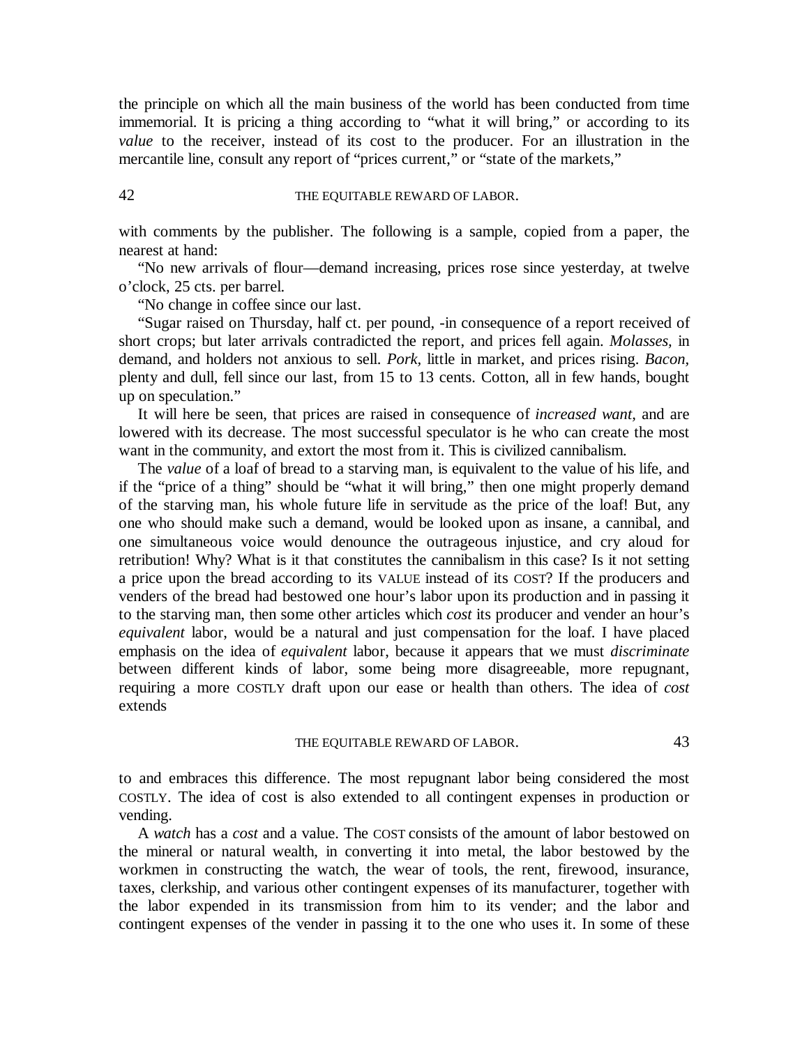the principle on which all the main business of the world has been conducted from time immemorial. It is pricing a thing according to "what it will bring," or according to its *value* to the receiver, instead of its cost to the producer. For an illustration in the mercantile line, consult any report of "prices current," or "state of the markets," with comments by the publisher. The following is a sample, copied from a paper, the nearest at hand:

"No new arrivals of flour—demand increasing, prices rose since yesterday, at twelve o'clock, 25 cts. per barrel.

"No change in coffee since our last.

"Sugar raised on Thursday, half ct. per pound, -in consequence of a report received of short crops; but later arrivals contradicted the report, and prices fell again. *Molasses,* in demand, and holders not anxious to sell. *Pork,* little in market, and prices rising. *Bacon,* plenty and dull, fell since our last, from 15 to 13 cents. Cotton, all in few hands, bought up on speculation."

It will here be seen, that prices are raised in consequence of *increased want,* and are lowered with its decrease. The most successful speculator is he who can create the most want in the community, and extort the most from it. This is civilized cannibalism.

The *value* of a loaf of bread to a starving man, is equivalent to the value of his life, and if the "price of a thing" should be "what it will bring," then one might properly demand of the starving man, his whole future life in servitude as the price of the loaf! But, any one who should make such a demand, would be looked upon as insane, a cannibal, and one simultaneous voice would denounce the outrageous injustice, and cry aloud for retribution! Why? What is it that constitutes the cannibalism in this case? Is it not setting a price upon the bread according to its VALUE instead of its COST? If the producers and venders of the bread had bestowed one hour's labor upon its production and in passing it to the starving man, then some other articles which *cost* its producer and vender an hour's *equivalent* labor, would be a natural and just compensation for the loaf. I have placed emphasis on the idea of *equivalent* labor, because it appears that we must *discriminate* between different kinds of labor, some being more disagreeable, more repugnant, requiring a more COSTLY draft upon our ease or health than others. The idea of *cost* extends to and embraces this difference. The most repugnant labor being considered the most COSTLY. The idea of cost is also extended to all contingent expenses in production or vending.

A *watch* has a *cost* and a value. The COST consists of the amount of labor bestowed on the mineral or natural wealth, in converting it into metal, the labor bestowed by the workmen in constructing the watch, the wear of tools, the rent, firewood, insurance, taxes, clerkship, and various other contingent expenses of its manufacturer, together with the labor expended in its transmission from him to its vender; and the labor and contingent expenses of the vender in passing it to the one who uses it. In some of these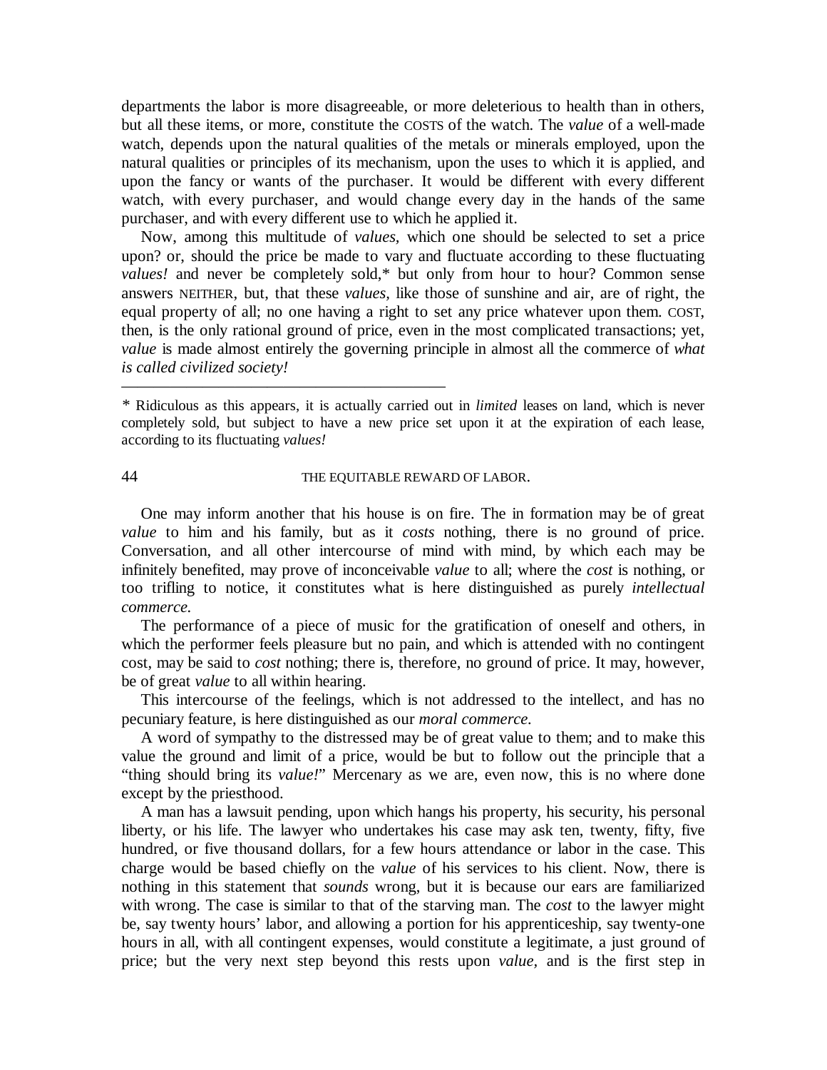departments the labor is more disagreeable, or more deleterious to health than in others, but all these items, or more, constitute the COSTS of the watch. The *value* of a well-made watch, depends upon the natural qualities of the metals or minerals employed, upon the natural qualities or principles of its mechanism, upon the uses to which it is applied, and upon the fancy or wants of the purchaser. It would be different with every different watch, with every purchaser, and would change every day in the hands of the same purchaser, and with every different use to which he applied it.

Now, among this multitude of *values,* which one should be selected to set a price upon? or, should the price be made to vary and fluctuate according to these fluctuating *values!* and never be completely sold,* but only from hour to hour? Common sense answers NEITHER, but, that these *values,* like those of sunshine and air, are of right, the equal property of all; no one having a right to set any price whatever upon them. COST, then, is the only rational ground of price, even in the most complicated transactions; yet, *value* is made almost entirely the governing principle in almost all the commerce of *what is called civilized society!*

---

\* Ridiculous as this appears, it is actually carried out in *limited* leases on land, which is never completely sold, but subject to have a new price set upon it at the expiration of each lease, according to its fluctuating *values!*

One may inform another that his house is on fire. The in formation may be of great *value* to him and his family, but as it *costs* nothing, there is no ground of price. Conversation, and all other intercourse of mind with mind, by which each may be infinitely benefited, may prove of inconceivable *value* to all; where the *cost* is nothing, or too trifling to notice, it constitutes what is here distinguished as purely *intellectual commerce.*

The performance of a piece of music for the gratification of oneself and others, in which the performer feels pleasure but no pain, and which is attended with no contingent cost, may be said to *cost* nothing; there is, therefore, no ground of price. It may, however, be of great *value* to all within hearing.

This intercourse of the feelings, which is not addressed to the intellect, and has no pecuniary feature, is here distinguished as our *moral commerce.*

A word of sympathy to the distressed may be of great value to them; and to make this value the ground and limit of a price, would be but to follow out the principle that a "thing should bring its *value!*" Mercenary as we are, even now, this is no where done except by the priesthood.

A man has a lawsuit pending, upon which hangs his property, his security, his personal liberty, or his life. The lawyer who undertakes his case may ask ten, twenty, fifty, five hundred, or five thousand dollars, for a few hours attendance or labor in the case. This charge would be based chiefly on the *value* of his services to his client. Now, there is nothing in this statement that *sounds* wrong, but it is because our ears are familiarized with wrong. The case is similar to that of the starving man. The *cost* to the lawyer might be, say twenty hours' labor, and allowing a portion for his apprenticeship, say twenty-one hours in all, with all contingent expenses, would constitute a legitimate, a just ground of price; but the very next step beyond this rests upon *value,* and is the first step in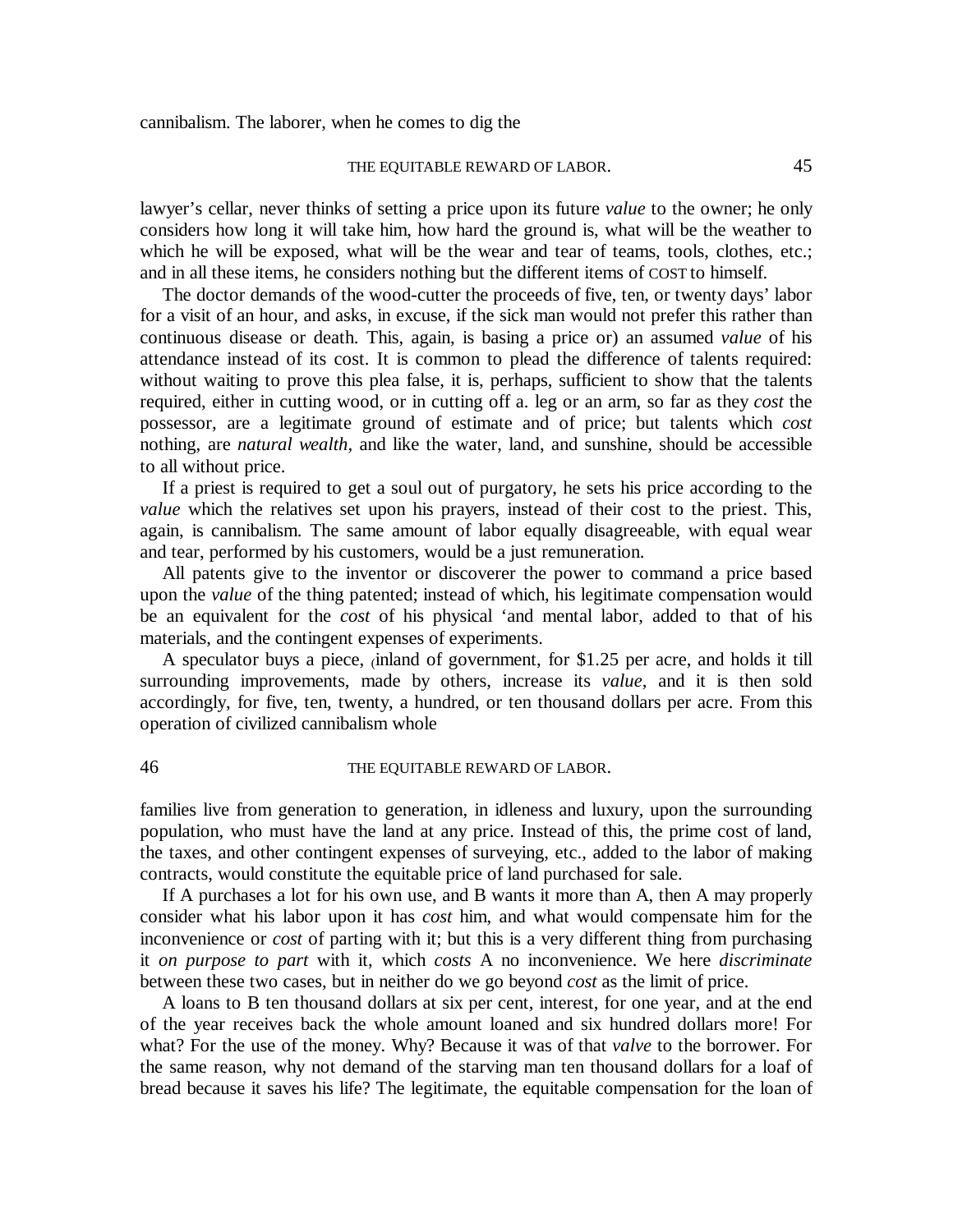cannibalism. The laborer, when he comes to dig the

lawyer's cellar, never thinks of setting a price upon its future *value* to the owner; he only considers how long it will take him, how hard the ground is, what will be the weather to which he will be exposed, what will be the wear and tear of teams, tools, clothes, etc.; and in all these items, he considers nothing but the different items of COST to himself.

The doctor demands of the wood-cutter the proceeds of five, ten, or twenty days' labor for a visit of an hour, and asks, in excuse, if the sick man would not prefer this rather than continuous disease or death. This, again, is basing a price or) an assumed *value* of his attendance instead of its cost. It is common to plead the difference of talents required: without waiting to prove this plea false, it is, perhaps, sufficient to show that the talents required, either in cutting wood, or in cutting off a. leg or an arm, so far as they *cost* the possessor, are a legitimate ground of estimate and of price; but talents which *cost* nothing, are *natural wealth*, and like the water, land, and sunshine, should be accessible to all without price.

If a priest is required to get a soul out of purgatory, he sets his price according to the *value* which the relatives set upon his prayers, instead of their cost to the priest. This, again, is cannibalism. The same amount of labor equally disagreeable, with equal wear and tear, performed by his customers, would be a just remuneration.

All patents give to the inventor or discoverer the power to command a price based upon the *value* of the thing patented; instead of which, his legitimate compensation would be an equivalent for the *cost* of his physical 'and mental labor, added to that of his materials, and the contingent expenses of experiments.

A speculator buys a piece, (inland of government, for $1.25 per acre, and holds it till surrounding improvements, made by others, increase its *value,* and it is then sold accordingly, for five, ten, twenty, a hundred, or ten thousand dollars per acre. From this operation of civilized cannibalism whole

families live from generation to generation, in idleness and luxury, upon the surrounding population, who must have the land at any price. Instead of this, the prime cost of land, the taxes, and other contingent expenses of surveying, etc., added to the labor of making contracts, would constitute the equitable price of land purchased for sale.

If A purchases a lot for his own use, and B wants it more than A, then A may properly consider what his labor upon it has *cost* him, and what would compensate him for the inconvenience or *cost* of parting with it; but this is a very different thing from purchasing it *on purpose to part* with it, which *costs* A no inconvenience. We here *discriminate* between these two cases, but in neither do we go beyond *cost* as the limit of price.

A loans to B ten thousand dollars at six per cent, interest, for one year, and at the end of the year receives back the whole amount loaned and six hundred dollars more! For what? For the use of the money. Why? Because it was of that *valve* to the borrower. For the same reason, why not demand of the starving man ten thousand dollars for a loaf of bread because it saves his life? The legitimate, the equitable compensation for the loan of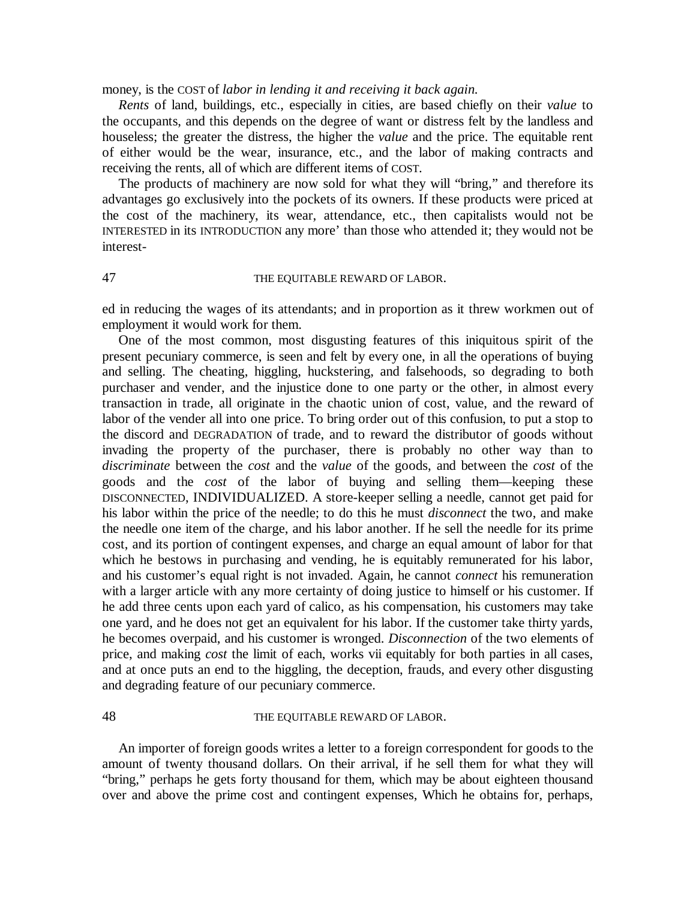money, is the COST of *labor in lending it and receiving it back again.*

*Rents* of land, buildings, etc., especially in cities, are based chiefly on their *value* to the occupants, and this depends on the degree of want or distress felt by the landless and houseless; the greater the distress, the higher the *value* and the price. The equitable rent of either would be the wear, insurance, etc., and the labor of making contracts and receiving the rents, all of which are different items of COST.

The products of machinery are now sold for what they will "bring," and therefore its advantages go exclusively into the pockets of its owners. If these products were priced at the cost of the machinery, its wear, attendance, etc., then capitalists would not be INTERESTED in its INTRODUCTION any more' than those who attended it; they would not be interested in reducing the wages of its attendants; and in proportion as it threw workmen out of employment it would work for them.

One of the most common, most disgusting features of this iniquitous spirit of the present pecuniary commerce, is seen and felt by every one, in all the operations of buying and selling. The cheating, higgling, huckstering, and falsehoods, so degrading to both purchaser and vender, and the injustice done to one party or the other, in almost every transaction in trade, all originate in the chaotic union of cost, value, and the reward of labor of the vender all into one price. To bring order out of this confusion, to put a stop to the discord and DEGRADATION of trade, and to reward the distributor of goods without invading the property of the purchaser, there is probably no other way than to *discriminate* between the *cost* and the *value* of the goods, and between the *cost* of the goods and the *cost* of the labor of buying and selling them—keeping these DISCONNECTED, INDIVIDUALIZED. A store-keeper selling a needle, cannot get paid for his labor within the price of the needle; to do this he must *disconnect* the two, and make the needle one item of the charge, and his labor another. If he sell the needle for its prime cost, and its portion of contingent expenses, and charge an equal amount of labor for that which he bestows in purchasing and vending, he is equitably remunerated for his labor, and his customer's equal right is not invaded. Again, he cannot *connect* his remuneration with a larger article with any more certainty of doing justice to himself or his customer. If he add three cents upon each yard of calico, as his compensation, his customers may take one yard, and he does not get an equivalent for his labor. If the customer take thirty yards, he becomes overpaid, and his customer is wronged. *Disconnection* of the two elements of price, and making *cost* the limit of each, works vii equitably for both parties in all cases, and at once puts an end to the higgling, the deception, frauds, and every other disgusting and degrading feature of our pecuniary commerce.

An importer of foreign goods writes a letter to a foreign correspondent for goods to the amount of twenty thousand dollars. On their arrival, if he sell them for what they will "bring," perhaps he gets forty thousand for them, which may be about eighteen thousand over and above the prime cost and contingent expenses, Which he obtains for, perhaps,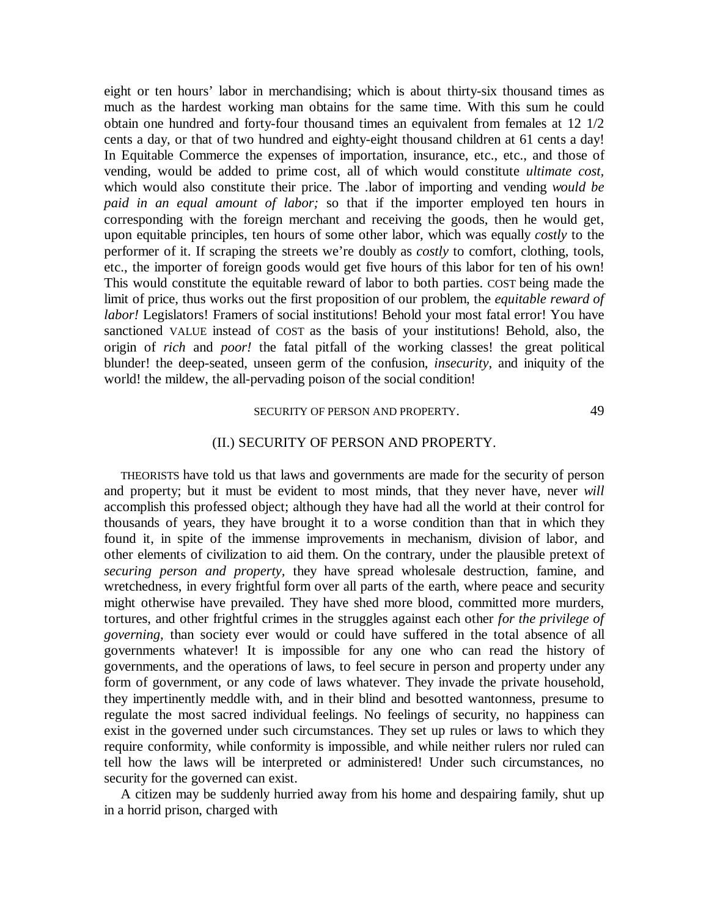eight or ten hours' labor in merchandising; which is about thirty-six thousand times as much as the hardest working man obtains for the same time. With this sum he could obtain one hundred and forty-four thousand times an equivalent from females at 12 1/2 cents a day, or that of two hundred and eighty-eight thousand children at 61 cents a day! In Equitable Commerce the expenses of importation, insurance, etc., etc., and those of vending, would be added to prime cost, all of which would constitute *ultimate cost,* which would also constitute their price. The .labor of importing and vending *would be paid in an equal amount of labor;* so that if the importer employed ten hours in corresponding with the foreign merchant and receiving the goods, then he would get, upon equitable principles, ten hours of some other labor, which was equally *costly* to the performer of it. If scraping the streets we're doubly as *costly* to comfort, clothing, tools, etc., the importer of foreign goods would get five hours of this labor for ten of his own! This would constitute the equitable reward of labor to both parties. COST being made the limit of price, thus works out the first proposition of our problem, the *equitable reward of labor!* Legislators! Framers of social institutions! Behold your most fatal error! You have sanctioned VALUE instead of COST as the basis of your institutions! Behold, also, the origin of *rich* and *poor!* the fatal pitfall of the working classes! the great political blunder! the deep-seated, unseen germ of the confusion, *insecurity,* and iniquity of the world! the mildew, the all-pervading poison of the social condition!

## (II.) SECURITY OF PERSON AND PROPERTY.

THEORISTS have told us that laws and governments are made for the security of person and property; but it must be evident to most minds, that they never have, never *will* accomplish this professed object; although they have had all the world at their control for thousands of years, they have brought it to a worse condition than that in which they found it, in spite of the immense improvements in mechanism, division of labor, and other elements of civilization to aid them. On the contrary, under the plausible pretext of *securing person and property,* they have spread wholesale destruction, famine, and wretchedness, in every frightful form over all parts of the earth, where peace and security might otherwise have prevailed. They have shed more blood, committed more murders, tortures, and other frightful crimes in the struggles against each other *for the privilege of governing,* than society ever would or could have suffered in the total absence of all governments whatever! It is impossible for any one who can read the history of governments, and the operations of laws, to feel secure in person and property under any form of government, or any code of laws whatever. They invade the private household, they impertinently meddle with, and in their blind and besotted wantonness, presume to regulate the most sacred individual feelings. No feelings of security, no happiness can exist in the governed under such circumstances. They set up rules or laws to which they require conformity, while conformity is impossible, and while neither rulers nor ruled can tell how the laws will be interpreted or administered! Under such circumstances, no security for the governed can exist.

A citizen may be suddenly hurried away from his home and despairing family, shut up in a horrid prison, charged with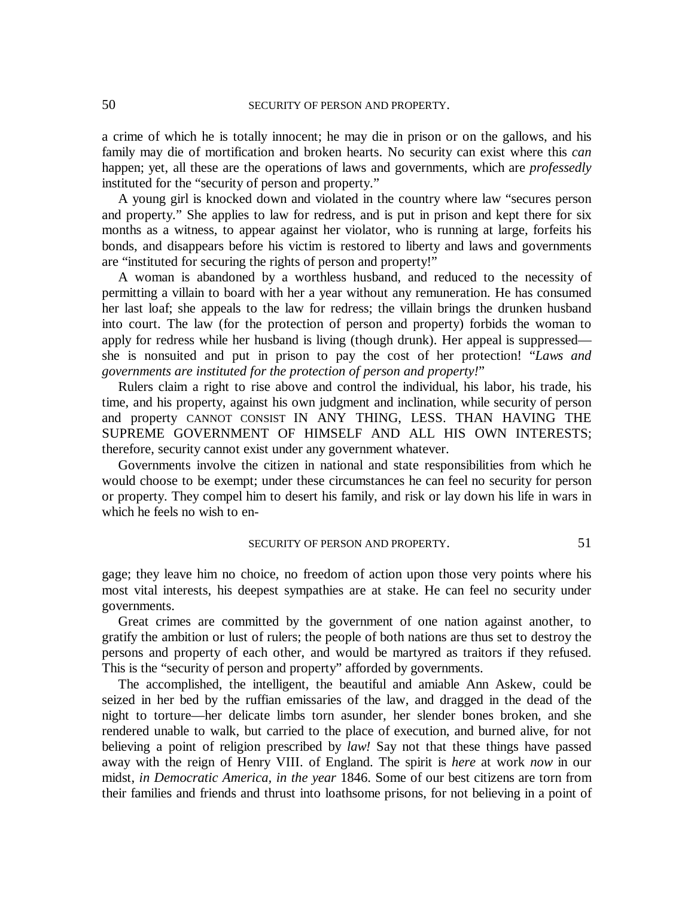a crime of which he is totally innocent; he may die in prison or on the gallows, and his family may die of mortification and broken hearts. No security can exist where this *can* happen; yet, all these are the operations of laws and governments, which are *professedly* instituted for the "security of person and property."

A young girl is knocked down and violated in the country where law "secures person and property." She applies to law for redress, and is put in prison and kept there for six months as a witness, to appear against her violator, who is running at large, forfeits his bonds, and disappears before his victim is restored to liberty and laws and governments are "instituted for securing the rights of person and property!"

A woman is abandoned by a worthless husband, and reduced to the necessity of permitting a villain to board with her a year without any remuneration. He has consumed her last loaf; she appeals to the law for redress; the villain brings the drunken husband into court. The law (for the protection of person and property) forbids the woman to apply for redress while her husband is living (though drunk). Her appeal is suppressed—she is nonsuited and put in prison to pay the cost of her protection! "*Laws and governments are instituted for the protection of person and property!*"

Rulers claim a right to rise above and control the individual, his labor, his trade, his time, and his property, against his own judgment and inclination, while security of person and property CANNOT CONSIST IN ANY THING, LESS. THAN HAVING THE SUPREME GOVERNMENT OF HIMSELF AND ALL HIS OWN INTERESTS; therefore, security cannot exist under any government whatever.

Governments involve the citizen in national and state responsibilities from which he would choose to be exempt; under these circumstances he can feel no security for person or property. They compel him to desert his family, and risk or lay down his life in wars in which he feels no wish to engage; they leave him no choice, no freedom of action upon those very points where his most vital interests, his deepest sympathies are at stake. He can feel no security under governments.

Great crimes are committed by the government of one nation against another, to gratify the ambition or lust of rulers; the people of both nations are thus set to destroy the persons and property of each other, and would be martyred as traitors if they refused. This is the "security of person and property" afforded by governments.

The accomplished, the intelligent, the beautiful and amiable Ann Askew, could be seized in her bed by the ruffian emissaries of the law, and dragged in the dead of the night to torture—her delicate limbs torn asunder, her slender bones broken, and she rendered unable to walk, but carried to the place of execution, and burned alive, for not believing a point of religion prescribed by *law!* Say not that these things have passed away with the reign of Henry VIII. of England. The spirit is *here* at work *now* in our midst, *in Democratic America, in the year* 1846. Some of our best citizens are torn from their families and friends and thrust into loathsome prisons, for not believing in a point of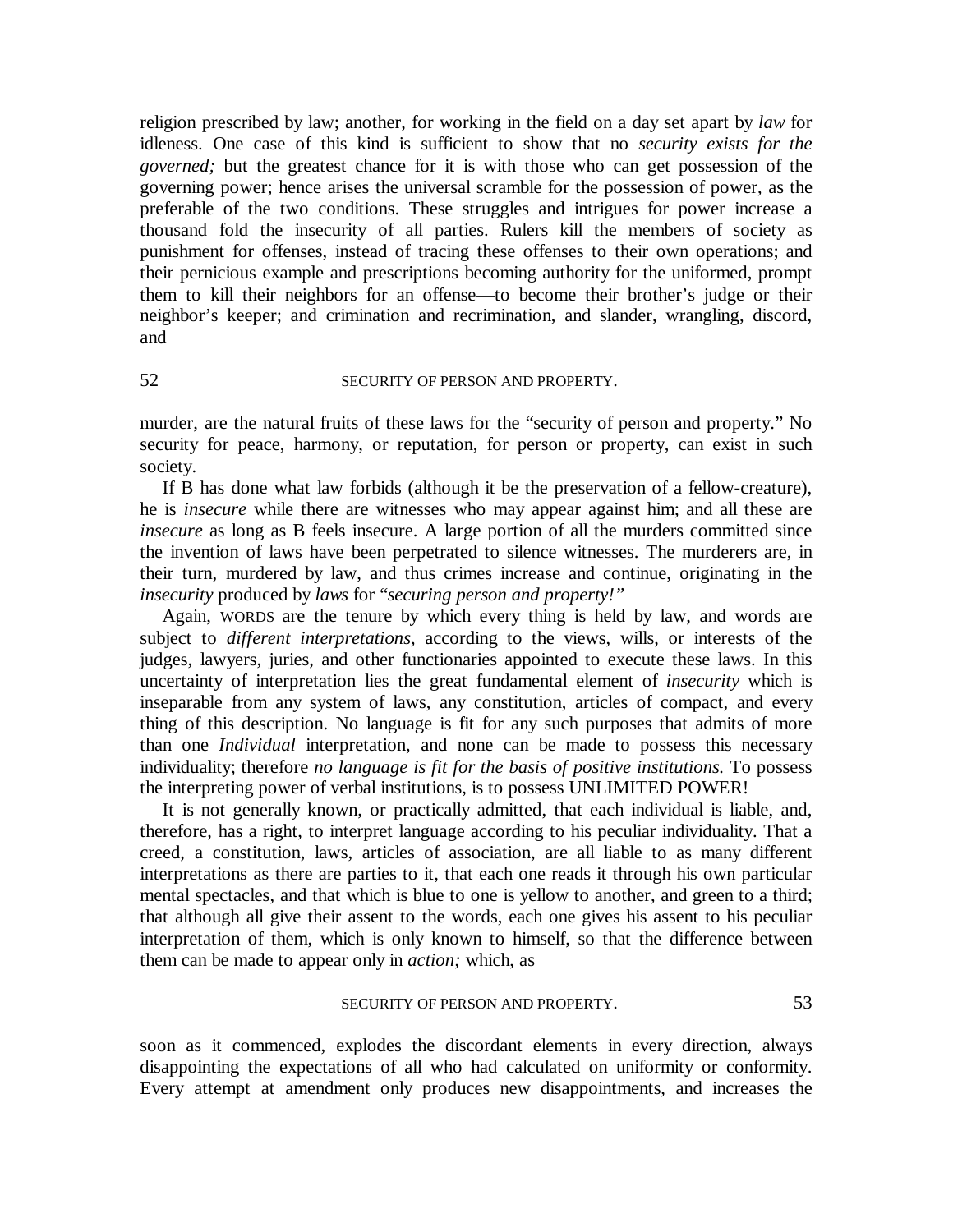religion prescribed by law; another, for working in the field on a day set apart by *law* for idleness. One case of this kind is sufficient to show that no *security exists for the governed;* but the greatest chance for it is with those who can get possession of the governing power; hence arises the universal scramble for the possession of power, as the preferable of the two conditions. These struggles and intrigues for power increase a thousand fold the insecurity of all parties. Rulers kill the members of society as punishment for offenses, instead of tracing these offenses to their own operations; and their pernicious example and prescriptions becoming authority for the uniformed, prompt them to kill their neighbors for an offense—to become their brother's judge or their neighbor's keeper; and crimination and recrimination, and slander, wrangling, discord, and murder, are the natural fruits of these laws for the "security of person and property." No security for peace, harmony, or reputation, for person or property, can exist in such society.

If B has done what law forbids (although it be the preservation of a fellow-creature), he is *insecure* while there are witnesses who may appear against him; and all these are *insecure* as long as B feels insecure. A large portion of all the murders committed since the invention of laws have been perpetrated to silence witnesses. The murderers are, in their turn, murdered by law, and thus crimes increase and continue, originating in the *insecurity* produced by *laws* for "*securing person and property!*"

Again, WORDS are the tenure by which every thing is held by law, and words are subject to *different interpretations*, according to the views, wills, or interests of the judges, lawyers, juries, and other functionaries appointed to execute these laws. In this uncertainty of interpretation lies the great fundamental element of *insecurity* which is inseparable from any system of laws, any constitution, articles of compact, and every thing of this description. No language is fit for any such purposes that admits of more than one *Individual* interpretation, and none can be made to possess this necessary individuality; therefore *no language is fit for the basis of positive institutions.* To possess the interpreting power of verbal institutions, is to possess UNLIMITED POWER!

It is not generally known, or practically admitted, that each individual is liable, and, therefore, has a right, to interpret language according to his peculiar individuality. That a creed, a constitution, laws, articles of association, are all liable to as many different interpretations as there are parties to it, that each one reads it through his own particular mental spectacles, and that which is blue to one is yellow to another, and green to a third; that although all give their assent to the words, each one gives his assent to his peculiar interpretation of them, which is only known to himself, so that the difference between them can be made to appear only in *action;* which, as soon as it commenced, explodes the discordant elements in every direction, always disappointing the expectations of all who had calculated on uniformity or conformity. Every attempt at amendment only produces new disappointments, and increases the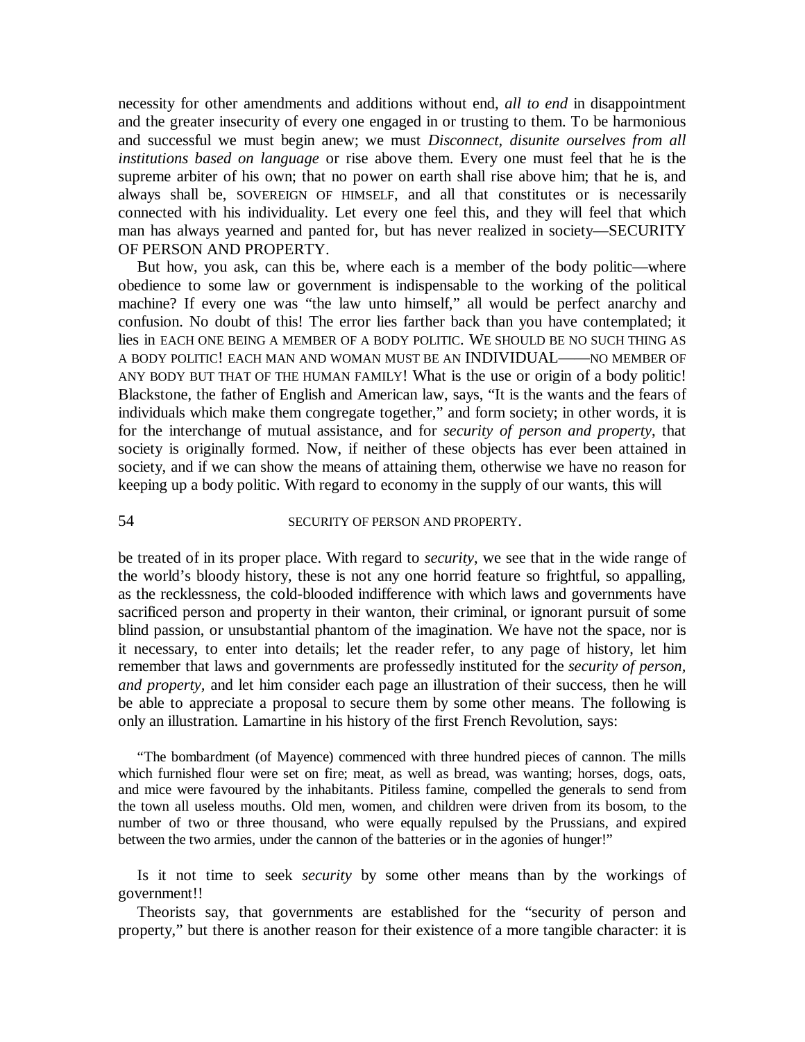necessity for other amendments and additions without end, *all to end* in disappointment and the greater insecurity of every one engaged in or trusting to them. To be harmonious and successful we must begin anew; we must *Disconnect, disunite ourselves from all institutions based on language* or rise above them. Every one must feel that he is the supreme arbiter of his own; that no power on earth shall rise above him; that he is, and always shall be, SOVEREIGN OF HIMSELF, and all that constitutes or is necessarily connected with his individuality. Let every one feel this, and they will feel that which man has always yearned and panted for, but has never realized in society—SECURITY OF PERSON AND PROPERTY.

But how, you ask, can this be, where each is a member of the body politic—where obedience to some law or government is indispensable to the working of the political machine? If every one was "the law unto himself," all would be perfect anarchy and confusion. No doubt of this! The error lies farther back than you have contemplated; it lies in EACH ONE BEING A MEMBER OF A BODY POLITIC. WE SHOULD BE NO SUCH THING AS A BODY POLITIC! EACH MAN AND WOMAN MUST BE AN INDIVIDUAL——NO MEMBER OF ANY BODY BUT THAT OF THE HUMAN FAMILY! What is the use or origin of a body politic! Blackstone, the father of English and American law, says, "It is the wants and the fears of individuals which make them congregate together," and form society; in other words, it is for the interchange of mutual assistance, and for *security of person and property*, that society is originally formed. Now, if neither of these objects has ever been attained in society, and if we can show the means of attaining them, otherwise we have no reason for keeping up a body politic. With regard to economy in the supply of our wants, this will be treated of in its proper place. With regard to *security*, we see that in the wide range of the world's bloody history, these is not any one horrid feature so frightful, so appalling, as the recklessness, the cold-blooded indifference with which laws and governments have sacrificed person and property in their wanton, their criminal, or ignorant pursuit of some blind passion, or unsubstantial phantom of the imagination. We have not the space, nor is it necessary, to enter into details; let the reader refer, to any page of history, let him remember that laws and governments are professedly instituted for the *security of person, and property,* and let him consider each page an illustration of their success, then he will be able to appreciate a proposal to secure them by some other means. The following is only an illustration. Lamartine in his history of the first French Revolution, says:

> "The bombardment (of Mayence) commenced with three hundred pieces of cannon. The mills which furnished flour were set on fire; meat, as well as bread, was wanting; horses, dogs, oats, and mice were favoured by the inhabitants. Pitiless famine, compelled the generals to send from the town all useless mouths. Old men, women, and children were driven from its bosom, to the number of two or three thousand, who were equally repulsed by the Prussians, and expired between the two armies, under the cannon of the batteries or in the agonies of hunger!"

Is it not time to seek *security* by some other means than by the workings of government!!

Theorists say, that governments are established for the "security of person and property," but there is another reason for their existence of a more tangible character: it is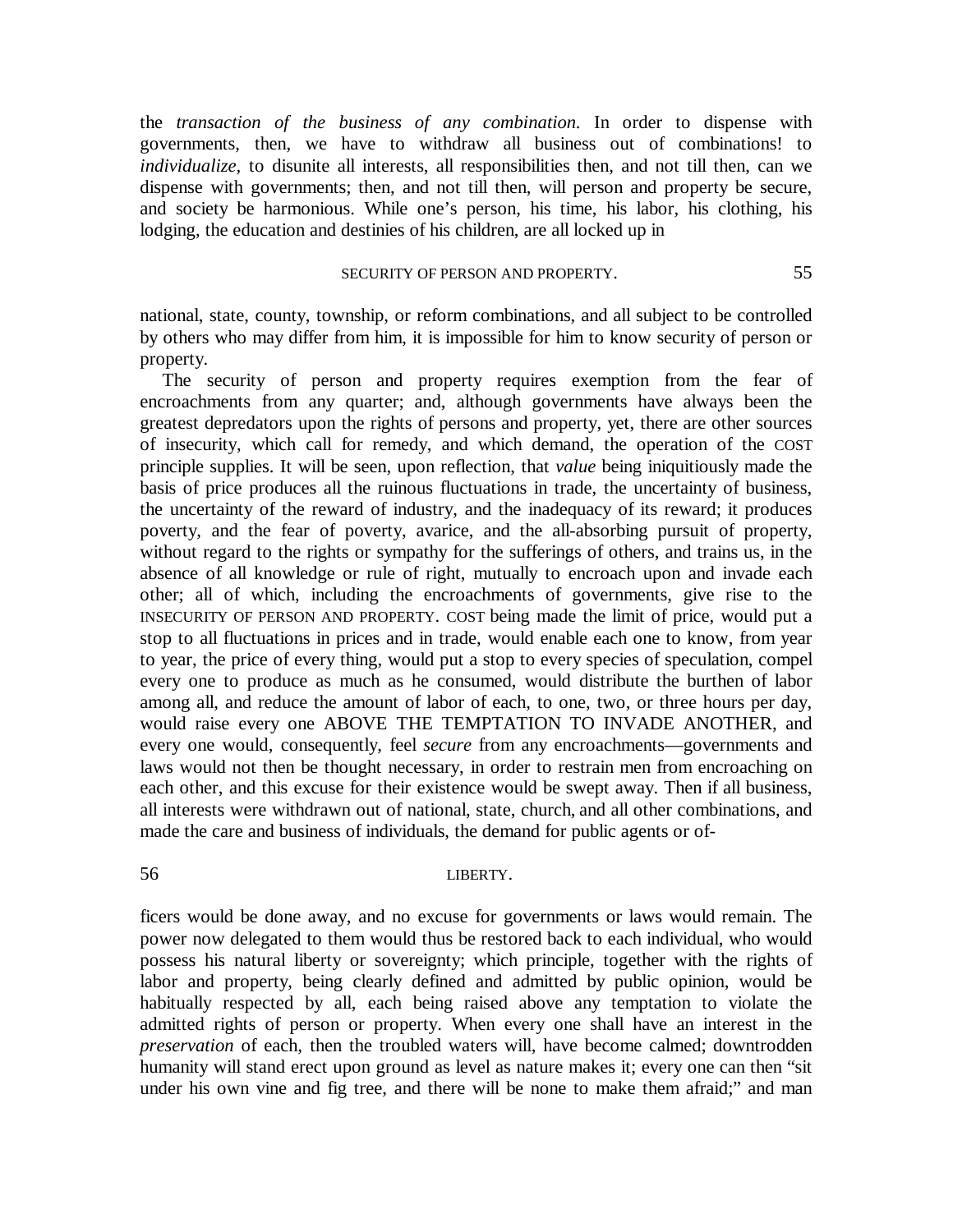the *transaction of the business of any combination*. In order to dispense with governments, then, we have to withdraw all business out of combinations! to *individualize*, to disunite all interests, all responsibilities then, and not till then, can we dispense with governments; then, and not till then, will person and property be secure, and society be harmonious. While one's person, his time, his labor, his clothing, his lodging, the education and destinies of his children, are all locked up in national, state, county, township, or reform combinations, and all subject to be controlled by others who may differ from him, it is impossible for him to know security of person or property.

The security of person and property requires exemption from the fear of encroachments from any quarter; and, although governments have always been the greatest depredators upon the rights of persons and property, yet, there are other sources of insecurity, which call for remedy, and which demand, the operation of the COST principle supplies. It will be seen, upon reflection, that *value* being iniquitiously made the basis of price produces all the ruinous fluctuations in trade, the uncertainty of business, the uncertainty of the reward of industry, and the inadequacy of its reward; it produces poverty, and the fear of poverty, avarice, and the all-absorbing pursuit of property, without regard to the rights or sympathy for the sufferings of others, and trains us, in the absence of all knowledge or rule of right, mutually to encroach upon and invade each other; all of which, including the encroachments of governments, give rise to the INSECURITY OF PERSON AND PROPERTY. COST being made the limit of price, would put a stop to all fluctuations in prices and in trade, would enable each one to know, from year to year, the price of every thing, would put a stop to every species of speculation, compel every one to produce as much as he consumed, would distribute the burthen of labor among all, and reduce the amount of labor of each, to one, two, or three hours per day, would raise every one ABOVE THE TEMPTATION TO INVADE ANOTHER, and every one would, consequently, feel *secure* from any encroachments—governments and laws would not then be thought necessary, in order to restrain men from encroaching on each other, and this excuse for their existence would be swept away. Then if all business, all interests were withdrawn out of national, state, church, and all other combinations, and made the care and business of individuals, the demand for public agents or officers would be done away, and no excuse for governments or laws would remain. The power now delegated to them would thus be restored back to each individual, who would possess his natural liberty or sovereignty; which principle, together with the rights of labor and property, being clearly defined and admitted by public opinion, would be habitually respected by all, each being raised above any temptation to violate the admitted rights of person or property. When every one shall have an interest in the *preservation* of each, then the troubled waters will, have become calmed; downtrodden humanity will stand erect upon ground as level as nature makes it; every one can then "sit under his own vine and fig tree, and there will be none to make them afraid;" and man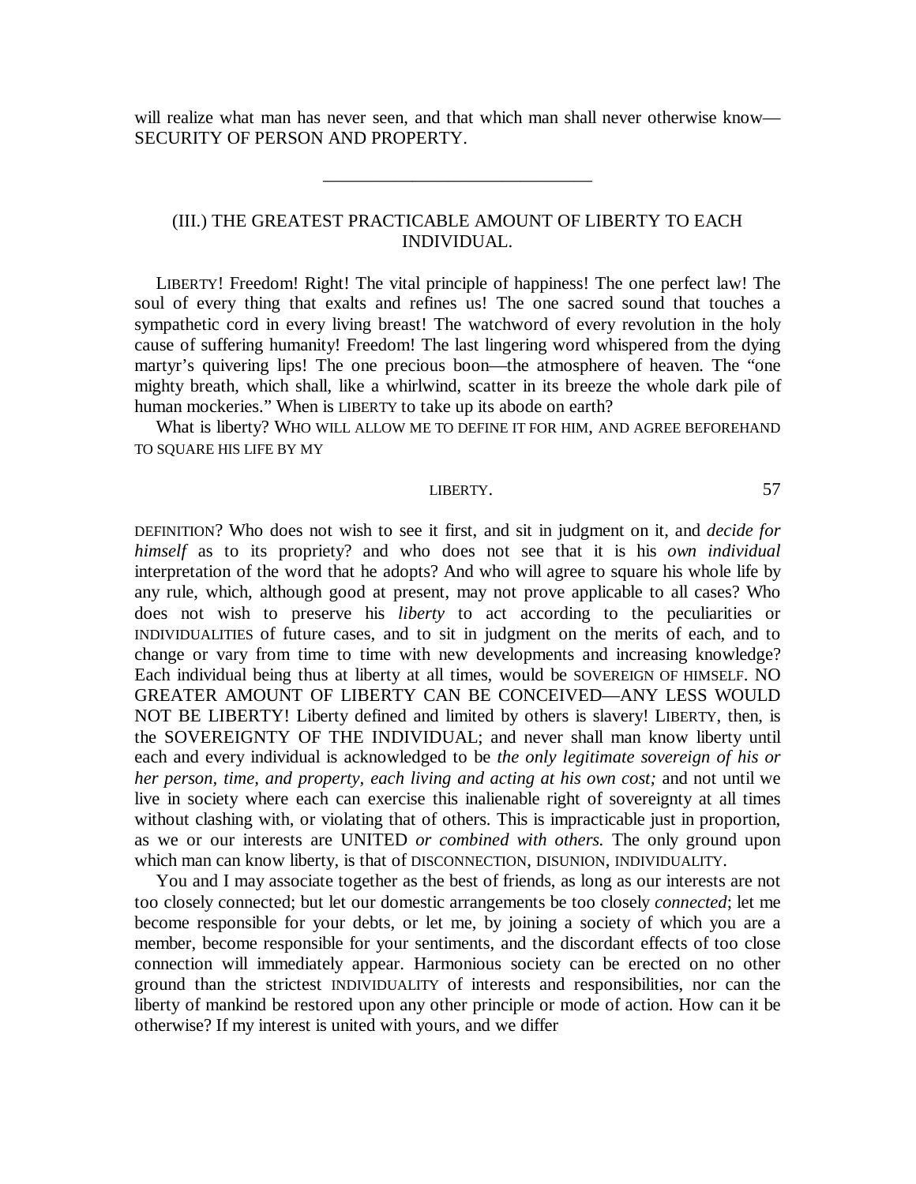will realize what man has never seen, and that which man shall never otherwise know—SECURITY OF PERSON AND PROPERTY.

---

## (III.) THE GREATEST PRACTICABLE AMOUNT OF LIBERTY TO EACH INDIVIDUAL.

LIBERTY! Freedom! Right! The vital principle of happiness! The one perfect law! The soul of every thing that exalts and refines us! The one sacred sound that touches a sympathetic cord in every living breast! The watchword of every revolution in the holy cause of suffering humanity! Freedom! The last lingering word whispered from the dying martyr's quivering lips! The one precious boon—the atmosphere of heaven. The "one mighty breath, which shall, like a whirlwind, scatter in its breeze the whole dark pile of human mockeries." When is LIBERTY to take up its abode on earth?

What is liberty? WHO WILL ALLOW ME TO DEFINE IT FOR HIM, AND AGREE BEFOREHAND TO SQUARE HIS LIFE BY MY DEFINITION? Who does not wish to see it first, and sit in judgment on it, and *decide for himself* as to its propriety? and who does not see that it is his *own individual* interpretation of the word that he adopts? And who will agree to square his whole life by any rule, which, although good at present, may not prove applicable to all cases? Who does not wish to preserve his *liberty* to act according to the peculiarities or INDIVIDUALITIES of future cases, and to sit in judgment on the merits of each, and to change or vary from time to time with new developments and increasing knowledge? Each individual being thus at liberty at all times, would be SOVEREIGN OF HIMSELF. NO GREATER AMOUNT OF LIBERTY CAN BE CONCEIVED—ANY LESS WOULD NOT BE LIBERTY! Liberty defined and limited by others is slavery! LIBERTY, then, is the SOVEREIGNTY OF THE INDIVIDUAL; and never shall man know liberty until each and every individual is acknowledged to be *the only legitimate sovereign of his or her person, time, and property, each living and acting at his own cost;* and not until we live in society where each can exercise this inalienable right of sovereignty at all times without clashing with, or violating that of others. This is impracticable just in proportion, as we or our interests are UNITED *or combined with others.* The only ground upon which man can know liberty, is that of DISCONNECTION, DISUNION, INDIVIDUALITY.

You and I may associate together as the best of friends, as long as our interests are not too closely connected; but let our domestic arrangements be too closely *connected*; let me become responsible for your debts, or let me, by joining a society of which you are a member, become responsible for your sentiments, and the discordant effects of too close connection will immediately appear. Harmonious society can be erected on no other ground than the strictest INDIVIDUALITY of interests and responsibilities, nor can the liberty of mankind be restored upon any other principle or mode of action. How can it be otherwise? If my interest is united with yours, and we differ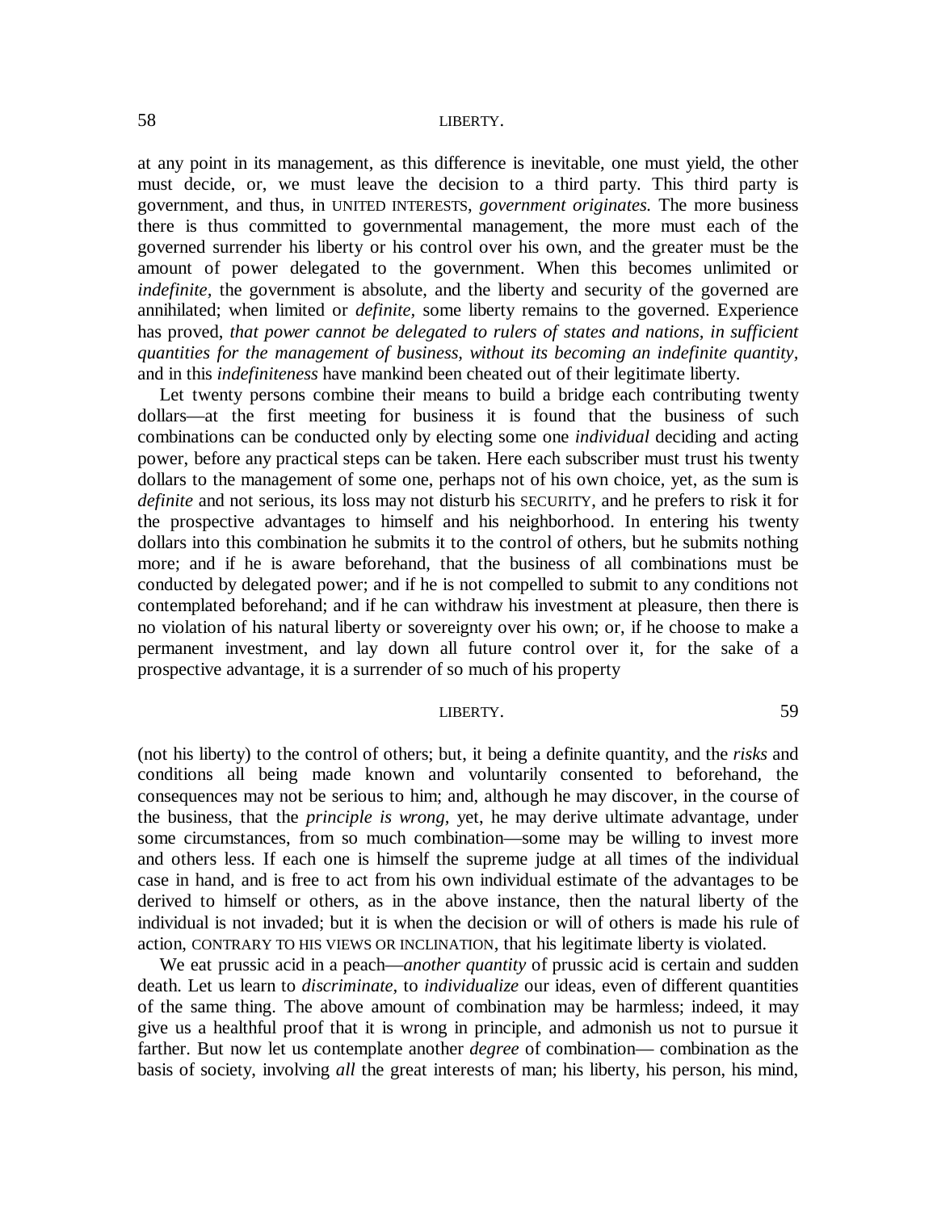at any point in its management, as this difference is inevitable, one must yield, the other must decide, or, we must leave the decision to a third party. This third party is government, and thus, in UNITED INTERESTS, *government originates.* The more business there is thus committed to governmental management, the more must each of the governed surrender his liberty or his control over his own, and the greater must be the amount of power delegated to the government. When this becomes unlimited or *indefinite,* the government is absolute, and the liberty and security of the governed are annihilated; when limited or *definite,* some liberty remains to the governed. Experience has proved, *that power cannot be delegated to rulers of states and nations, in sufficient quantities for the management of business, without its becoming an indefinite quantity,* and in this *indefiniteness* have mankind been cheated out of their legitimate liberty.

Let twenty persons combine their means to build a bridge each contributing twenty dollars—at the first meeting for business it is found that the business of such combinations can be conducted only by electing some one *individual* deciding and acting power, before any practical steps can be taken. Here each subscriber must trust his twenty dollars to the management of some one, perhaps not of his own choice, yet, as the sum is *definite* and not serious, its loss may not disturb his SECURITY, and he prefers to risk it for the prospective advantages to himself and his neighborhood. In entering his twenty dollars into this combination he submits it to the control of others, but he submits nothing more; and if he is aware beforehand, that the business of all combinations must be conducted by delegated power; and if he is not compelled to submit to any conditions not contemplated beforehand; and if he can withdraw his investment at pleasure, then there is no violation of his natural liberty or sovereignty over his own; or, if he choose to make a permanent investment, and lay down all future control over it, for the sake of a prospective advantage, it is a surrender of so much of his property (not his liberty) to the control of others; but, it being a definite quantity, and the *risks* and conditions all being made known and voluntarily consented to beforehand, the consequences may not be serious to him; and, although he may discover, in the course of the business, that the *principle is wrong,* yet, he may derive ultimate advantage, under some circumstances, from so much combination—some may be willing to invest more and others less. If each one is himself the supreme judge at all times of the individual case in hand, and is free to act from his own individual estimate of the advantages to be derived to himself or others, as in the above instance, then the natural liberty of the individual is not invaded; but it is when the decision or will of others is made his rule of action, CONTRARY TO HIS VIEWS OR INCLINATION, that his legitimate liberty is violated.

We eat prussic acid in a peach—*another quantity* of prussic acid is certain and sudden death. Let us learn to *discriminate,* to *individualize* our ideas, even of different quantities of the same thing. The above amount of combination may be harmless; indeed, it may give us a healthful proof that it is wrong in principle, and admonish us not to pursue it farther. But now let us contemplate another *degree* of combination— combination as the basis of society, involving *all* the great interests of man; his liberty, his person, his mind,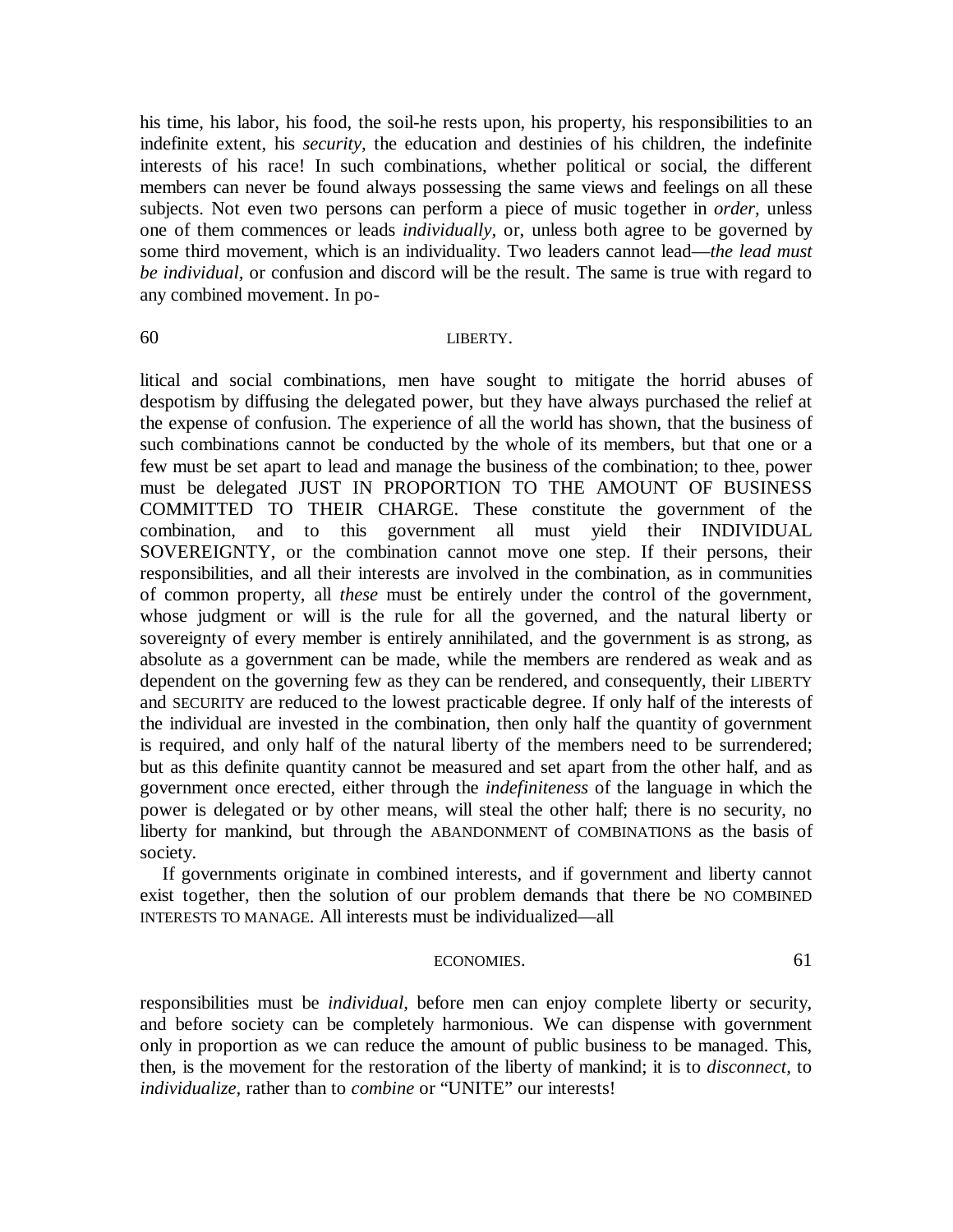his time, his labor, his food, the soil-he rests upon, his property, his responsibilities to an indefinite extent, his *security,* the education and destinies of his children, the indefinite interests of his race! In such combinations, whether political or social, the different members can never be found always possessing the same views and feelings on all these subjects. Not even two persons can perform a piece of music together in *order,* unless one of them commences or leads *individually,* or, unless both agree to be governed by some third movement, which is an individuality. Two leaders cannot lead—*the lead must be individual,* or confusion and discord will be the result. The same is true with regard to any combined movement. In political and social combinations, men have sought to mitigate the horrid abuses of despotism by diffusing the delegated power, but they have always purchased the relief at the expense of confusion. The experience of all the world has shown, that the business of such combinations cannot be conducted by the whole of its members, but that one or a few must be set apart to lead and manage the business of the combination; to thee, power must be delegated JUST IN PROPORTION TO THE AMOUNT OF BUSINESS COMMITTED TO THEIR CHARGE. These constitute the government of the combination, and to this government all must yield their INDIVIDUAL SOVEREIGNTY, or the combination cannot move one step. If their persons, their responsibilities, and all their interests are involved in the combination, as in communities of common property, all *these* must be entirely under the control of the government, whose judgment or will is the rule for all the governed, and the natural liberty or sovereignty of every member is entirely annihilated, and the government is as strong, as absolute as a government can be made, while the members are rendered as weak and as dependent on the governing few as they can be rendered, and consequently, their LIBERTY and SECURITY are reduced to the lowest practicable degree. If only half of the interests of the individual are invested in the combination, then only half the quantity of government is required, and only half of the natural liberty of the members need to be surrendered; but as this definite quantity cannot be measured and set apart from the other half, and as government once erected, either through the *indefiniteness* of the language in which the power is delegated or by other means, will steal the other half; there is no security, no liberty for mankind, but through the ABANDONMENT of COMBINATIONS as the basis of society.

If governments originate in combined interests, and if government and liberty cannot exist together, then the solution of our problem demands that there be NO COMBINED INTERESTS TO MANAGE. All interests must be individualized—all responsibilities must be *individual,* before men can enjoy complete liberty or security, and before society can be completely harmonious. We can dispense with government only in proportion as we can reduce the amount of public business to be managed. This, then, is the movement for the restoration of the liberty of mankind; it is to *disconnect,* to *individualize,* rather than to *combine* or "UNITE" our interests!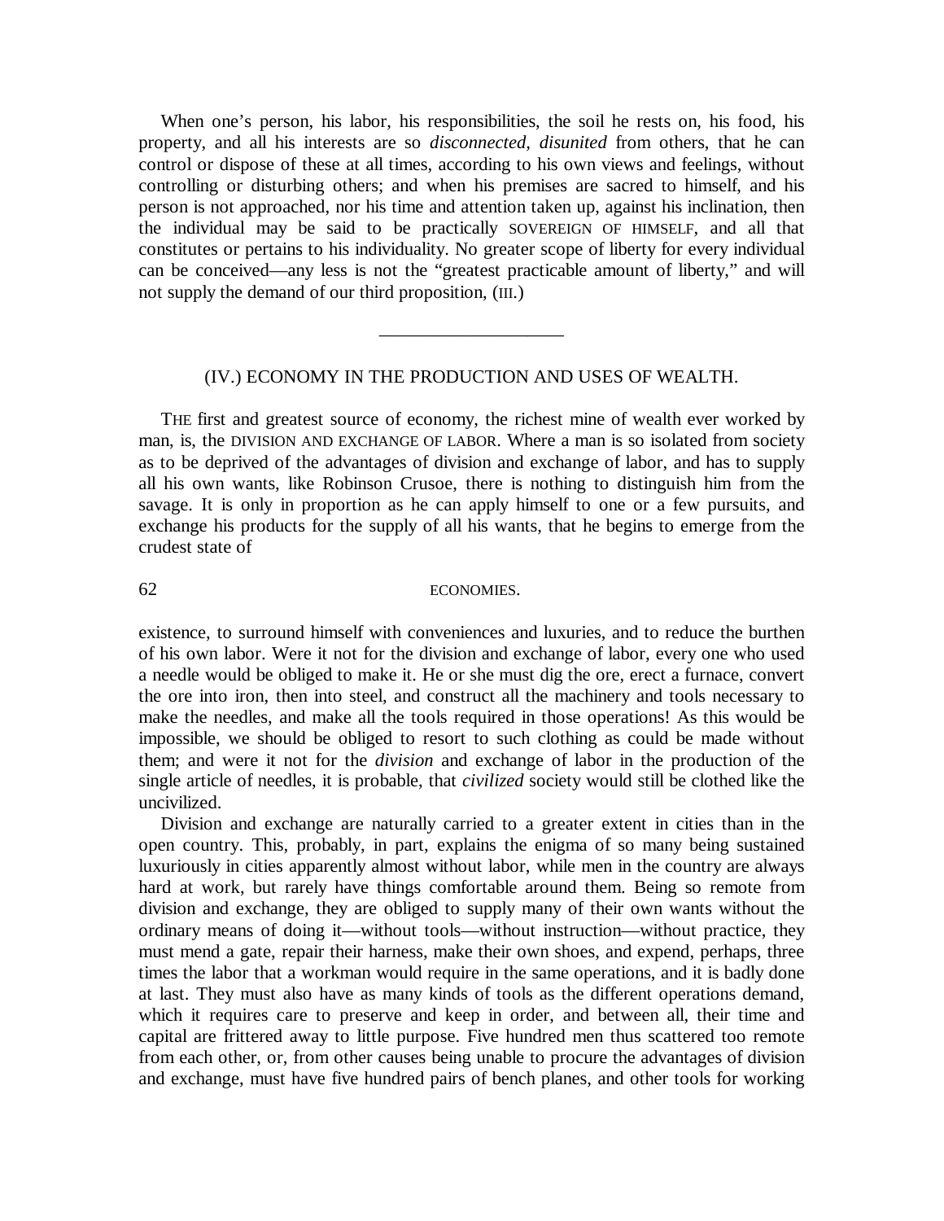When one's person, his labor, his responsibilities, the soil he rests on, his food, his property, and all his interests are so *disconnected, disunited* from others, that he can control or dispose of these at all times, according to his own views and feelings, without controlling or disturbing others; and when his premises are sacred to himself, and his person is not approached, nor his time and attention taken up, against his inclination, then the individual may be said to be practically SOVEREIGN OF HIMSELF, and all that constitutes or pertains to his individuality. No greater scope of liberty for every individual can be conceived—any less is not the "greatest practicable amount of liberty," and will not supply the demand of our third proposition, (III.)

---

## (IV.) ECONOMY IN THE PRODUCTION AND USES OF WEALTH.

THE first and greatest source of economy, the richest mine of wealth ever worked by man, is, the DIVISION AND EXCHANGE OF LABOR. Where a man is so isolated from society as to be deprived of the advantages of division and exchange of labor, and has to supply all his own wants, like Robinson Crusoe, there is nothing to distinguish him from the savage. It is only in proportion as he can apply himself to one or a few pursuits, and exchange his products for the supply of all his wants, that he begins to emerge from the crudest state of existence, to surround himself with conveniences and luxuries, and to reduce the burthen of his own labor. Were it not for the division and exchange of labor, every one who used a needle would be obliged to make it. He or she must dig the ore, erect a furnace, convert the ore into iron, then into steel, and construct all the machinery and tools necessary to make the needles, and make all the tools required in those operations! As this would be impossible, we should be obliged to resort to such clothing as could be made without them; and were it not for the *division* and exchange of labor in the production of the single article of needles, it is probable, that *civilized* society would still be clothed like the uncivilized.

Division and exchange are naturally carried to a greater extent in cities than in the open country. This, probably, in part, explains the enigma of so many being sustained luxuriously in cities apparently almost without labor, while men in the country are always hard at work, but rarely have things comfortable around them. Being so remote from division and exchange, they are obliged to supply many of their own wants without the ordinary means of doing it—without tools—without instruction—without practice, they must mend a gate, repair their harness, make their own shoes, and expend, perhaps, three times the labor that a workman would require in the same operations, and it is badly done at last. They must also have as many kinds of tools as the different operations demand, which it requires care to preserve and keep in order, and between all, their time and capital are frittered away to little purpose. Five hundred men thus scattered too remote from each other, or, from other causes being unable to procure the advantages of division and exchange, must have five hundred pairs of bench planes, and other tools for working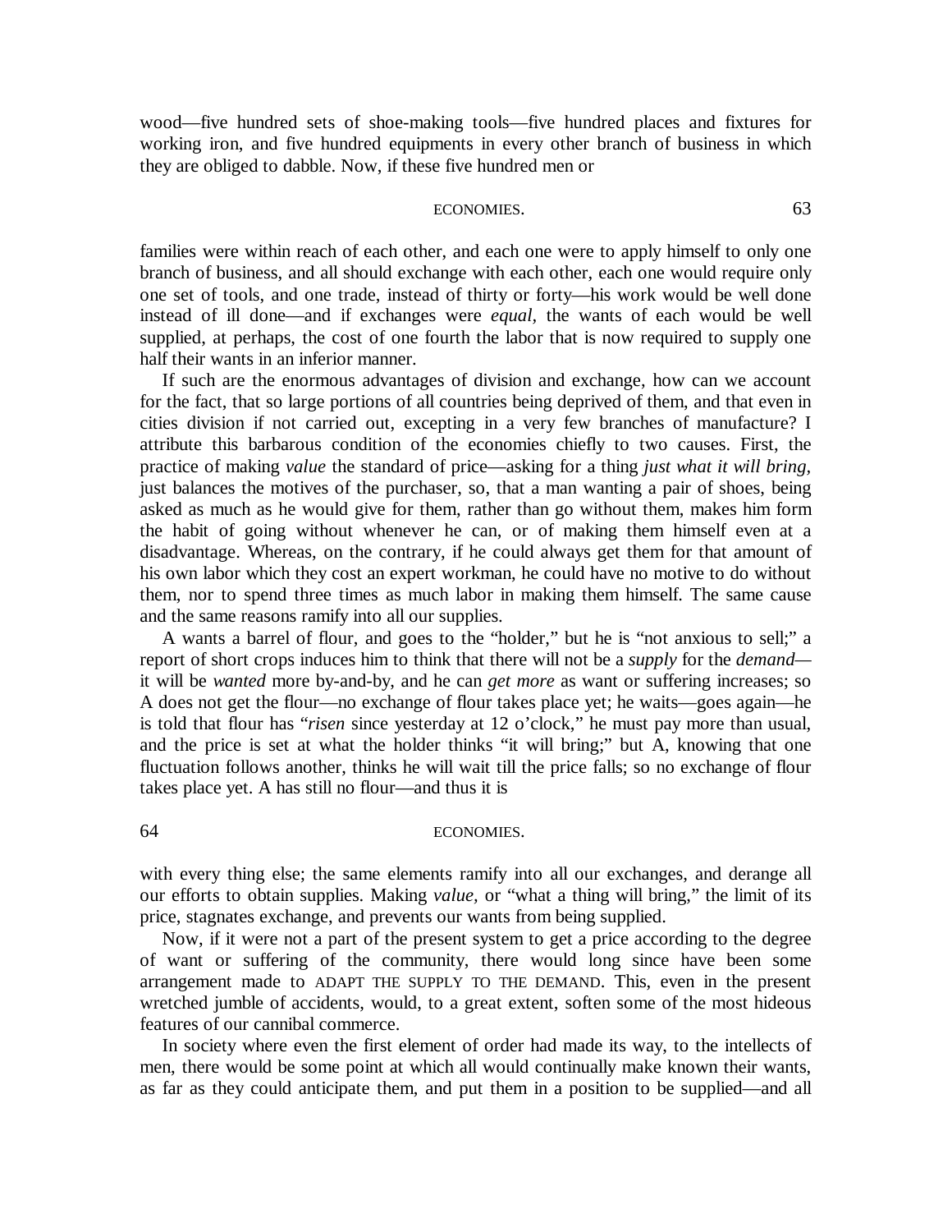wood—five hundred sets of shoe-making tools—five hundred places and fixtures for working iron, and five hundred equipments in every other branch of business in which they are obliged to dabble. Now, if these five hundred men or families were within reach of each other, and each one were to apply himself to only one branch of business, and all should exchange with each other, each one would require only one set of tools, and one trade, instead of thirty or forty—his work would be well done instead of ill done—and if exchanges were *equal,* the wants of each would be well supplied, at perhaps, the cost of one fourth the labor that is now required to supply one half their wants in an inferior manner.

If such are the enormous advantages of division and exchange, how can we account for the fact, that so large portions of all countries being deprived of them, and that even in cities division if not carried out, excepting in a very few branches of manufacture? I attribute this barbarous condition of the economies chiefly to two causes. First, the practice of making *value* the standard of price—asking for a thing *just what it will bring,* just balances the motives of the purchaser, so, that a man wanting a pair of shoes, being asked as much as he would give for them, rather than go without them, makes him form the habit of going without whenever he can, or of making them himself even at a disadvantage. Whereas, on the contrary, if he could always get them for that amount of his own labor which they cost an expert workman, he could have no motive to do without them, nor to spend three times as much labor in making them himself. The same cause and the same reasons ramify into all our supplies.

A wants a barrel of flour, and goes to the "holder," but he is "not anxious to sell;" a report of short crops induces him to think that there will not be a *supply* for the *demand*—it will be *wanted* more by-and-by, and he can *get more* as want or suffering increases; so A does not get the flour—no exchange of flour takes place yet; he waits—goes again—he is told that flour has "*risen* since yesterday at 12 o'clock," he must pay more than usual, and the price is set at what the holder thinks "it will bring;" but A, knowing that one fluctuation follows another, thinks he will wait till the price falls; so no exchange of flour takes place yet. A has still no flour—and thus it is with every thing else; the same elements ramify into all our exchanges, and derange all our efforts to obtain supplies. Making *value,* or "what a thing will bring," the limit of its price, stagnates exchange, and prevents our wants from being supplied.

Now, if it were not a part of the present system to get a price according to the degree of want or suffering of the community, there would long since have been some arrangement made to ADAPT THE SUPPLY TO THE DEMAND. This, even in the present wretched jumble of accidents, would, to a great extent, soften some of the most hideous features of our cannibal commerce.

In society where even the first element of order had made its way, to the intellects of men, there would be some point at which all would continually make known their wants, as far as they could anticipate them, and put them in a position to be supplied—and all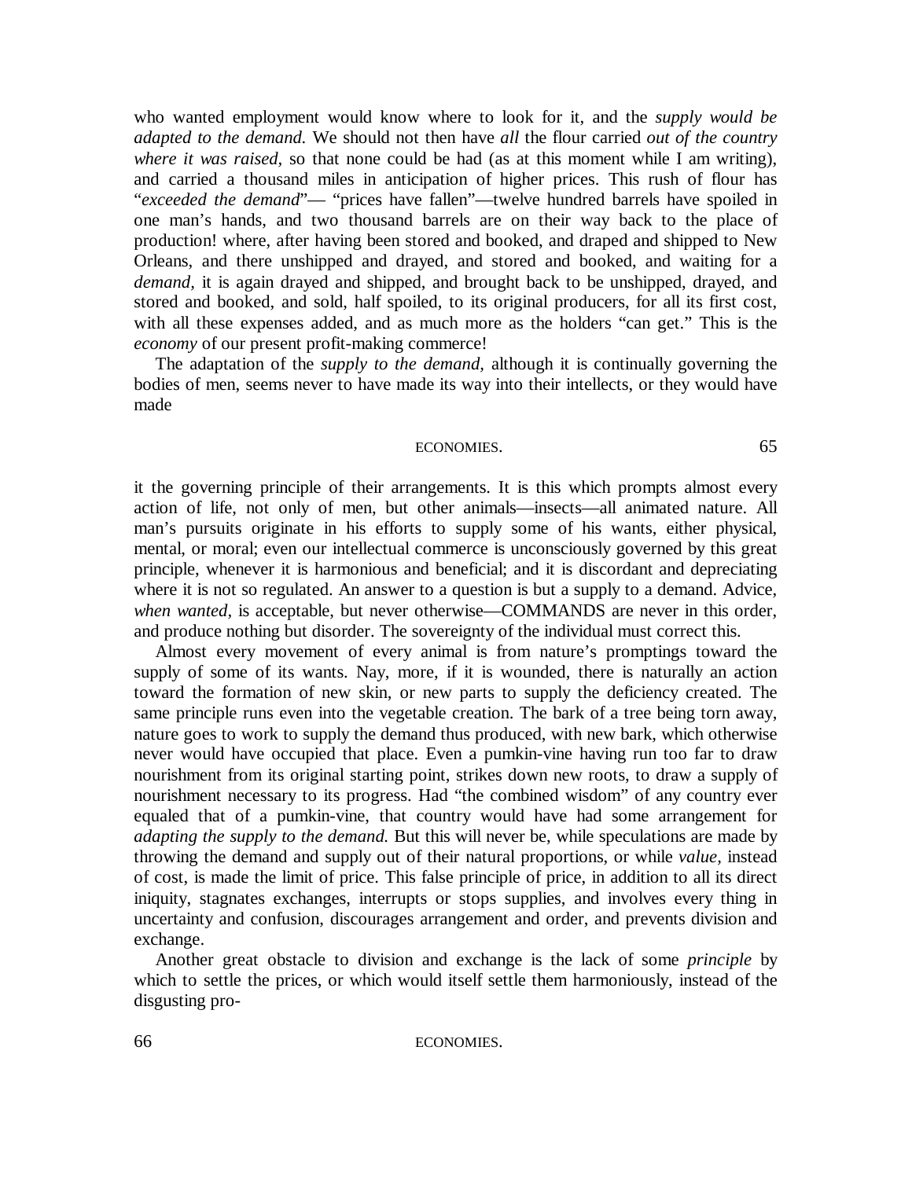who wanted employment would know where to look for it, and the *supply would be adapted to the demand.* We should not then have *all* the flour carried *out of the country where it was raised,* so that none could be had (as at this moment while I am writing), and carried a thousand miles in anticipation of higher prices. This rush of flour has "*exceeded the demand*"— "prices have fallen"—twelve hundred barrels have spoiled in one man's hands, and two thousand barrels are on their way back to the place of production! where, after having been stored and booked, and draped and shipped to New Orleans, and there unshipped and drayed, and stored and booked, and waiting for a *demand,* it is again drayed and shipped, and brought back to be unshipped, drayed, and stored and booked, and sold, half spoiled, to its original producers, for all its first cost, with all these expenses added, and as much more as the holders "can get." This is the *economy* of our present profit-making commerce!

The adaptation of the *supply to the demand,* although it is continually governing the bodies of men, seems never to have made its way into their intellects, or they would have made it the governing principle of their arrangements. It is this which prompts almost every action of life, not only of men, but other animals—insects—all animated nature. All man's pursuits originate in his efforts to supply some of his wants, either physical, mental, or moral; even our intellectual commerce is unconsciously governed by this great principle, whenever it is harmonious and beneficial; and it is discordant and depreciating where it is not so regulated. An answer to a question is but a supply to a demand. Advice, *when wanted,* is acceptable, but never otherwise—COMMANDS are never in this order, and produce nothing but disorder. The sovereignty of the individual must correct this.

Almost every movement of every animal is from nature's promptings toward the supply of some of its wants. Nay, more, if it is wounded, there is naturally an action toward the formation of new skin, or new parts to supply the deficiency created. The same principle runs even into the vegetable creation. The bark of a tree being torn away, nature goes to work to supply the demand thus produced, with new bark, which otherwise never would have occupied that place. Even a pumkin-vine having run too far to draw nourishment from its original starting point, strikes down new roots, to draw a supply of nourishment necessary to its progress. Had "the combined wisdom" of any country ever equaled that of a pumkin-vine, that country would have had some arrangement for *adapting the supply to the demand.* But this will never be, while speculations are made by throwing the demand and supply out of their natural proportions, or while *value,* instead of cost, is made the limit of price. This false principle of price, in addition to all its direct iniquity, stagnates exchanges, interrupts or stops supplies, and involves every thing in uncertainty and confusion, discourages arrangement and order, and prevents division and exchange.

Another great obstacle to division and exchange is the lack of some *principle* by which to settle the prices, or which would itself settle them harmoniously, instead of the disgusting pro-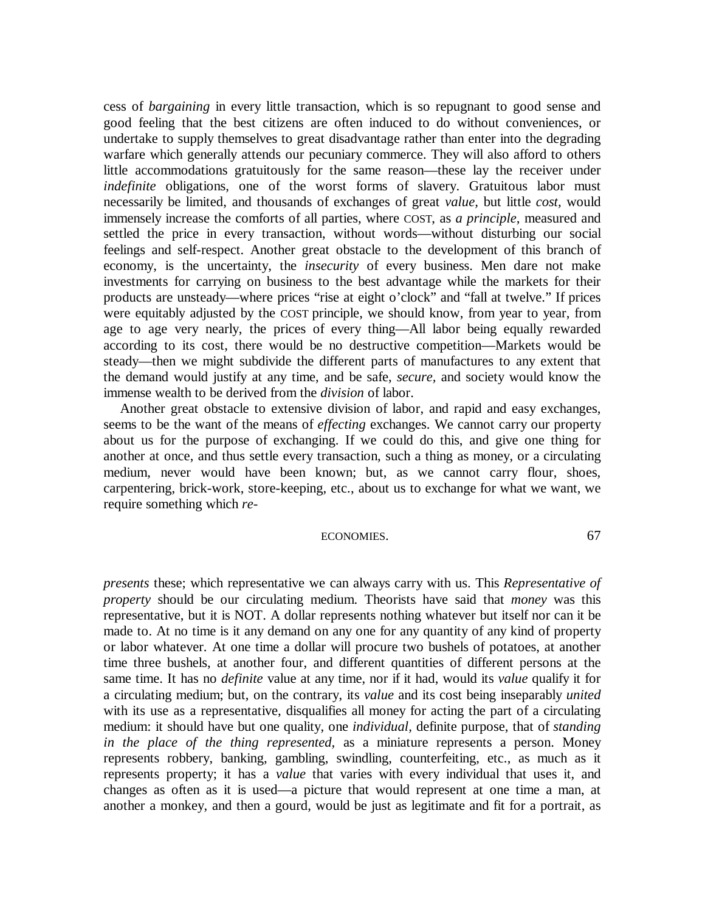cess of *bargaining* in every little transaction, which is so repugnant to good sense and good feeling that the best citizens are often induced to do without conveniences, or undertake to supply themselves to great disadvantage rather than enter into the degrading warfare which generally attends our pecuniary commerce. They will also afford to others little accommodations gratuitously for the same reason—these lay the receiver under *indefinite* obligations, one of the worst forms of slavery. Gratuitous labor must necessarily be limited, and thousands of exchanges of great *value,* but little *cost,* would immensely increase the comforts of all parties, where COST, as *a principle*, measured and settled the price in every transaction, without words—without disturbing our social feelings and self-respect. Another great obstacle to the development of this branch of economy, is the uncertainty, the *insecurity* of every business. Men dare not make investments for carrying on business to the best advantage while the markets for their products are unsteady—where prices "rise at eight o'clock" and "fall at twelve." If prices were equitably adjusted by the COST principle, we should know, from year to year, from age to age very nearly, the prices of every thing—All labor being equally rewarded according to its cost, there would be no destructive competition—Markets would be steady—then we might subdivide the different parts of manufactures to any extent that the demand would justify at any time, and be safe, *secure,* and society would know the immense wealth to be derived from the *division* of labor.

Another great obstacle to extensive division of labor, and rapid and easy exchanges, seems to be the want of the means of *effecting* exchanges. We cannot carry our property about us for the purpose of exchanging. If we could do this, and give one thing for another at once, and thus settle every transaction, such a thing as money, or a circulating medium, never would have been known; but, as we cannot carry flour, shoes, carpentering, brick-work, store-keeping, etc., about us to exchange for what we want, we require something which *represents* these; which representative we can always carry with us. This *Representative of property* should be our circulating medium. Theorists have said that *money* was this representative, but it is NOT. A dollar represents nothing whatever but itself nor can it be made to. At no time is it any demand on any one for any quantity of any kind of property or labor whatever. At one time a dollar will procure two bushels of potatoes, at another time three bushels, at another four, and different quantities of different persons at the same time. It has no *definite* value at any time, nor if it had, would its *value* qualify it for a circulating medium; but, on the contrary, its *value* and its cost being inseparably *united* with its use as a representative, disqualifies all money for acting the part of a circulating medium: it should have but one quality, one *individual,* definite purpose, that of *standing in the place of the thing represented,* as a miniature represents a person. Money represents robbery, banking, gambling, swindling, counterfeiting, etc., as much as it represents property; it has a *value* that varies with every individual that uses it, and changes as often as it is used—a picture that would represent at one time a man, at another a monkey, and then a gourd, would be just as legitimate and fit for a portrait, as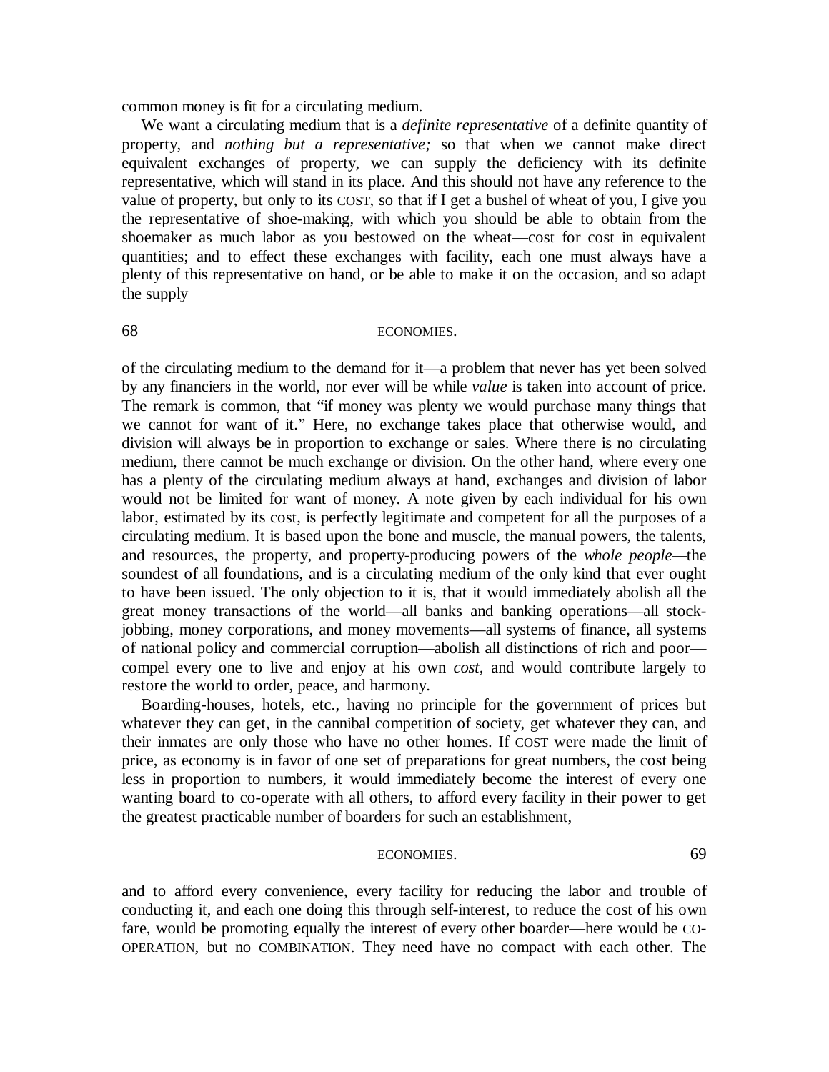common money is fit for a circulating medium.

We want a circulating medium that is a *definite representative* of a definite quantity of property, and *nothing but a representative;* so that when we cannot make direct equivalent exchanges of property, we can supply the deficiency with its definite representative, which will stand in its place. And this should not have any reference to the value of property, but only to its COST, so that if I get a bushel of wheat of you, I give you the representative of shoe-making, with which you should be able to obtain from the shoemaker as much labor as you bestowed on the wheat—cost for cost in equivalent quantities; and to effect these exchanges with facility, each one must always have a plenty of this representative on hand, or be able to make it on the occasion, and so adapt the supply of the circulating medium to the demand for it—a problem that never has yet been solved by any financiers in the world, nor ever will be while *value* is taken into account of price. The remark is common, that "if money was plenty we would purchase many things that we cannot for want of it." Here, no exchange takes place that otherwise would, and division will always be in proportion to exchange or sales. Where there is no circulating medium, there cannot be much exchange or division. On the other hand, where every one has a plenty of the circulating medium always at hand, exchanges and division of labor would not be limited for want of money. A note given by each individual for his own labor, estimated by its cost, is perfectly legitimate and competent for all the purposes of a circulating medium. It is based upon the bone and muscle, the manual powers, the talents, and resources, the property, and property-producing powers of the *whole people*—the soundest of all foundations, and is a circulating medium of the only kind that ever ought to have been issued. The only objection to it is, that it would immediately abolish all the great money transactions of the world—all banks and banking operations—all stock-jobbing, money corporations, and money movements—all systems of finance, all systems of national policy and commercial corruption—abolish all distinctions of rich and poor—compel every one to live and enjoy at his own *cost*, and would contribute largely to restore the world to order, peace, and harmony.

Boarding-houses, hotels, etc., having no principle for the government of prices but whatever they can get, in the cannibal competition of society, get whatever they can, and their inmates are only those who have no other homes. If COST were made the limit of price, as economy is in favor of one set of preparations for great numbers, the cost being less in proportion to numbers, it would immediately become the interest of every one wanting board to co-operate with all others, to afford every facility in their power to get the greatest practicable number of boarders for such an establishment, and to afford every convenience, every facility for reducing the labor and trouble of conducting it, and each one doing this through self-interest, to reduce the cost of his own fare, would be promoting equally the interest of every other boarder—here would be CO-OPERATION, but no COMBINATION. They need have no compact with each other. The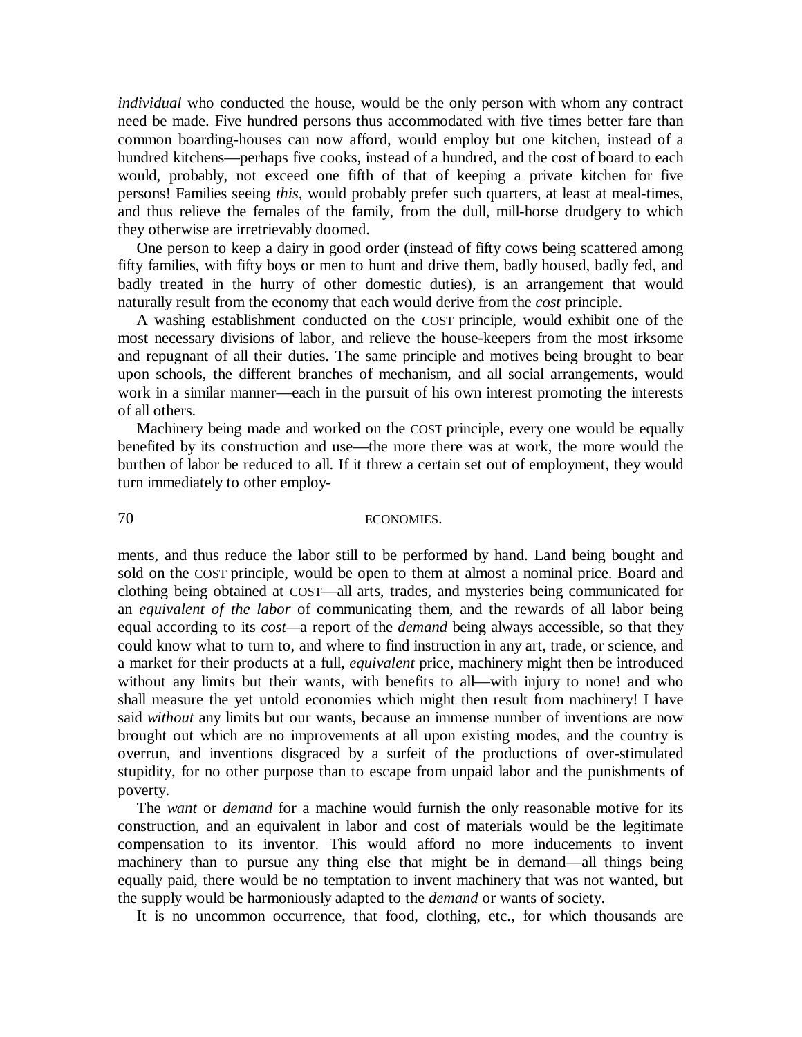*individual* who conducted the house, would be the only person with whom any contract need be made. Five hundred persons thus accommodated with five times better fare than common boarding-houses can now afford, would employ but one kitchen, instead of a hundred kitchens—perhaps five cooks, instead of a hundred, and the cost of board to each would, probably, not exceed one fifth of that of keeping a private kitchen for five persons! Families seeing *this,* would probably prefer such quarters, at least at meal-times, and thus relieve the females of the family, from the dull, mill-horse drudgery to which they otherwise are irretrievably doomed.

One person to keep a dairy in good order (instead of fifty cows being scattered among fifty families, with fifty boys or men to hunt and drive them, badly housed, badly fed, and badly treated in the hurry of other domestic duties), is an arrangement that would naturally result from the economy that each would derive from the *cost* principle.

A washing establishment conducted on the COST principle, would exhibit one of the most necessary divisions of labor, and relieve the house-keepers from the most irksome and repugnant of all their duties. The same principle and motives being brought to bear upon schools, the different branches of mechanism, and all social arrangements, would work in a similar manner—each in the pursuit of his own interest promoting the interests of all others.

Machinery being made and worked on the COST principle, every one would be equally benefited by its construction and use—the more there was at work, the more would the burthen of labor be reduced to all. If it threw a certain set out of employment, they would turn immediately to other employments, and thus reduce the labor still to be performed by hand. Land being bought and sold on the COST principle, would be open to them at almost a nominal price. Board and clothing being obtained at COST—all arts, trades, and mysteries being communicated for an *equivalent of the labor* of communicating them, and the rewards of all labor being equal according to its *cost*—a report of the *demand* being always accessible, so that they could know what to turn to, and where to find instruction in any art, trade, or science, and a market for their products at a full, *equivalent* price, machinery might then be introduced without any limits but their wants, with benefits to all—with injury to none! and who shall measure the yet untold economies which might then result from machinery! I have said *without* any limits but our wants, because an immense number of inventions are now brought out which are no improvements at all upon existing modes, and the country is overrun, and inventions disgraced by a surfeit of the productions of over-stimulated stupidity, for no other purpose than to escape from unpaid labor and the punishments of poverty.

The *want* or *demand* for a machine would furnish the only reasonable motive for its construction, and an equivalent in labor and cost of materials would be the legitimate compensation to its inventor. This would afford no more inducements to invent machinery than to pursue any thing else that might be in demand—all things being equally paid, there would be no temptation to invent machinery that was not wanted, but the supply would be harmoniously adapted to the *demand* or wants of society.

It is no uncommon occurrence, that food, clothing, etc., for which thousands are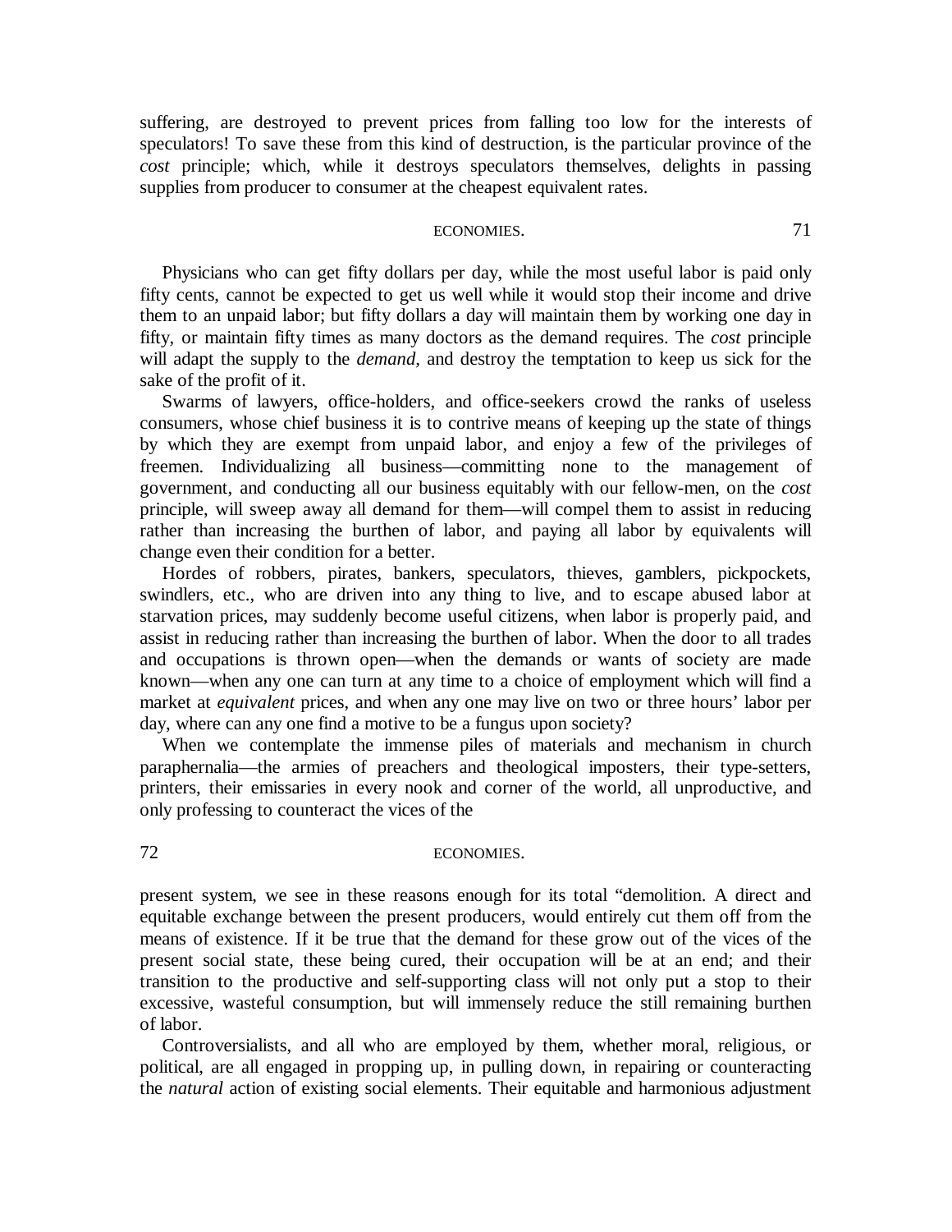suffering, are destroyed to prevent prices from falling too low for the interests of speculators! To save these from this kind of destruction, is the particular province of the *cost* principle; which, while it destroys speculators themselves, delights in passing supplies from producer to consumer at the cheapest equivalent rates.

Physicians who can get fifty dollars per day, while the most useful labor is paid only fifty cents, cannot be expected to get us well while it would stop their income and drive them to an unpaid labor; but fifty dollars a day will maintain them by working one day in fifty, or maintain fifty times as many doctors as the demand requires. The *cost* principle will adapt the supply to the *demand,* and destroy the temptation to keep us sick for the sake of the profit of it.

Swarms of lawyers, office-holders, and office-seekers crowd the ranks of useless consumers, whose chief business it is to contrive means of keeping up the state of things by which they are exempt from unpaid labor, and enjoy a few of the privileges of freemen. Individualizing all business—committing none to the management of government, and conducting all our business equitably with our fellow-men, on the *cost* principle, will sweep away all demand for them—will compel them to assist in reducing rather than increasing the burthen of labor, and paying all labor by equivalents will change even their condition for a better.

Hordes of robbers, pirates, bankers, speculators, thieves, gamblers, pickpockets, swindlers, etc., who are driven into any thing to live, and to escape abused labor at starvation prices, may suddenly become useful citizens, when labor is properly paid, and assist in reducing rather than increasing the burthen of labor. When the door to all trades and occupations is thrown open—when the demands or wants of society are made known—when any one can turn at any time to a choice of employment which will find a market at *equivalent* prices, and when any one may live on two or three hours' labor per day, where can any one find a motive to be a fungus upon society?

When we contemplate the immense piles of materials and mechanism in church paraphernalia—the armies of preachers and theological imposters, their type-setters, printers, their emissaries in every nook and corner of the world, all unproductive, and only professing to counteract the vices of the present system, we see in these reasons enough for its total "demolition. A direct and equitable exchange between the present producers, would entirely cut them off from the means of existence. If it be true that the demand for these grow out of the vices of the present social state, these being cured, their occupation will be at an end; and their transition to the productive and self-supporting class will not only put a stop to their excessive, wasteful consumption, but will immensely reduce the still remaining burthen of labor.

Controversialists, and all who are employed by them, whether moral, religious, or political, are all engaged in propping up, in pulling down, in repairing or counteracting the *natural* action of existing social elements. Their equitable and harmonious adjustment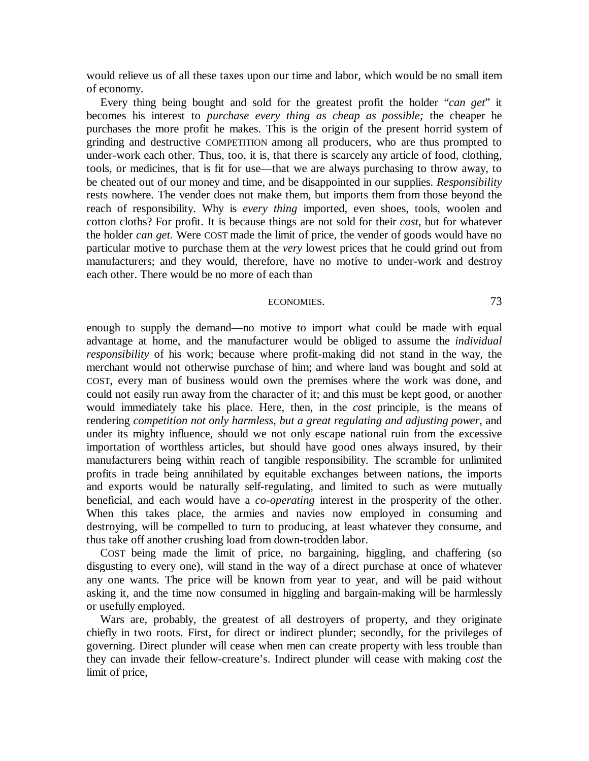would relieve us of all these taxes upon our time and labor, which would be no small item of economy.

Every thing being bought and sold for the greatest profit the holder "*can get*" it becomes his interest to *purchase every thing as cheap as possible;* the cheaper he purchases the more profit he makes. This is the origin of the present horrid system of grinding and destructive COMPETITION among all producers, who are thus prompted to under-work each other. Thus, too, it is, that there is scarcely any article of food, clothing, tools, or medicines, that is fit for use—that we are always purchasing to throw away, to be cheated out of our money and time, and be disappointed in our supplies. *Responsibility* rests nowhere. The vender does not make them, but imports them from those beyond the reach of responsibility. Why is *every thing* imported, even shoes, tools, woolen and cotton cloths? For profit. It is because things are not sold for their *cost*, but for whatever the holder *can get.* Were COST made the limit of price, the vender of goods would have no particular motive to purchase them at the *very* lowest prices that he could grind out from manufacturers; and they would, therefore, have no motive to under-work and destroy each other. There would be no more of each than enough to supply the demand—no motive to import what could be made with equal advantage at home, and the manufacturer would be obliged to assume the *individual responsibility* of his work; because where profit-making did not stand in the way, the merchant would not otherwise purchase of him; and where land was bought and sold at COST, every man of business would own the premises where the work was done, and could not easily run away from the character of it; and this must be kept good, or another would immediately take his place. Here, then, in the *cost* principle, is the means of rendering *competition not only harmless, but a great regulating and adjusting power*, and under its mighty influence, should we not only escape national ruin from the excessive importation of worthless articles, but should have good ones always insured, by their manufacturers being within reach of tangible responsibility. The scramble for unlimited profits in trade being annihilated by equitable exchanges between nations, the imports and exports would be naturally self-regulating, and limited to such as were mutually beneficial, and each would have a *co-operating* interest in the prosperity of the other. When this takes place, the armies and navies now employed in consuming and destroying, will be compelled to turn to producing, at least whatever they consume, and thus take off another crushing load from down-trodden labor.

COST being made the limit of price, no bargaining, higgling, and chaffering (so disgusting to every one), will stand in the way of a direct purchase at once of whatever any one wants. The price will be known from year to year, and will be paid without asking it, and the time now consumed in higgling and bargain-making will be harmlessly or usefully employed.

Wars are, probably, the greatest of all destroyers of property, and they originate chiefly in two roots. First, for direct or indirect plunder; secondly, for the privileges of governing. Direct plunder will cease when men can create property with less trouble than they can invade their fellow-creature's. Indirect plunder will cease with making *cost* the limit of price,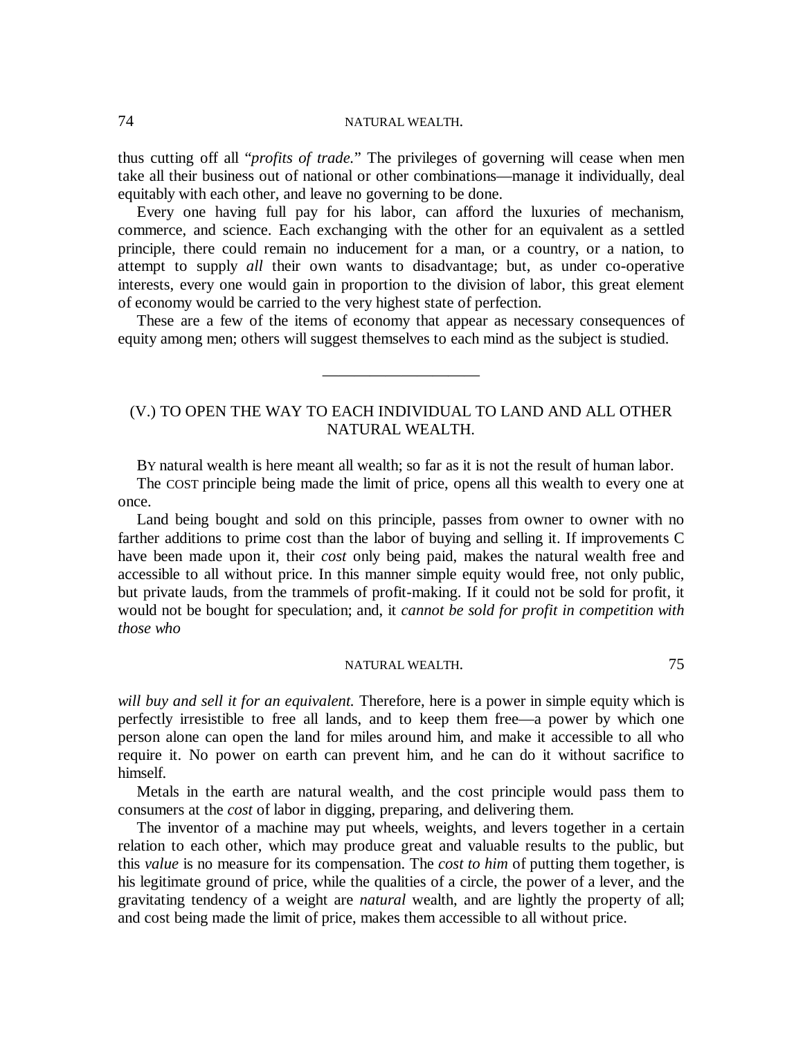thus cutting off all "*profits of trade.*" The privileges of governing will cease when men take all their business out of national or other combinations—manage it individually, deal equitably with each other, and leave no governing to be done.

Every one having full pay for his labor, can afford the luxuries of mechanism, commerce, and science. Each exchanging with the other for an equivalent as a settled principle, there could remain no inducement for a man, or a country, or a nation, to attempt to supply *all* their own wants to disadvantage; but, as under co-operative interests, every one would gain in proportion to the division of labor, this great element of economy would be carried to the very highest state of perfection.

These are a few of the items of economy that appear as necessary consequences of equity among men; others will suggest themselves to each mind as the subject is studied.

---

## (V.) TO OPEN THE WAY TO EACH INDIVIDUAL TO LAND AND ALL OTHER NATURAL WEALTH.

BY natural wealth is here meant all wealth; so far as it is not the result of human labor.

The COST principle being made the limit of price, opens all this wealth to every one at once.

Land being bought and sold on this principle, passes from owner to owner with no farther additions to prime cost than the labor of buying and selling it. If improvements C have been made upon it, their *cost* only being paid, makes the natural wealth free and accessible to all without price. In this manner simple equity would free, not only public, but private lauds, from the trammels of profit-making. If it could not be sold for profit, it would not be bought for speculation; and, it *cannot be sold for profit in competition with those who will buy and sell it for an equivalent.* Therefore, here is a power in simple equity which is perfectly irresistible to free all lands, and to keep them free—a power by which one person alone can open the land for miles around him, and make it accessible to all who require it. No power on earth can prevent him, and he can do it without sacrifice to himself.

Metals in the earth are natural wealth, and the cost principle would pass them to consumers at the *cost* of labor in digging, preparing, and delivering them.

The inventor of a machine may put wheels, weights, and levers together in a certain relation to each other, which may produce great and valuable results to the public, but this *value* is no measure for its compensation. The *cost to him* of putting them together, is his legitimate ground of price, while the qualities of a circle, the power of a lever, and the gravitating tendency of a weight are *natural* wealth, and are lightly the property of all; and cost being made the limit of price, makes them accessible to all without price.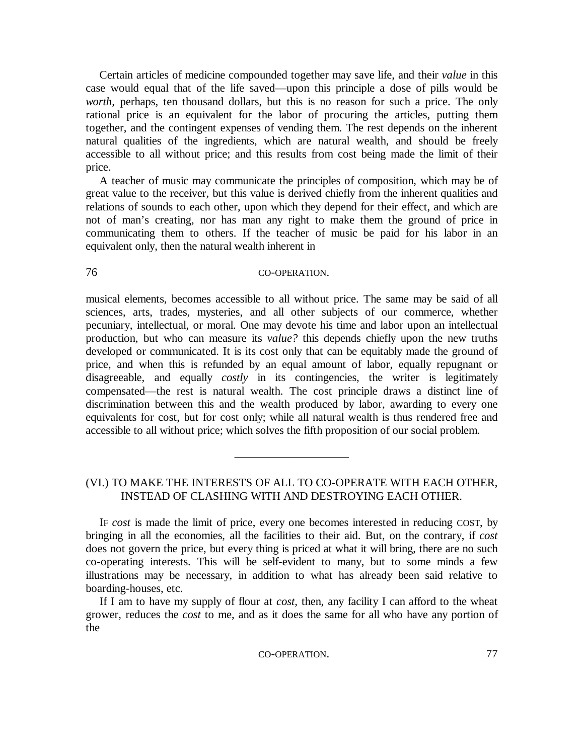Certain articles of medicine compounded together may save life, and their *value* in this case would equal that of the life saved—upon this principle a dose of pills would be *worth*, perhaps, ten thousand dollars, but this is no reason for such a price. The only rational price is an equivalent for the labor of procuring the articles, putting them together, and the contingent expenses of vending them. The rest depends on the inherent natural qualities of the ingredients, which are natural wealth, and should be freely accessible to all without price; and this results from cost being made the limit of their price.

A teacher of music may communicate the principles of composition, which may be of great value to the receiver, but this value is derived chiefly from the inherent qualities and relations of sounds to each other, upon which they depend for their effect, and which are not of man's creating, nor has man any right to make them the ground of price in communicating them to others. If the teacher of music be paid for his labor in an equivalent only, then the natural wealth inherent in musical elements, becomes accessible to all without price. The same may be said of all sciences, arts, trades, mysteries, and all other subjects of our commerce, whether pecuniary, intellectual, or moral. One may devote his time and labor upon an intellectual production, but who can measure its *value?* this depends chiefly upon the new truths developed or communicated. It is its cost only that can be equitably made the ground of price, and when this is refunded by an equal amount of labor, equally repugnant or disagreeable, and equally *costly* in its contingencies, the writer is legitimately compensated—the rest is natural wealth. The cost principle draws a distinct line of discrimination between this and the wealth produced by labor, awarding to every one equivalents for cost, but for cost only; while all natural wealth is thus rendered free and accessible to all without price; which solves the fifth proposition of our social problem.

---

## (VI.) TO MAKE THE INTERESTS OF ALL TO CO-OPERATE WITH EACH OTHER, INSTEAD OF CLASHING WITH AND DESTROYING EACH OTHER.

IF *cost* is made the limit of price, every one becomes interested in reducing COST, by bringing in all the economies, all the facilities to their aid. But, on the contrary, if *cost* does not govern the price, but every thing is priced at what it will bring, there are no such co-operating interests. This will be self-evident to many, but to some minds a few illustrations may be necessary, in addition to what has already been said relative to boarding-houses, etc.

If I am to have my supply of flour at *cost,* then, any facility I can afford to the wheat grower, reduces the *cost* to me, and as it does the same for all who have any portion of the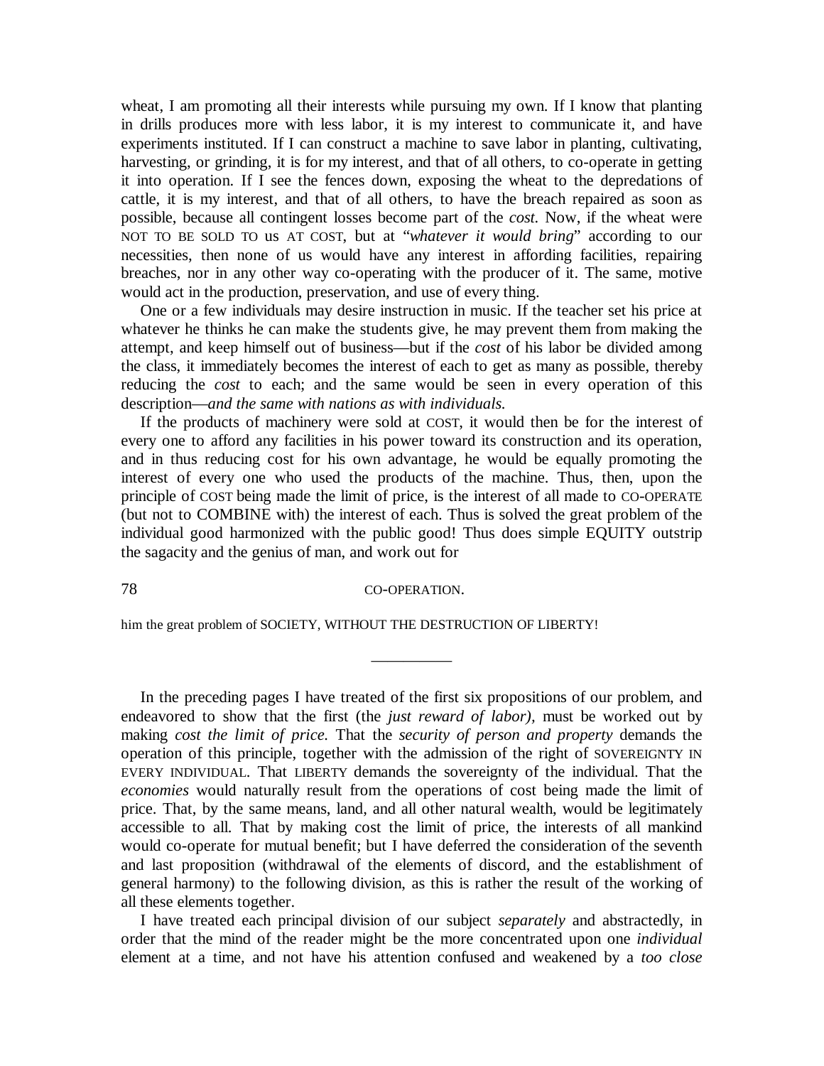wheat, I am promoting all their interests while pursuing my own. If I know that planting in drills produces more with less labor, it is my interest to communicate it, and have experiments instituted. If I can construct a machine to save labor in planting, cultivating, harvesting, or grinding, it is for my interest, and that of all others, to co-operate in getting it into operation. If I see the fences down, exposing the wheat to the depredations of cattle, it is my interest, and that of all others, to have the breach repaired as soon as possible, because all contingent losses become part of the *cost.* Now, if the wheat were NOT TO BE SOLD TO us AT COST, but at "*whatever it would bring*" according to our necessities, then none of us would have any interest in affording facilities, repairing breaches, nor in any other way co-operating with the producer of it. The same, motive would act in the production, preservation, and use of every thing.

One or a few individuals may desire instruction in music. If the teacher set his price at whatever he thinks he can make the students give, he may prevent them from making the attempt, and keep himself out of business—but if the *cost* of his labor be divided among the class, it immediately becomes the interest of each to get as many as possible, thereby reducing the *cost* to each; and the same would be seen in every operation of this description—*and the same with nations as with individuals.*

If the products of machinery were sold at COST, it would then be for the interest of every one to afford any facilities in his power toward its construction and its operation, and in thus reducing cost for his own advantage, he would be equally promoting the interest of every one who used the products of the machine. Thus, then, upon the principle of COST being made the limit of price, is the interest of all made to CO-OPERATE (but not to COMBINE with) the interest of each. Thus is solved the great problem of the individual good harmonized with the public good! Thus does simple EQUITY outstrip the sagacity and the genius of man, and work out for him the great problem of SOCIETY, WITHOUT THE DESTRUCTION OF LIBERTY!

---

In the preceding pages I have treated of the first six propositions of our problem, and endeavored to show that the first (the *just reward of labor),* must be worked out by making *cost the limit of price.* That the *security of person and property* demands the operation of this principle, together with the admission of the right of SOVEREIGNTY IN EVERY INDIVIDUAL. That LIBERTY demands the sovereignty of the individual. That the *economies* would naturally result from the operations of cost being made the limit of price. That, by the same means, land, and all other natural wealth, would be legitimately accessible to all. That by making cost the limit of price, the interests of all mankind would co-operate for mutual benefit; but I have deferred the consideration of the seventh and last proposition (withdrawal of the elements of discord, and the establishment of general harmony) to the following division, as this is rather the result of the working of all these elements together.

I have treated each principal division of our subject *separately* and abstractedly, in order that the mind of the reader might be the more concentrated upon one *individual* element at a time, and not have his attention confused and weakened by a *too close*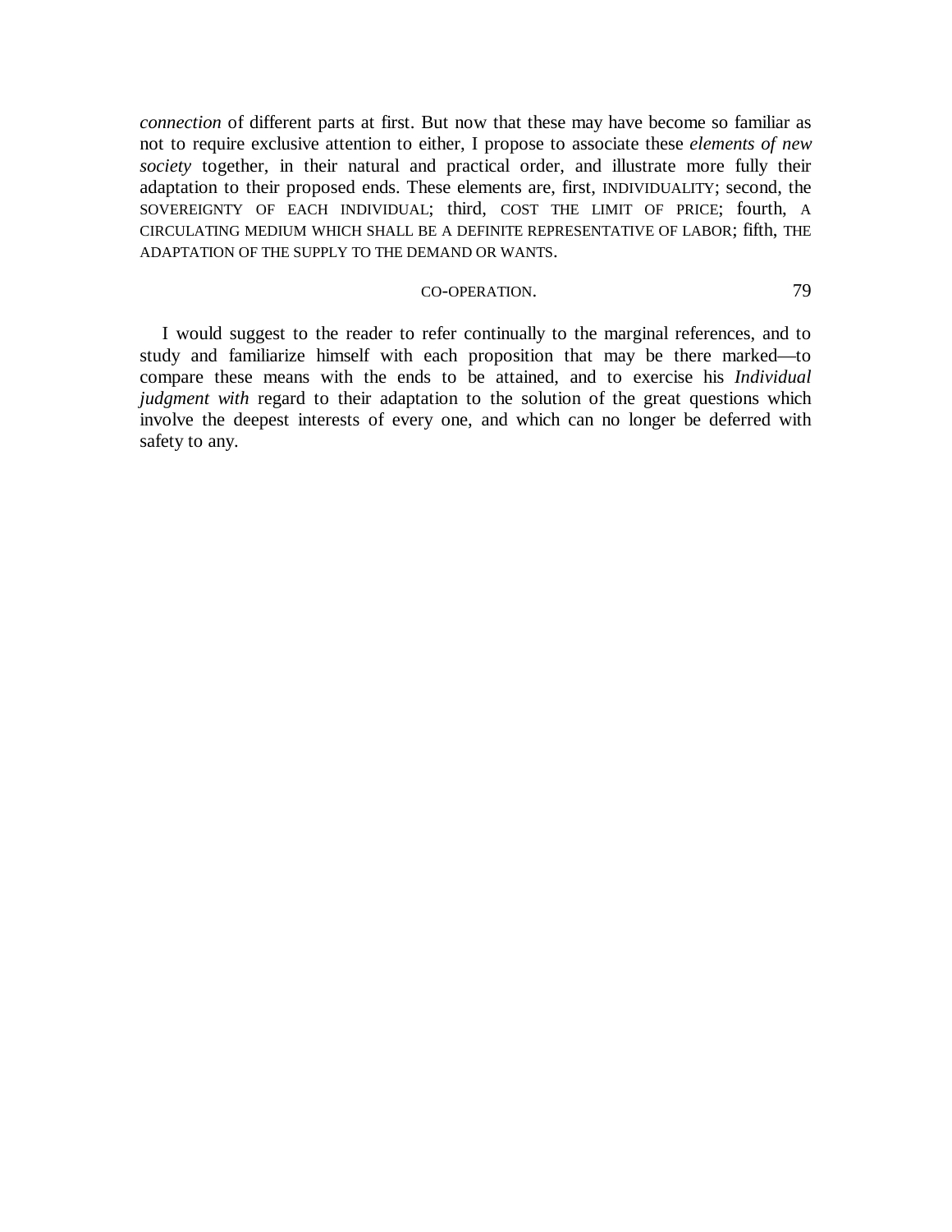*connection* of different parts at first. But now that these may have become so familiar as not to require exclusive attention to either, I propose to associate these *elements of new society* together, in their natural and practical order, and illustrate more fully their adaptation to their proposed ends. These elements are, first, INDIVIDUALITY; second, the SOVEREIGNTY OF EACH INDIVIDUAL; third, COST THE LIMIT OF PRICE; fourth, A CIRCULATING MEDIUM WHICH SHALL BE A DEFINITE REPRESENTATIVE OF LABOR; fifth, THE ADAPTATION OF THE SUPPLY TO THE DEMAND OR WANTS.

I would suggest to the reader to refer continually to the marginal references, and to study and familiarize himself with each proposition that may be there marked—to compare these means with the ends to be attained, and to exercise his *Individual judgment with* regard to their adaptation to the solution of the great questions which involve the deepest interests of every one, and which can no longer be deferred with safety to any.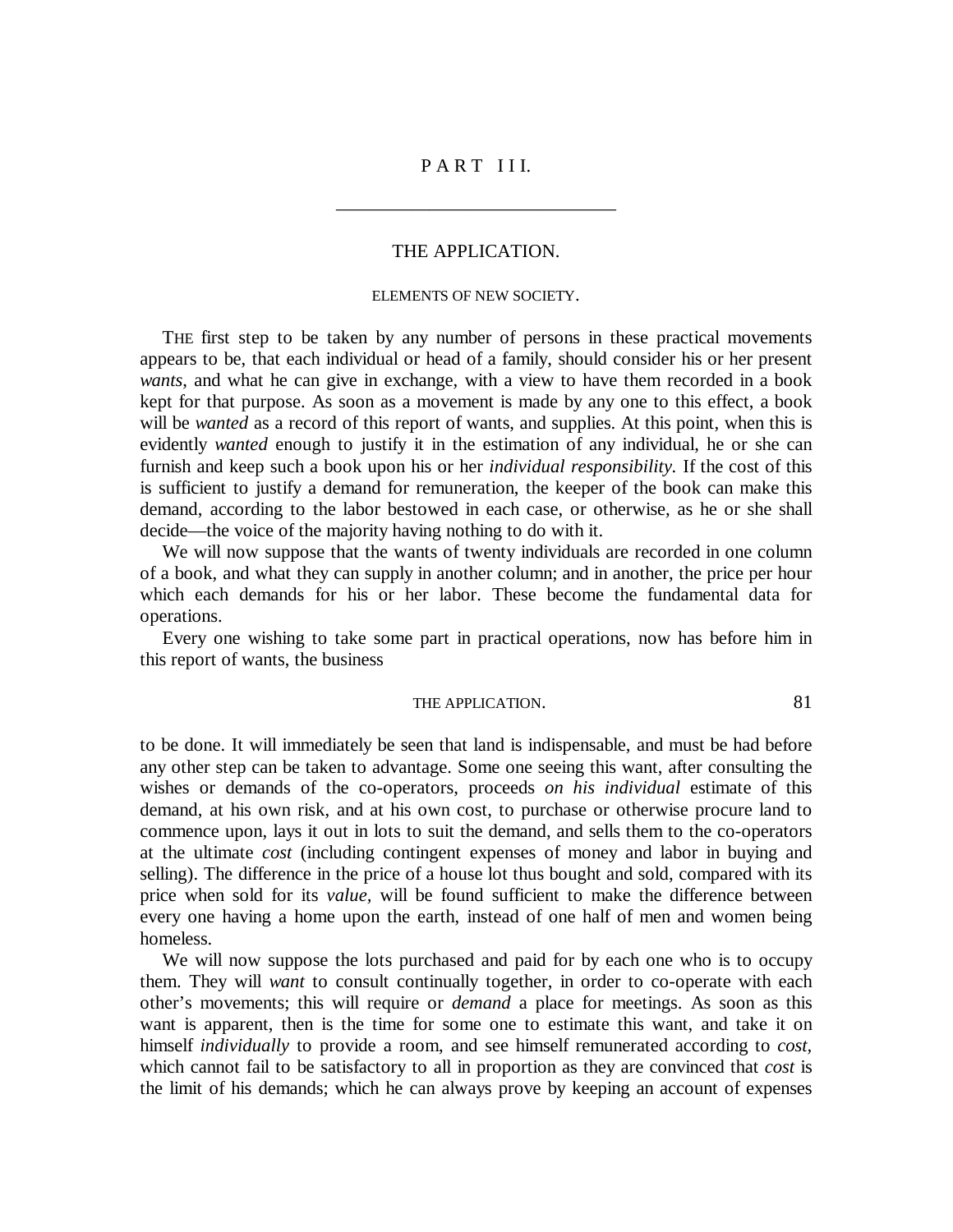# PART III.

## THE APPLICATION.

### ELEMENTS OF NEW SOCIETY.

THE first step to be taken by any number of persons in these practical movements appears to be, that each individual or head of a family, should consider his or her present *wants*, and what he can give in exchange, with a view to have them recorded in a book kept for that purpose. As soon as a movement is made by any one to this effect, a book will be *wanted* as a record of this report of wants, and supplies. At this point, when this is evidently *wanted* enough to justify it in the estimation of any individual, he or she can furnish and keep such a book upon his or her *individual responsibility.* If the cost of this is sufficient to justify a demand for remuneration, the keeper of the book can make this demand, according to the labor bestowed in each case, or otherwise, as he or she shall decide—the voice of the majority having nothing to do with it.

We will now suppose that the wants of twenty individuals are recorded in one column of a book, and what they can supply in another column; and in another, the price per hour which each demands for his or her labor. These become the fundamental data for operations.

Every one wishing to take some part in practical operations, now has before him in this report of wants, the business to be done. It will immediately be seen that land is indispensable, and must be had before any other step can be taken to advantage. Some one seeing this want, after consulting the wishes or demands of the co-operators, proceeds *on his individual* estimate of this demand, at his own risk, and at his own cost, to purchase or otherwise procure land to commence upon, lays it out in lots to suit the demand, and sells them to the co-operators at the ultimate *cost* (including contingent expenses of money and labor in buying and selling). The difference in the price of a house lot thus bought and sold, compared with its price when sold for its *value*, will be found sufficient to make the difference between every one having a home upon the earth, instead of one half of men and women being homeless.

We will now suppose the lots purchased and paid for by each one who is to occupy them. They will *want* to consult continually together, in order to co-operate with each other's movements; this will require or *demand* a place for meetings. As soon as this want is apparent, then is the time for some one to estimate this want, and take it on himself *individually* to provide a room, and see himself remunerated according to *cost*, which cannot fail to be satisfactory to all in proportion as they are convinced that *cost* is the limit of his demands; which he can always prove by keeping an account of expenses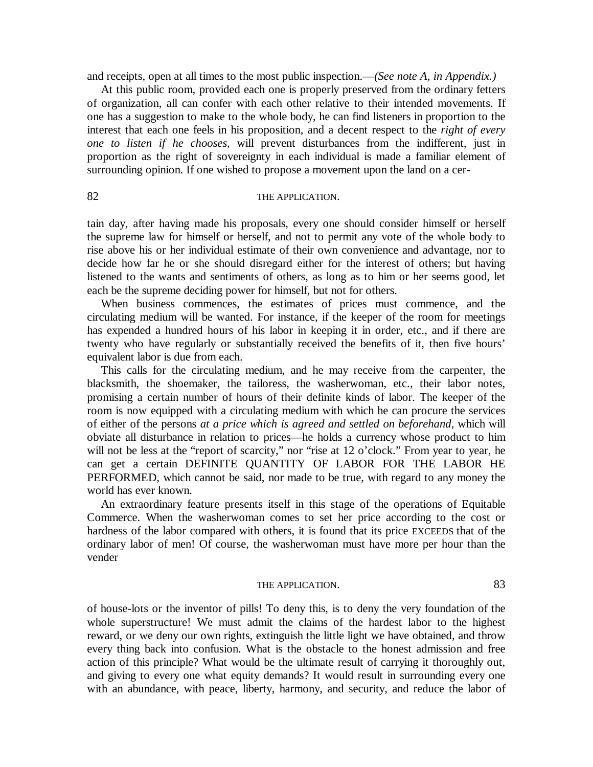and receipts, open at all times to the most public inspection.—*(See note A, in Appendix.)*

At this public room, provided each one is properly preserved from the ordinary fetters of organization, all can confer with each other relative to their intended movements. If one has a suggestion to make to the whole body, he can find listeners in proportion to the interest that each one feels in his proposition, and a decent respect to the *right of every one to listen if he chooses,* will prevent disturbances from the indifferent, just in proportion as the right of sovereignty in each individual is made a familiar element of surrounding opinion. If one wished to propose a movement upon the land on a certain day, after having made his proposals, every one should consider himself or herself the supreme law for himself or herself, and not to permit any vote of the whole body to rise above his or her individual estimate of their own convenience and advantage, nor to decide how far he or she should disregard either for the interest of others; but having listened to the wants and sentiments of others, as long as to him or her seems good, let each be the supreme deciding power for himself, but not for others.

When business commences, the estimates of prices must commence, and the circulating medium will be wanted. For instance, if the keeper of the room for meetings has expended a hundred hours of his labor in keeping it in order, etc., and if there are twenty who have regularly or substantially received the benefits of it, then five hours' equivalent labor is due from each.

This calls for the circulating medium, and he may receive from the carpenter, the blacksmith, the shoemaker, the tailoress, the washerwoman, etc., their labor notes, promising a certain number of hours of their definite kinds of labor. The keeper of the room is now equipped with a circulating medium with which he can procure the services of either of the persons *at a price which is agreed and settled on beforehand,* which will obviate all disturbance in relation to prices—he holds a currency whose product to him will not be less at the "report of scarcity," nor "rise at 12 o'clock." From year to year, he can get a certain DEFINITE QUANTITY OF LABOR FOR THE LABOR HE PERFORMED, which cannot be said, nor made to be true, with regard to any money the world has ever known.

An extraordinary feature presents itself in this stage of the operations of Equitable Commerce. When the washerwoman comes to set her price according to the cost or hardness of the labor compared with others, it is found that its price EXCEEDS that of the ordinary labor of men! Of course, the washerwoman must have more per hour than the vender of house-lots or the inventor of pills! To deny this, is to deny the very foundation of the whole superstructure! We must admit the claims of the hardest labor to the highest reward, or we deny our own rights, extinguish the little light we have obtained, and throw every thing back into confusion. What is the obstacle to the honest admission and free action of this principle? What would be the ultimate result of carrying it thoroughly out, and giving to every one what equity demands? It would result in surrounding every one with an abundance, with peace, liberty, harmony, and security, and reduce the labor of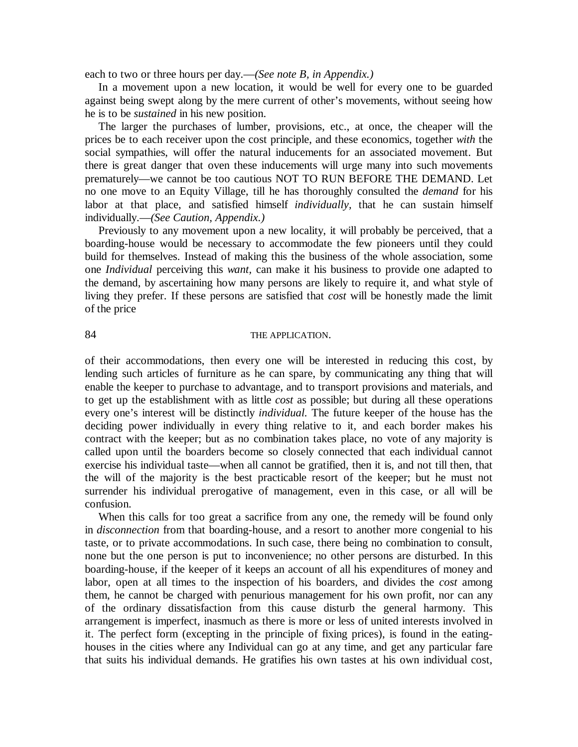each to two or three hours per day.—*(See note B, in Appendix.)*

In a movement upon a new location, it would be well for every one to be guarded against being swept along by the mere current of other's movements, without seeing how he is to be *sustained* in his new position.

The larger the purchases of lumber, provisions, etc., at once, the cheaper will the prices be to each receiver upon the cost principle, and these economics, together *with* the social sympathies, will offer the natural inducements for an associated movement. But there is great danger that oven these inducements will urge many into such movements prematurely—we cannot be too cautious NOT TO RUN BEFORE THE DEMAND. Let no one move to an Equity Village, till he has thoroughly consulted the *demand* for his labor at that place, and satisfied himself *individually*, that he can sustain himself individually.—*(See Caution, Appendix.)*

Previously to any movement upon a new locality, it will probably be perceived, that a boarding-house would be necessary to accommodate the few pioneers until they could build for themselves. Instead of making this the business of the whole association, some one *Individual* perceiving this *want*, can make it his business to provide one adapted to the demand, by ascertaining how many persons are likely to require it, and what style of living they prefer. If these persons are satisfied that *cost* will be honestly made the limit of the price of their accommodations, then every one will be interested in reducing this cost, by lending such articles of furniture as he can spare, by communicating any thing that will enable the keeper to purchase to advantage, and to transport provisions and materials, and to get up the establishment with as little *cost* as possible; but during all these operations every one's interest will be distinctly *individual.* The future keeper of the house has the deciding power individually in every thing relative to it, and each border makes his contract with the keeper; but as no combination takes place, no vote of any majority is called upon until the boarders become so closely connected that each individual cannot exercise his individual taste—when all cannot be gratified, then it is, and not till then, that the will of the majority is the best practicable resort of the keeper; but he must not surrender his individual prerogative of management, even in this case, or all will be confusion.

When this calls for too great a sacrifice from any one, the remedy will be found only in *disconnection* from that boarding-house, and a resort to another more congenial to his taste, or to private accommodations. In such case, there being no combination to consult, none but the one person is put to inconvenience; no other persons are disturbed. In this boarding-house, if the keeper of it keeps an account of all his expenditures of money and labor, open at all times to the inspection of his boarders, and divides the *cost* among them, he cannot be charged with penurious management for his own profit, nor can any of the ordinary dissatisfaction from this cause disturb the general harmony. This arrangement is imperfect, inasmuch as there is more or less of united interests involved in it. The perfect form (excepting in the principle of fixing prices), is found in the eating-houses in the cities where any Individual can go at any time, and get any particular fare that suits his individual demands. He gratifies his own tastes at his own individual cost,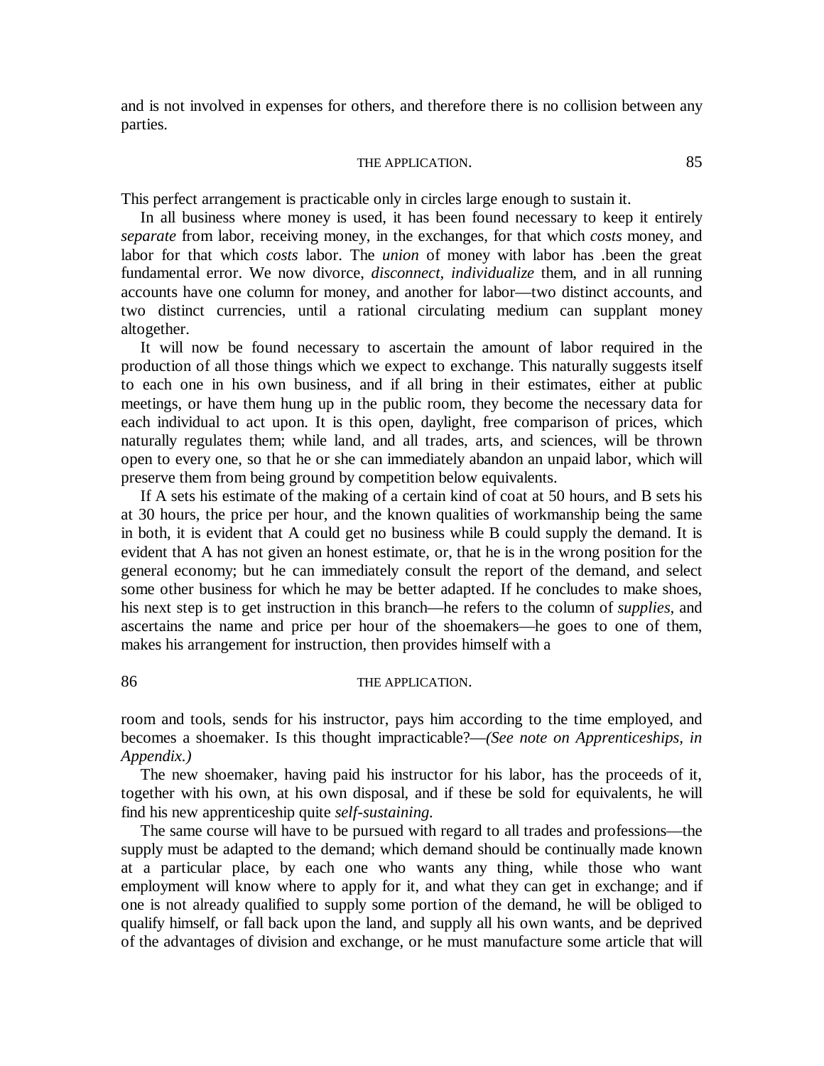and is not involved in expenses for others, and therefore there is no collision between any parties.

This perfect arrangement is practicable only in circles large enough to sustain it.

In all business where money is used, it has been found necessary to keep it entirely *separate* from labor, receiving money, in the exchanges, for that which *costs* money, and labor for that which *costs* labor. The *union* of money with labor has .been the great fundamental error. We now divorce, *disconnect, individualize* them, and in all running accounts have one column for money, and another for labor—two distinct accounts, and two distinct currencies, until a rational circulating medium can supplant money altogether.

It will now be found necessary to ascertain the amount of labor required in the production of all those things which we expect to exchange. This naturally suggests itself to each one in his own business, and if all bring in their estimates, either at public meetings, or have them hung up in the public room, they become the necessary data for each individual to act upon. It is this open, daylight, free comparison of prices, which naturally regulates them; while land, and all trades, arts, and sciences, will be thrown open to every one, so that he or she can immediately abandon an unpaid labor, which will preserve them from being ground by competition below equivalents.

If A sets his estimate of the making of a certain kind of coat at 50 hours, and B sets his at 30 hours, the price per hour, and the known qualities of workmanship being the same in both, it is evident that A could get no business while B could supply the demand. It is evident that A has not given an honest estimate, or, that he is in the wrong position for the general economy; but he can immediately consult the report of the demand, and select some other business for which he may be better adapted. If he concludes to make shoes, his next step is to get instruction in this branch—he refers to the column of *supplies*, and ascertains the name and price per hour of the shoemakers—he goes to one of them, makes his arrangement for instruction, then provides himself with a room and tools, sends for his instructor, pays him according to the time employed, and becomes a shoemaker. Is this thought impracticable?—*(See note on Apprenticeships, in Appendix.)*

The new shoemaker, having paid his instructor for his labor, has the proceeds of it, together with his own, at his own disposal, and if these be sold for equivalents, he will find his new apprenticeship quite *self-sustaining.*

The same course will have to be pursued with regard to all trades and professions—the supply must be adapted to the demand; which demand should be continually made known at a particular place, by each one who wants any thing, while those who want employment will know where to apply for it, and what they can get in exchange; and if one is not already qualified to supply some portion of the demand, he will be obliged to qualify himself, or fall back upon the land, and supply all his own wants, and be deprived of the advantages of division and exchange, or he must manufacture some article that will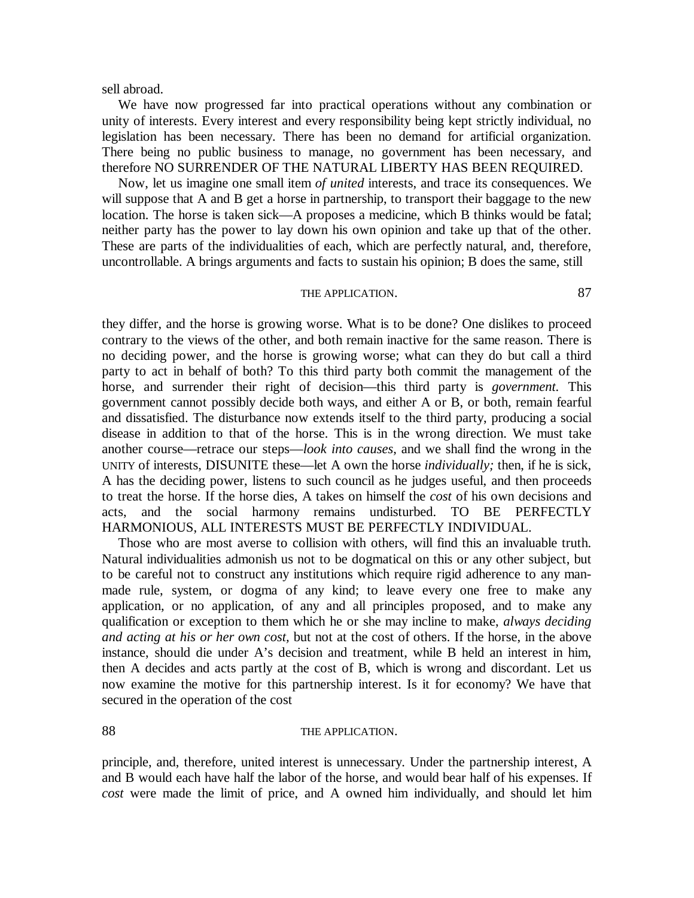sell abroad.

We have now progressed far into practical operations without any combination or unity of interests. Every interest and every responsibility being kept strictly individual, no legislation has been necessary. There has been no demand for artificial organization. There being no public business to manage, no government has been necessary, and therefore NO SURRENDER OF THE NATURAL LIBERTY HAS BEEN REQUIRED.

Now, let us imagine one small item *of united* interests, and trace its consequences. We will suppose that A and B get a horse in partnership, to transport their baggage to the new location. The horse is taken sick—A proposes a medicine, which B thinks would be fatal; neither party has the power to lay down his own opinion and take up that of the other. These are parts of the individualities of each, which are perfectly natural, and, therefore, uncontrollable. A brings arguments and facts to sustain his opinion; B does the same, still they differ, and the horse is growing worse. What is to be done? One dislikes to proceed contrary to the views of the other, and both remain inactive for the same reason. There is no deciding power, and the horse is growing worse; what can they do but call a third party to act in behalf of both? To this third party both commit the management of the horse, and surrender their right of decision—this third party is *government.* This government cannot possibly decide both ways, and either A or B, or both, remain fearful and dissatisfied. The disturbance now extends itself to the third party, producing a social disease in addition to that of the horse. This is in the wrong direction. We must take another course—retrace our steps—*look into causes,* and we shall find the wrong in the UNITY of interests, DISUNITE these—let A own the horse *individually;* then, if he is sick, A has the deciding power, listens to such council as he judges useful, and then proceeds to treat the horse. If the horse dies, A takes on himself the *cost* of his own decisions and acts, and the social harmony remains undisturbed. TO BE PERFECTLY HARMONIOUS, ALL INTERESTS MUST BE PERFECTLY INDIVIDUAL.

Those who are most averse to collision with others, will find this an invaluable truth. Natural individualities admonish us not to be dogmatical on this or any other subject, but to be careful not to construct any institutions which require rigid adherence to any man-made rule, system, or dogma of any kind; to leave every one free to make any application, or no application, of any and all principles proposed, and to make any qualification or exception to them which he or she may incline to make, *always deciding and acting at his or her own cost,* but not at the cost of others. If the horse, in the above instance, should die under A's decision and treatment, while B held an interest in him, then A decides and acts partly at the cost of B, which is wrong and discordant. Let us now examine the motive for this partnership interest. Is it for economy? We have that secured in the operation of the cost principle, and, therefore, united interest is unnecessary. Under the partnership interest, A and B would each have half the labor of the horse, and would bear half of his expenses. If *cost* were made the limit of price, and A owned him individually, and should let him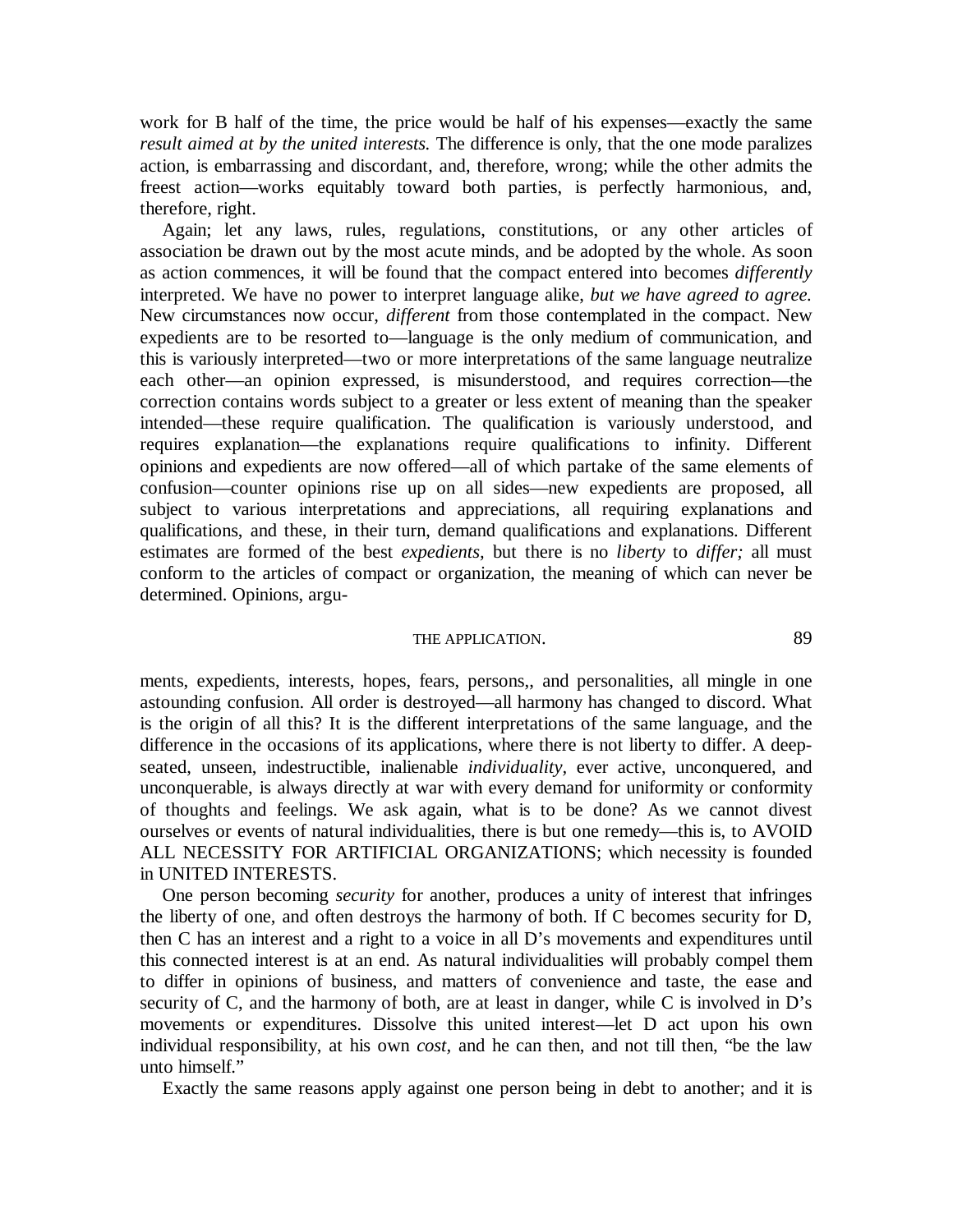work for B half of the time, the price would be half of his expenses—exactly the same *result aimed at by the united interests.* The difference is only, that the one mode paralizes action, is embarrassing and discordant, and, therefore, wrong; while the other admits the freest action—works equitably toward both parties, is perfectly harmonious, and, therefore, right.

Again; let any laws, rules, regulations, constitutions, or any other articles of association be drawn out by the most acute minds, and be adopted by the whole. As soon as action commences, it will be found that the compact entered into becomes *differently* interpreted. We have no power to interpret language alike, *but we have agreed to agree.* New circumstances now occur, *different* from those contemplated in the compact. New expedients are to be resorted to—language is the only medium of communication, and this is variously interpreted—two or more interpretations of the same language neutralize each other—an opinion expressed, is misunderstood, and requires correction—the correction contains words subject to a greater or less extent of meaning than the speaker intended—these require qualification. The qualification is variously understood, and requires explanation—the explanations require qualifications to infinity. Different opinions and expedients are now offered—all of which partake of the same elements of confusion—counter opinions rise up on all sides—new expedients are proposed, all subject to various interpretations and appreciations, all requiring explanations and qualifications, and these, in their turn, demand qualifications and explanations. Different estimates are formed of the best *expedients,* but there is no *liberty* to *differ;* all must conform to the articles of compact or organization, the meaning of which can never be determined. Opinions, arguments, expedients, interests, hopes, fears, persons,, and personalities, all mingle in one astounding confusion. All order is destroyed—all harmony has changed to discord. What is the origin of all this? It is the different interpretations of the same language, and the difference in the occasions of its applications, where there is not liberty to differ. A deep-seated, unseen, indestructible, inalienable *individuality,* ever active, unconquered, and unconquerable, is always directly at war with every demand for uniformity or conformity of thoughts and feelings. We ask again, what is to be done? As we cannot divest ourselves or events of natural individualities, there is but one remedy—this is, to AVOID ALL NECESSITY FOR ARTIFICIAL ORGANIZATIONS; which necessity is founded in UNITED INTERESTS.

One person becoming *security* for another, produces a unity of interest that infringes the liberty of one, and often destroys the harmony of both. If C becomes security for D, then C has an interest and a right to a voice in all D's movements and expenditures until this connected interest is at an end. As natural individualities will probably compel them to differ in opinions of business, and matters of convenience and taste, the ease and security of C, and the harmony of both, are at least in danger, while C is involved in D's movements or expenditures. Dissolve this united interest—let D act upon his own individual responsibility, at his own *cost,* and he can then, and not till then, "be the law unto himself."

Exactly the same reasons apply against one person being in debt to another; and it is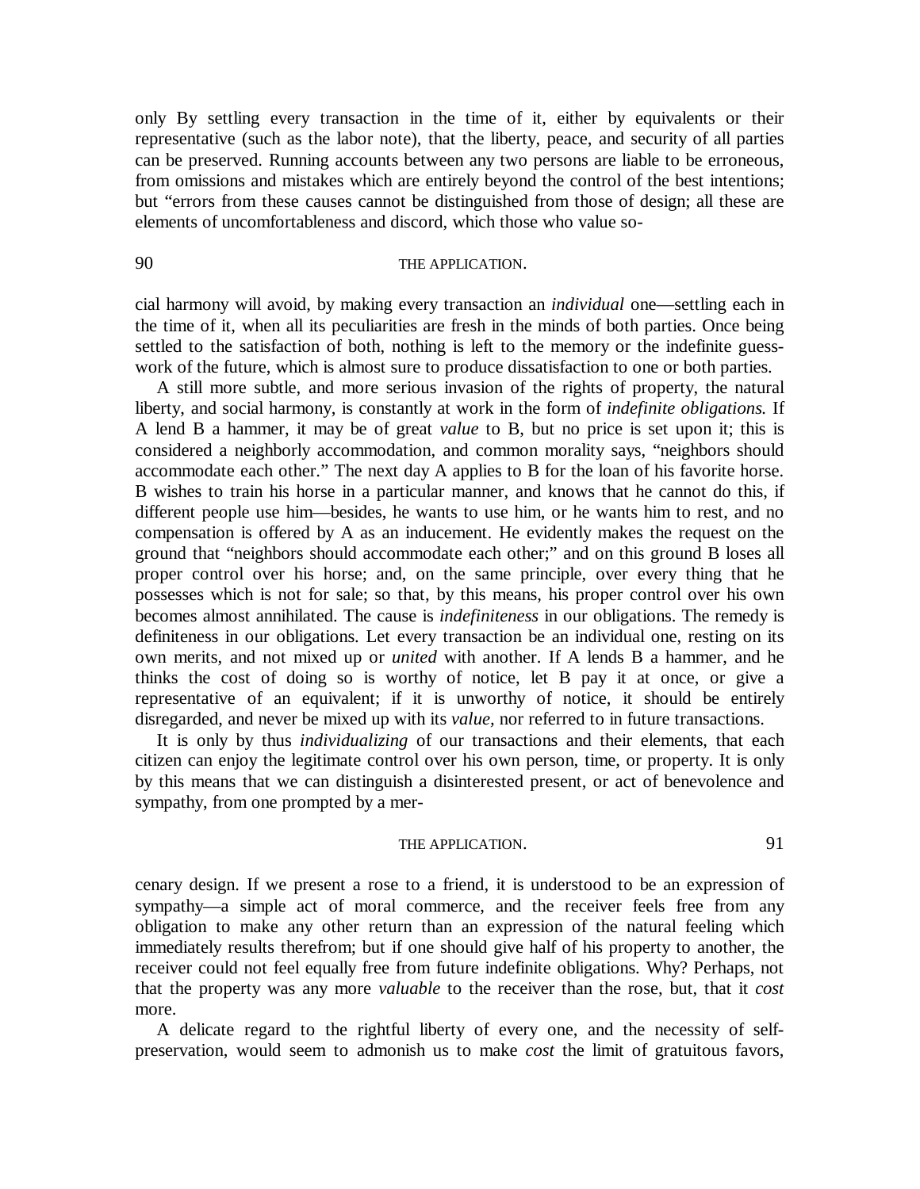only By settling every transaction in the time of it, either by equivalents or their representative (such as the labor note), that the liberty, peace, and security of all parties can be preserved. Running accounts between any two persons are liable to be erroneous, from omissions and mistakes which are entirely beyond the control of the best intentions; but "errors from these causes cannot be distinguished from those of design; all these are elements of uncomfortableness and discord, which those who value social harmony will avoid, by making every transaction an *individual* one—settling each in the time of it, when all its peculiarities are fresh in the minds of both parties. Once being settled to the satisfaction of both, nothing is left to the memory or the indefinite guess-work of the future, which is almost sure to produce dissatisfaction to one or both parties.

A still more subtle, and more serious invasion of the rights of property, the natural liberty, and social harmony, is constantly at work in the form of *indefinite obligations.* If A lend B a hammer, it may be of great *value* to B, but no price is set upon it; this is considered a neighborly accommodation, and common morality says, "neighbors should accommodate each other." The next day A applies to B for the loan of his favorite horse. B wishes to train his horse in a particular manner, and knows that he cannot do this, if different people use him—besides, he wants to use him, or he wants him to rest, and no compensation is offered by A as an inducement. He evidently makes the request on the ground that "neighbors should accommodate each other;" and on this ground B loses all proper control over his horse; and, on the same principle, over every thing that he possesses which is not for sale; so that, by this means, his proper control over his own becomes almost annihilated. The cause is *indefiniteness* in our obligations. The remedy is definiteness in our obligations. Let every transaction be an individual one, resting on its own merits, and not mixed up or *united* with another. If A lends B a hammer, and he thinks the cost of doing so is worthy of notice, let B pay it at once, or give a representative of an equivalent; if it is unworthy of notice, it should be entirely disregarded, and never be mixed up with its *value,* nor referred to in future transactions.

It is only by thus *individualizing* of our transactions and their elements, that each citizen can enjoy the legitimate control over his own person, time, or property. It is only by this means that we can distinguish a disinterested present, or act of benevolence and sympathy, from one prompted by a mercenary design. If we present a rose to a friend, it is understood to be an expression of sympathy—a simple act of moral commerce, and the receiver feels free from any obligation to make any other return than an expression of the natural feeling which immediately results therefrom; but if one should give half of his property to another, the receiver could not feel equally free from future indefinite obligations. Why? Perhaps, not that the property was any more *valuable* to the receiver than the rose, but, that it *cost* more.

A delicate regard to the rightful liberty of every one, and the necessity of self-preservation, would seem to admonish us to make *cost* the limit of gratuitous favors,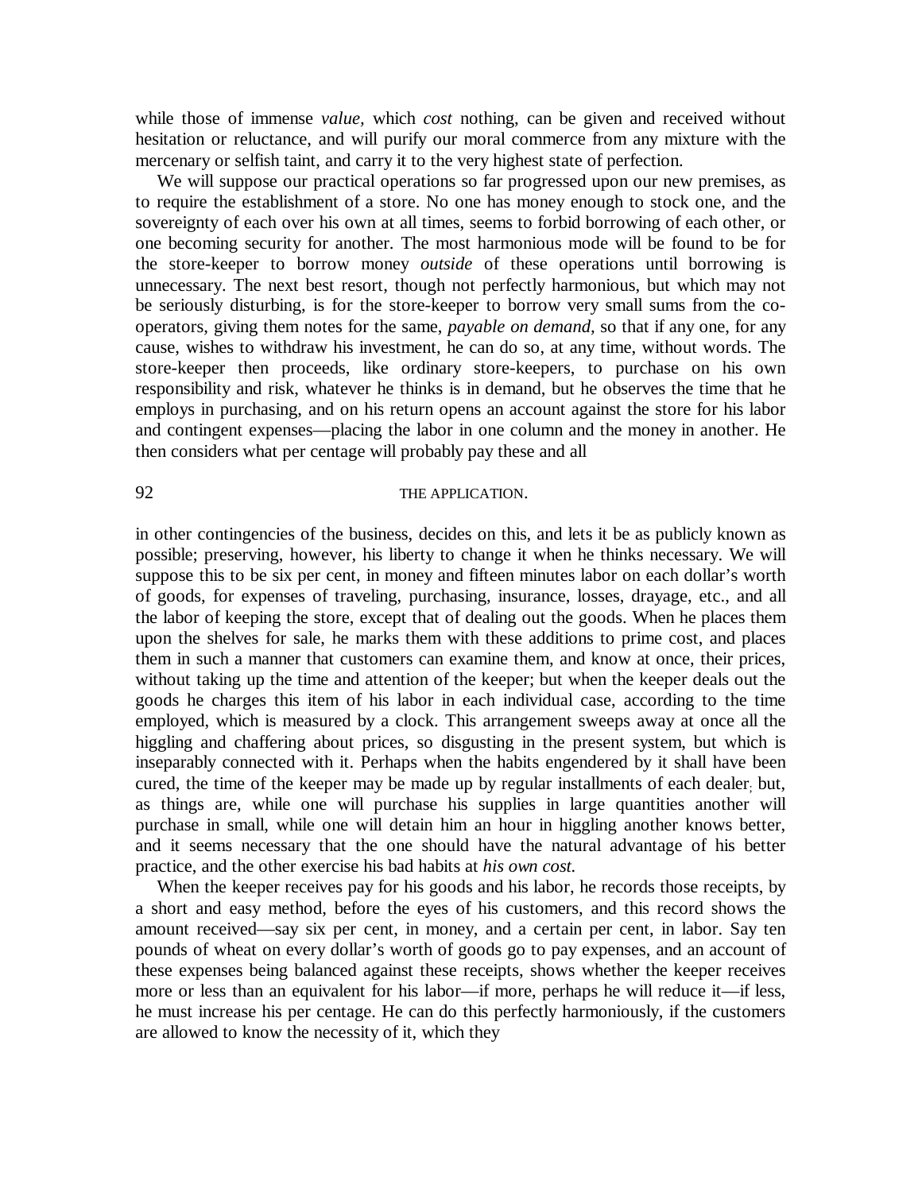while those of immense *value,* which *cost* nothing, can be given and received without hesitation or reluctance, and will purify our moral commerce from any mixture with the mercenary or selfish taint, and carry it to the very highest state of perfection.

We will suppose our practical operations so far progressed upon our new premises, as to require the establishment of a store. No one has money enough to stock one, and the sovereignty of each over his own at all times, seems to forbid borrowing of each other, or one becoming security for another. The most harmonious mode will be found to be for the store-keeper to borrow money *outside* of these operations until borrowing is unnecessary. The next best resort, though not perfectly harmonious, but which may not be seriously disturbing, is for the store-keeper to borrow very small sums from the co-operators, giving them notes for the same, *payable on demand,* so that if any one, for any cause, wishes to withdraw his investment, he can do so, at any time, without words. The store-keeper then proceeds, like ordinary store-keepers, to purchase on his own responsibility and risk, whatever he thinks is in demand, but he observes the time that he employs in purchasing, and on his return opens an account against the store for his labor and contingent expenses—placing the labor in one column and the money in another. He then considers what per centage will probably pay these and all in other contingencies of the business, decides on this, and lets it be as publicly known as possible; preserving, however, his liberty to change it when he thinks necessary. We will suppose this to be six per cent, in money and fifteen minutes labor on each dollar's worth of goods, for expenses of traveling, purchasing, insurance, losses, drayage, etc., and all the labor of keeping the store, except that of dealing out the goods. When he places them upon the shelves for sale, he marks them with these additions to prime cost, and places them in such a manner that customers can examine them, and know at once, their prices, without taking up the time and attention of the keeper; but when the keeper deals out the goods he charges this item of his labor in each individual case, according to the time employed, which is measured by a clock. This arrangement sweeps away at once all the higgling and chaffering about prices, so disgusting in the present system, but which is inseparably connected with it. Perhaps when the habits engendered by it shall have been cured, the time of the keeper may be made up by regular installments of each dealer; but, as things are, while one will purchase his supplies in large quantities another will purchase in small, while one will detain him an hour in higgling another knows better, and it seems necessary that the one should have the natural advantage of his better practice, and the other exercise his bad habits at *his own cost.*

When the keeper receives pay for his goods and his labor, he records those receipts, by a short and easy method, before the eyes of his customers, and this record shows the amount received—say six per cent, in money, and a certain per cent, in labor. Say ten pounds of wheat on every dollar's worth of goods go to pay expenses, and an account of these expenses being balanced against these receipts, shows whether the keeper receives more or less than an equivalent for his labor—if more, perhaps he will reduce it—if less, he must increase his per centage. He can do this perfectly harmoniously, if the customers are allowed to know the necessity of it, which they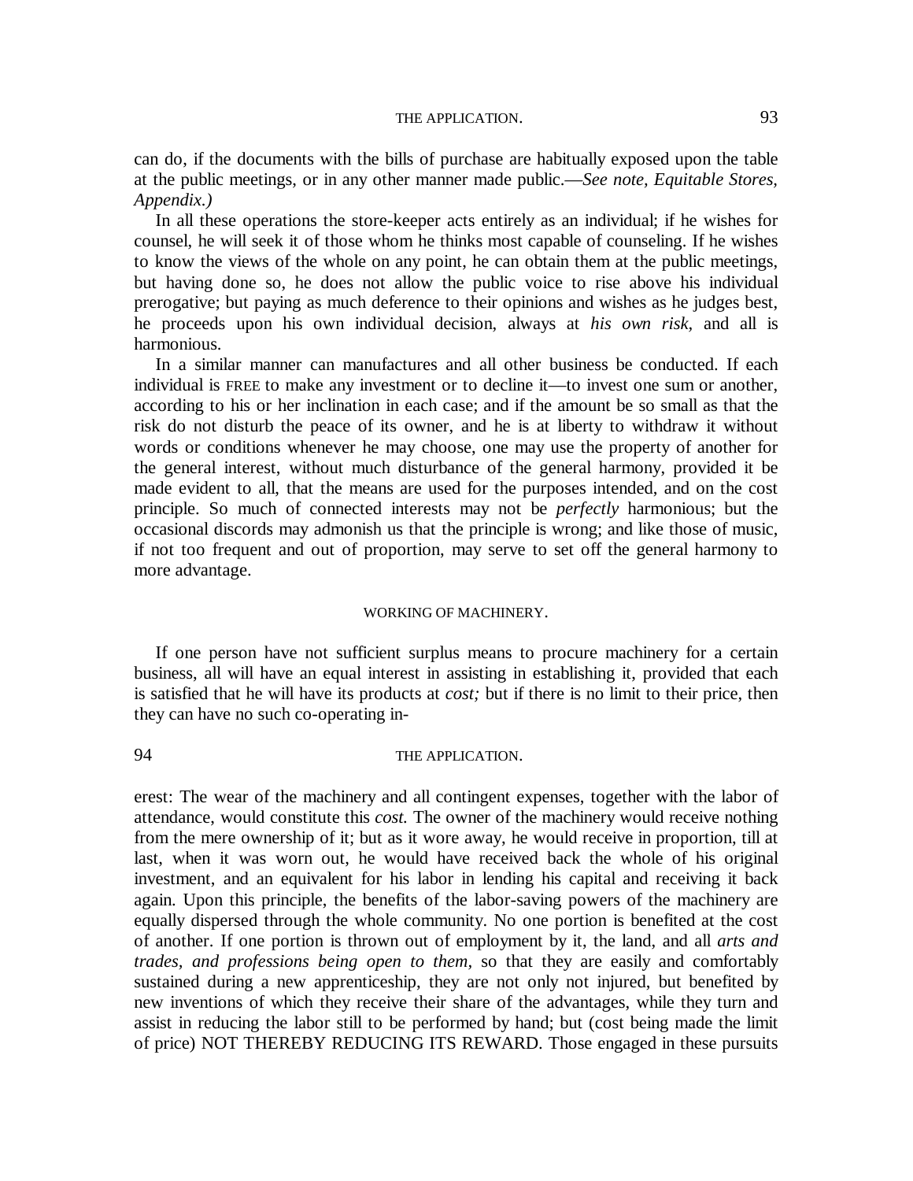can do, if the documents with the bills of purchase are habitually exposed upon the table at the public meetings, or in any other manner made public.—*See note, Equitable Stores, Appendix.)*

In all these operations the store-keeper acts entirely as an individual; if he wishes for counsel, he will seek it of those whom he thinks most capable of counseling. If he wishes to know the views of the whole on any point, he can obtain them at the public meetings, but having done so, he does not allow the public voice to rise above his individual prerogative; but paying as much deference to their opinions and wishes as he judges best, he proceeds upon his own individual decision, always at *his own risk*, and all is harmonious.

In a similar manner can manufactures and all other business be conducted. If each individual is FREE to make any investment or to decline it—to invest one sum or another, according to his or her inclination in each case; and if the amount be so small as that the risk do not disturb the peace of its owner, and he is at liberty to withdraw it without words or conditions whenever he may choose, one may use the property of another for the general interest, without much disturbance of the general harmony, provided it be made evident to all, that the means are used for the purposes intended, and on the cost principle. So much of connected interests may not be *perfectly* harmonious; but the occasional discords may admonish us that the principle is wrong; and like those of music, if not too frequent and out of proportion, may serve to set off the general harmony to more advantage.

### WORKING OF MACHINERY.

If one person have not sufficient surplus means to procure machinery for a certain business, all will have an equal interest in assisting in establishing it, provided that each is satisfied that he will have its products at *cost;* but if there is no limit to their price, then they can have no such co-operating interest: The wear of the machinery and all contingent expenses, together with the labor of attendance, would constitute this *cost.* The owner of the machinery would receive nothing from the mere ownership of it; but as it wore away, he would receive in proportion, till at last, when it was worn out, he would have received back the whole of his original investment, and an equivalent for his labor in lending his capital and receiving it back again. Upon this principle, the benefits of the labor-saving powers of the machinery are equally dispersed through the whole community. No one portion is benefited at the cost of another. If one portion is thrown out of employment by it, the land, and all *arts and trades, and professions being open to them*, so that they are easily and comfortably sustained during a new apprenticeship, they are not only not injured, but benefited by new inventions of which they receive their share of the advantages, while they turn and assist in reducing the labor still to be performed by hand; but (cost being made the limit of price) NOT THEREBY REDUCING ITS REWARD. Those engaged in these pursuits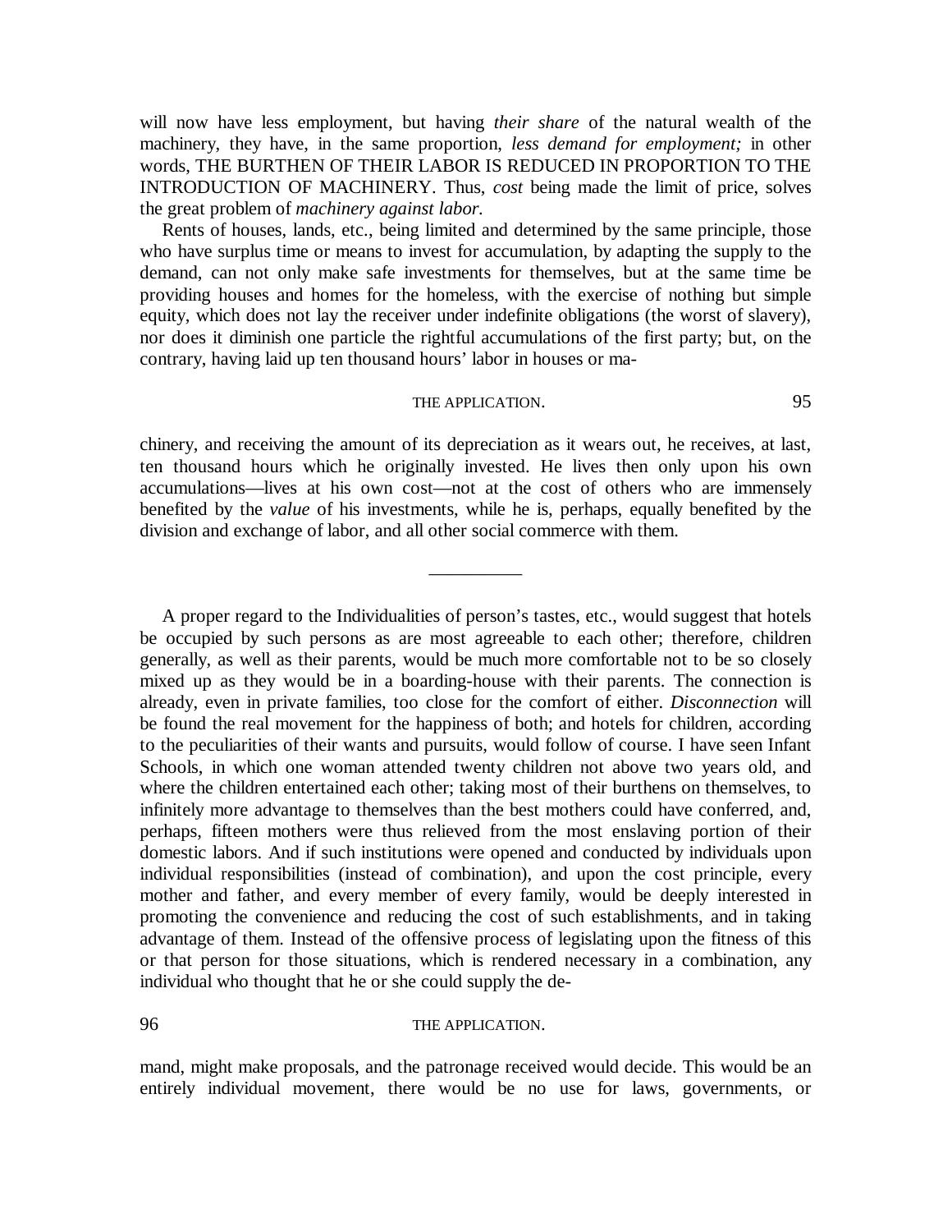will now have less employment, but having *their share* of the natural wealth of the machinery, they have, in the same proportion, *less demand for employment;* in other words, THE BURTHEN OF THEIR LABOR IS REDUCED IN PROPORTION TO THE INTRODUCTION OF MACHINERY. Thus, *cost* being made the limit of price, solves the great problem of *machinery against labor.*

Rents of houses, lands, etc., being limited and determined by the same principle, those who have surplus time or means to invest for accumulation, by adapting the supply to the demand, can not only make safe investments for themselves, but at the same time be providing houses and homes for the homeless, with the exercise of nothing but simple equity, which does not lay the receiver under indefinite obligations (the worst of slavery), nor does it diminish one particle the rightful accumulations of the first party; but, on the contrary, having laid up ten thousand hours' labor in houses or machinery, and receiving the amount of its depreciation as it wears out, he receives, at last, ten thousand hours which he originally invested. He lives then only upon his own accumulations—lives at his own cost—not at the cost of others who are immensely benefited by the *value* of his investments, while he is, perhaps, equally benefited by the division and exchange of labor, and all other social commerce with them.

---

A proper regard to the Individualities of person's tastes, etc., would suggest that hotels be occupied by such persons as are most agreeable to each other; therefore, children generally, as well as their parents, would be much more comfortable not to be so closely mixed up as they would be in a boarding-house with their parents. The connection is already, even in private families, too close for the comfort of either. *Disconnection* will be found the real movement for the happiness of both; and hotels for children, according to the peculiarities of their wants and pursuits, would follow of course. I have seen Infant Schools, in which one woman attended twenty children not above two years old, and where the children entertained each other; taking most of their burthens on themselves, to infinitely more advantage to themselves than the best mothers could have conferred, and, perhaps, fifteen mothers were thus relieved from the most enslaving portion of their domestic labors. And if such institutions were opened and conducted by individuals upon individual responsibilities (instead of combination), and upon the cost principle, every mother and father, and every member of every family, would be deeply interested in promoting the convenience and reducing the cost of such establishments, and in taking advantage of them. Instead of the offensive process of legislating upon the fitness of this or that person for those situations, which is rendered necessary in a combination, any individual who thought that he or she could supply the demand, might make proposals, and the patronage received would decide. This would be an entirely individual movement, there would be no use for laws, governments, or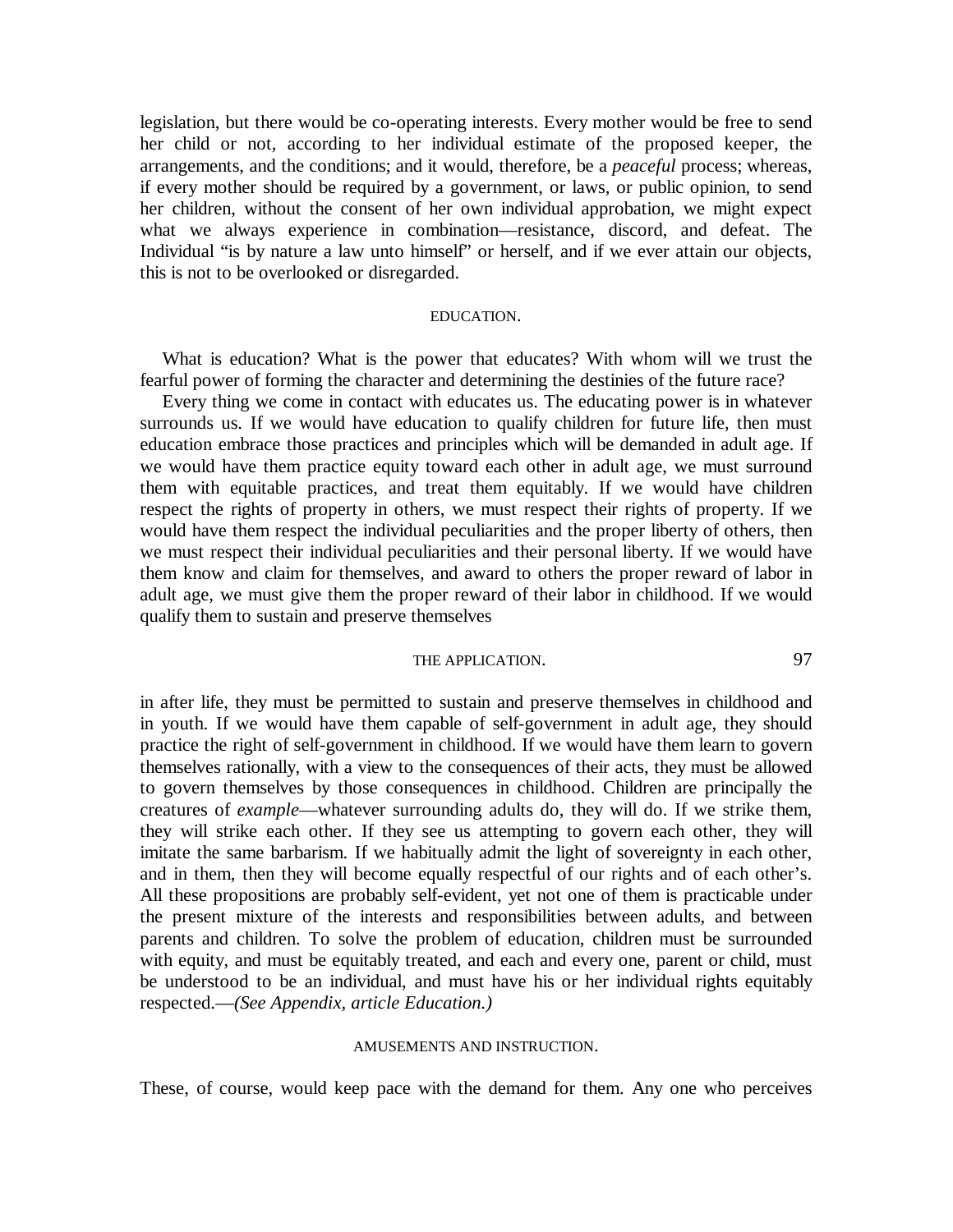legislation, but there would be co-operating interests. Every mother would be free to send her child or not, according to her individual estimate of the proposed keeper, the arrangements, and the conditions; and it would, therefore, be a *peaceful* process; whereas, if every mother should be required by a government, or laws, or public opinion, to send her children, without the consent of her own individual approbation, we might expect what we always experience in combination—resistance, discord, and defeat. The Individual "is by nature a law unto himself" or herself, and if we ever attain our objects, this is not to be overlooked or disregarded.

### EDUCATION.

What is education? What is the power that educates? With whom will we trust the fearful power of forming the character and determining the destinies of the future race?

Every thing we come in contact with educates us. The educating power is in whatever surrounds us. If we would have education to qualify children for future life, then must education embrace those practices and principles which will be demanded in adult age. If we would have them practice equity toward each other in adult age, we must surround them with equitable practices, and treat them equitably. If we would have children respect the rights of property in others, we must respect their rights of property. If we would have them respect the individual peculiarities and the proper liberty of others, then we must respect their individual peculiarities and their personal liberty. If we would have them know and claim for themselves, and award to others the proper reward of labor in adult age, we must give them the proper reward of their labor in childhood. If we would qualify them to sustain and preserve themselves in after life, they must be permitted to sustain and preserve themselves in childhood and in youth. If we would have them capable of self-government in adult age, they should practice the right of self-government in childhood. If we would have them learn to govern themselves rationally, with a view to the consequences of their acts, they must be allowed to govern themselves by those consequences in childhood. Children are principally the creatures of *example*—whatever surrounding adults do, they will do. If we strike them, they will strike each other. If they see us attempting to govern each other, they will imitate the same barbarism. If we habitually admit the light of sovereignty in each other, and in them, then they will become equally respectful of our rights and of each other's. All these propositions are probably self-evident, yet not one of them is practicable under the present mixture of the interests and responsibilities between adults, and between parents and children. To solve the problem of education, children must be surrounded with equity, and must be equitably treated, and each and every one, parent or child, must be understood to be an individual, and must have his or her individual rights equitably respected.—*(See Appendix, article Education.)*

### AMUSEMENTS AND INSTRUCTION.

These, of course, would keep pace with the demand for them. Any one who perceives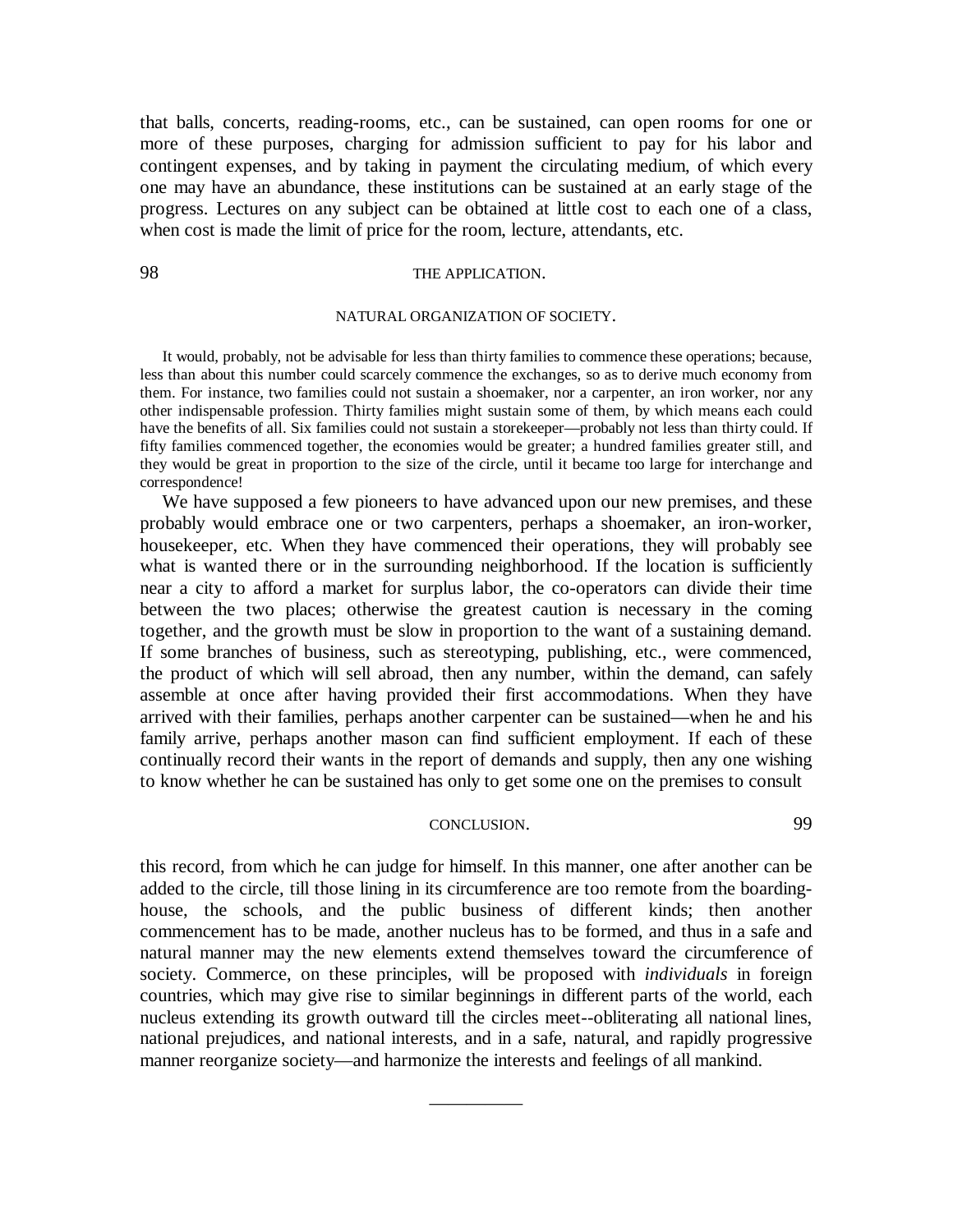that balls, concerts, reading-rooms, etc., can be sustained, can open rooms for one or more of these purposes, charging for admission sufficient to pay for his labor and contingent expenses, and by taking in payment the circulating medium, of which every one may have an abundance, these institutions can be sustained at an early stage of the progress. Lectures on any subject can be obtained at little cost to each one of a class, when cost is made the limit of price for the room, lecture, attendants, etc.

### NATURAL ORGANIZATION OF SOCIETY.

It would, probably, not be advisable for less than thirty families to commence these operations; because, less than about this number could scarcely commence the exchanges, so as to derive much economy from them. For instance, two families could not sustain a shoemaker, nor a carpenter, an iron worker, nor any other indispensable profession. Thirty families might sustain some of them, by which means each could have the benefits of all. Six families could not sustain a storekeeper—probably not less than thirty could. If fifty families commenced together, the economies would be greater; a hundred families greater still, and they would be great in proportion to the size of the circle, until it became too large for interchange and correspondence!

We have supposed a few pioneers to have advanced upon our new premises, and these probably would embrace one or two carpenters, perhaps a shoemaker, an iron-worker, housekeeper, etc. When they have commenced their operations, they will probably see what is wanted there or in the surrounding neighborhood. If the location is sufficiently near a city to afford a market for surplus labor, the co-operators can divide their time between the two places; otherwise the greatest caution is necessary in the coming together, and the growth must be slow in proportion to the want of a sustaining demand. If some branches of business, such as stereotyping, publishing, etc., were commenced, the product of which will sell abroad, then any number, within the demand, can safely assemble at once after having provided their first accommodations. When they have arrived with their families, perhaps another carpenter can be sustained—when he and his family arrive, perhaps another mason can find sufficient employment. If each of these continually record their wants in the report of demands and supply, then any one wishing to know whether he can be sustained has only to get some one on the premises to consult this record, from which he can judge for himself. In this manner, one after another can be added to the circle, till those lining in its circumference are too remote from the boarding-house, the schools, and the public business of different kinds; then another commencement has to be made, another nucleus has to be formed, and thus in a safe and natural manner may the new elements extend themselves toward the circumference of society. Commerce, on these principles, will be proposed with *individuals* in foreign countries, which may give rise to similar beginnings in different parts of the world, each nucleus extending its growth outward till the circles meet--obliterating all national lines, national prejudices, and national interests, and in a safe, natural, and rapidly progressive manner reorganize society—and harmonize the interests and feelings of all mankind.

---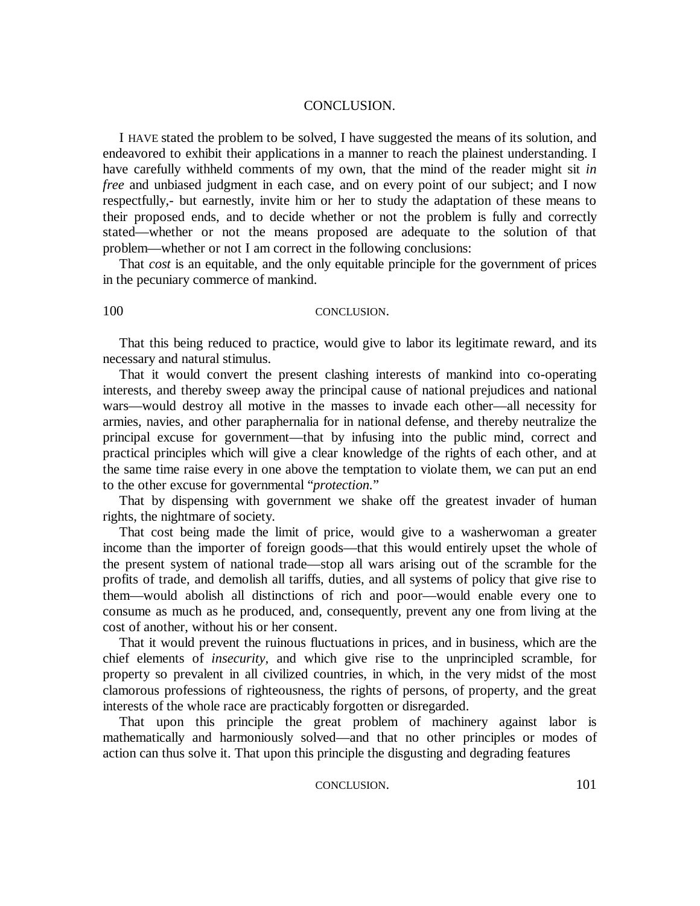## CONCLUSION.

I HAVE stated the problem to be solved, I have suggested the means of its solution, and endeavored to exhibit their applications in a manner to reach the plainest understanding. I have carefully withheld comments of my own, that the mind of the reader might sit *in free* and unbiased judgment in each case, and on every point of our subject; and I now respectfully,- but earnestly, invite him or her to study the adaptation of these means to their proposed ends, and to decide whether or not the problem is fully and correctly stated—whether or not the means proposed are adequate to the solution of that problem—whether or not I am correct in the following conclusions:

That *cost* is an equitable, and the only equitable principle for the government of prices in the pecuniary commerce of mankind.

That this being reduced to practice, would give to labor its legitimate reward, and its necessary and natural stimulus.

That it would convert the present clashing interests of mankind into co-operating interests, and thereby sweep away the principal cause of national prejudices and national wars—would destroy all motive in the masses to invade each other—all necessity for armies, navies, and other paraphernalia for in national defense, and thereby neutralize the principal excuse for government—that by infusing into the public mind, correct and practical principles which will give a clear knowledge of the rights of each other, and at the same time raise every in one above the temptation to violate them, we can put an end to the other excuse for governmental "*protection*."

That by dispensing with government we shake off the greatest invader of human rights, the nightmare of society.

That cost being made the limit of price, would give to a washerwoman a greater income than the importer of foreign goods—that this would entirely upset the whole of the present system of national trade—stop all wars arising out of the scramble for the profits of trade, and demolish all tariffs, duties, and all systems of policy that give rise to them—would abolish all distinctions of rich and poor—would enable every one to consume as much as he produced, and, consequently, prevent any one from living at the cost of another, without his or her consent.

That it would prevent the ruinous fluctuations in prices, and in business, which are the chief elements of *insecurity*, and which give rise to the unprincipled scramble, for property so prevalent in all civilized countries, in which, in the very midst of the most clamorous professions of righteousness, the rights of persons, of property, and the great interests of the whole race are practicably forgotten or disregarded.

That upon this principle the great problem of machinery against labor is mathematically and harmoniously solved—and that no other principles or modes of action can thus solve it. That upon this principle the disgusting and degrading features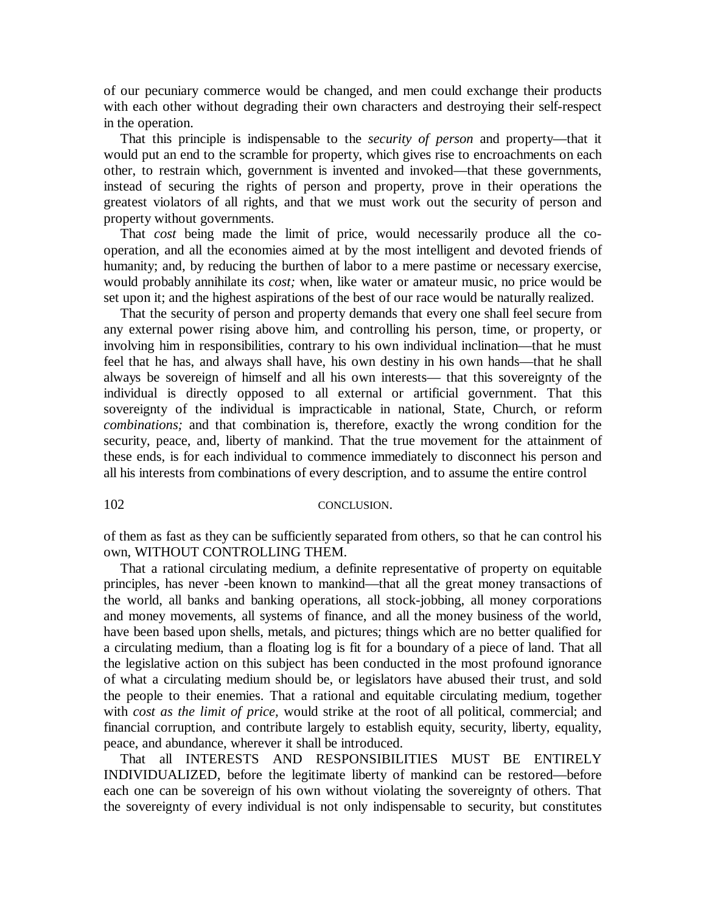of our pecuniary commerce would be changed, and men could exchange their products with each other without degrading their own characters and destroying their self-respect in the operation.

That this principle is indispensable to the *security of person* and property—that it would put an end to the scramble for property, which gives rise to encroachments on each other, to restrain which, government is invented and invoked—that these governments, instead of securing the rights of person and property, prove in their operations the greatest violators of all rights, and that we must work out the security of person and property without governments.

That *cost* being made the limit of price, would necessarily produce all the co-operation, and all the economies aimed at by the most intelligent and devoted friends of humanity; and, by reducing the burthen of labor to a mere pastime or necessary exercise, would probably annihilate its *cost;* when, like water or amateur music, no price would be set upon it; and the highest aspirations of the best of our race would be naturally realized.

That the security of person and property demands that every one shall feel secure from any external power rising above him, and controlling his person, time, or property, or involving him in responsibilities, contrary to his own individual inclination—that he must feel that he has, and always shall have, his own destiny in his own hands—that he shall always be sovereign of himself and all his own interests— that this sovereignty of the individual is directly opposed to all external or artificial government. That this sovereignty of the individual is impracticable in national, State, Church, or reform *combinations;* and that combination is, therefore, exactly the wrong condition for the security, peace, and, liberty of mankind. That the true movement for the attainment of these ends, is for each individual to commence immediately to disconnect his person and all his interests from combinations of every description, and to assume the entire control of them as fast as they can be sufficiently separated from others, so that he can control his own, WITHOUT CONTROLLING THEM.

That a rational circulating medium, a definite representative of property on equitable principles, has never -been known to mankind—that all the great money transactions of the world, all banks and banking operations, all stock-jobbing, all money corporations and money movements, all systems of finance, and all the money business of the world, have been based upon shells, metals, and pictures; things which are no better qualified for a circulating medium, than a floating log is fit for a boundary of a piece of land. That all the legislative action on this subject has been conducted in the most profound ignorance of what a circulating medium should be, or legislators have abused their trust, and sold the people to their enemies. That a rational and equitable circulating medium, together with *cost as the limit of price*, would strike at the root of all political, commercial; and financial corruption, and contribute largely to establish equity, security, liberty, equality, peace, and abundance, wherever it shall be introduced.

That all INTERESTS AND RESPONSIBILITIES MUST BE ENTIRELY INDIVIDUALIZED, before the legitimate liberty of mankind can be restored—before each one can be sovereign of his own without violating the sovereignty of others. That the sovereignty of every individual is not only indispensable to security, but constitutes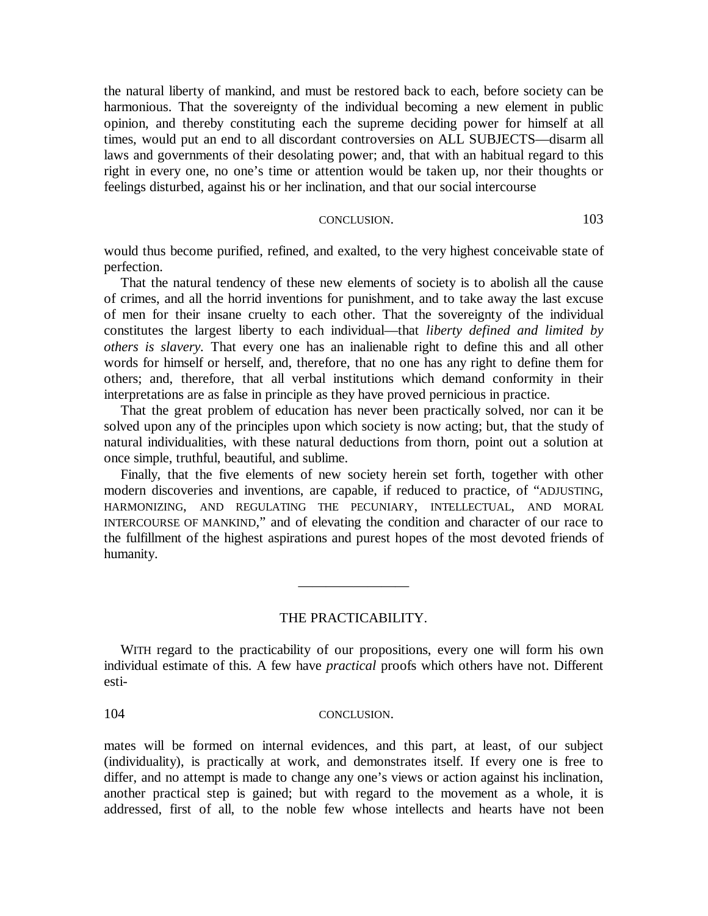the natural liberty of mankind, and must be restored back to each, before society can be harmonious. That the sovereignty of the individual becoming a new element in public opinion, and thereby constituting each the supreme deciding power for himself at all times, would put an end to all discordant controversies on ALL SUBJECTS—disarm all laws and governments of their desolating power; and, that with an habitual regard to this right in every one, no one's time or attention would be taken up, nor their thoughts or feelings disturbed, against his or her inclination, and that our social intercourse would thus become purified, refined, and exalted, to the very highest conceivable state of perfection.

That the natural tendency of these new elements of society is to abolish all the cause of crimes, and all the horrid inventions for punishment, and to take away the last excuse of men for their insane cruelty to each other. That the sovereignty of the individual constitutes the largest liberty to each individual—that *liberty defined and limited by others is slavery.* That every one has an inalienable right to define this and all other words for himself or herself, and, therefore, that no one has any right to define them for others; and, therefore, that all verbal institutions which demand conformity in their interpretations are as false in principle as they have proved pernicious in practice.

That the great problem of education has never been practically solved, nor can it be solved upon any of the principles upon which society is now acting; but, that the study of natural individualities, with these natural deductions from thorn, point out a solution at once simple, truthful, beautiful, and sublime.

Finally, that the five elements of new society herein set forth, together with other modern discoveries and inventions, are capable, if reduced to practice, of "ADJUSTING, HARMONIZING, AND REGULATING THE PECUNIARY, INTELLECTUAL, AND MORAL INTERCOURSE OF MANKIND," and of elevating the condition and character of our race to the fulfillment of the highest aspirations and purest hopes of the most devoted friends of humanity.

---

## THE PRACTICABILITY.

WITH regard to the practicability of our propositions, every one will form his own individual estimate of this. A few have *practical* proofs which others have not. Different estimates will be formed on internal evidences, and this part, at least, of our subject (individuality), is practically at work, and demonstrates itself. If every one is free to differ, and no attempt is made to change any one's views or action against his inclination, another practical step is gained; but with regard to the movement as a whole, it is addressed, first of all, to the noble few whose intellects and hearts have not been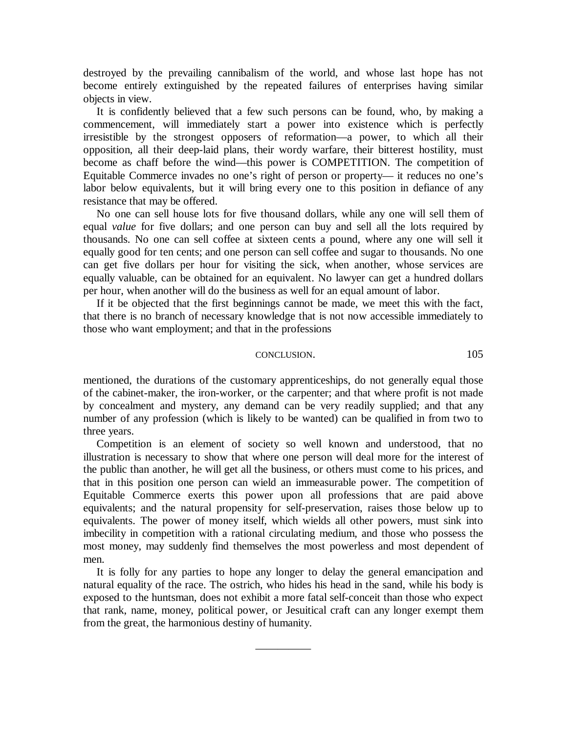destroyed by the prevailing cannibalism of the world, and whose last hope has not become entirely extinguished by the repeated failures of enterprises having similar objects in view.

It is confidently believed that a few such persons can be found, who, by making a commencement, will immediately start a power into existence which is perfectly irresistible by the strongest opposers of reformation—a power, to which all their opposition, all their deep-laid plans, their wordy warfare, their bitterest hostility, must become as chaff before the wind—this power is COMPETITION. The competition of Equitable Commerce invades no one's right of person or property— it reduces no one's labor below equivalents, but it will bring every one to this position in defiance of any resistance that may be offered.

No one can sell house lots for five thousand dollars, while any one will sell them of equal *value* for five dollars; and one person can buy and sell all the lots required by thousands. No one can sell coffee at sixteen cents a pound, where any one will sell it equally good for ten cents; and one person can sell coffee and sugar to thousands. No one can get five dollars per hour for visiting the sick, when another, whose services are equally valuable, can be obtained for an equivalent. No lawyer can get a hundred dollars per hour, when another will do the business as well for an equal amount of labor.

If it be objected that the first beginnings cannot be made, we meet this with the fact, that there is no branch of necessary knowledge that is not now accessible immediately to those who want employment; and that in the professions mentioned, the durations of the customary apprenticeships, do not generally equal those of the cabinet-maker, the iron-worker, or the carpenter; and that where profit is not made by concealment and mystery, any demand can be very readily supplied; and that any number of any profession (which is likely to be wanted) can be qualified in from two to three years.

Competition is an element of society so well known and understood, that no illustration is necessary to show that where one person will deal more for the interest of the public than another, he will get all the business, or others must come to his prices, and that in this position one person can wield an immeasurable power. The competition of Equitable Commerce exerts this power upon all professions that are paid above equivalents; and the natural propensity for self-preservation, raises those below up to equivalents. The power of money itself, which wields all other powers, must sink into imbecility in competition with a rational circulating medium, and those who possess the most money, may suddenly find themselves the most powerless and most dependent of men.

It is folly for any parties to hope any longer to delay the general emancipation and natural equality of the race. The ostrich, who hides his head in the sand, while his body is exposed to the huntsman, does not exhibit a more fatal self-conceit than those who expect that rank, name, money, political power, or Jesuitical craft can any longer exempt them from the great, the harmonious destiny of humanity.

---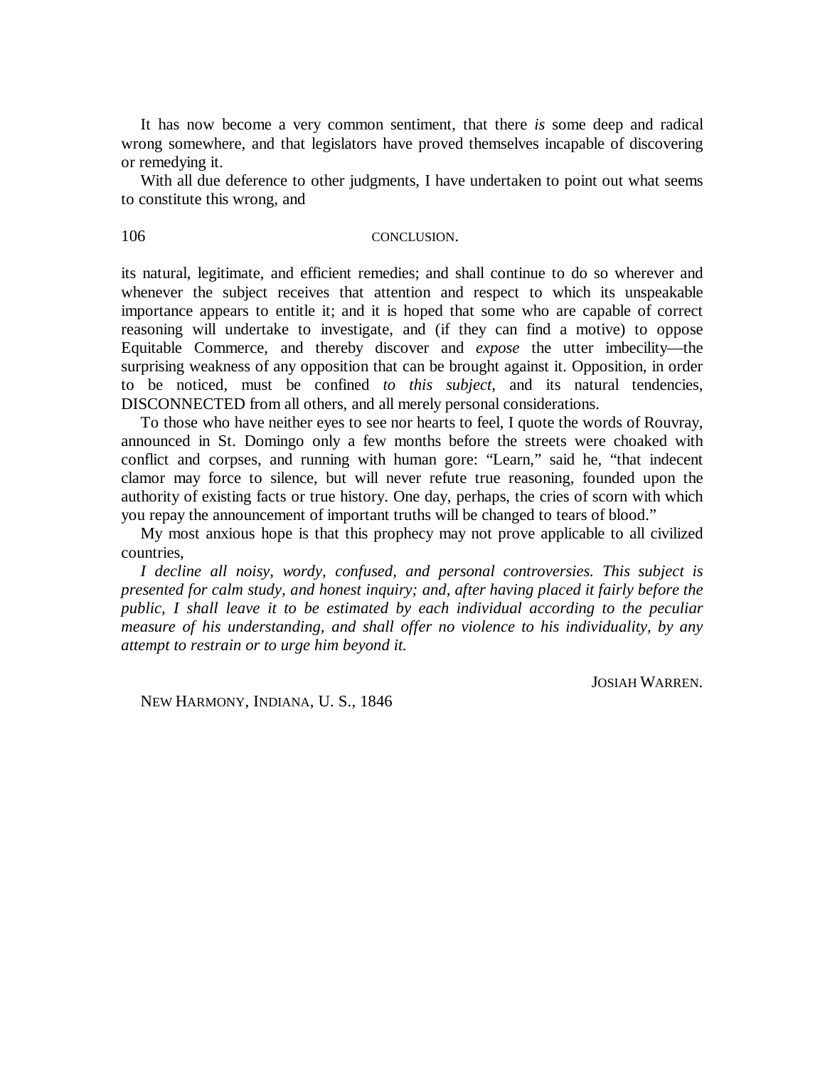It has now become a very common sentiment, that there *is* some deep and radical wrong somewhere, and that legislators have proved themselves incapable of discovering or remedying it.

With all due deference to other judgments, I have undertaken to point out what seems to constitute this wrong, and its natural, legitimate, and efficient remedies; and shall continue to do so wherever and whenever the subject receives that attention and respect to which its unspeakable importance appears to entitle it; and it is hoped that some who are capable of correct reasoning will undertake to investigate, and (if they can find a motive) to oppose Equitable Commerce, and thereby discover and *expose* the utter imbecility—the surprising weakness of any opposition that can be brought against it. Opposition, in order to be noticed, must be confined *to this subject*, and its natural tendencies, DISCONNECTED from all others, and all merely personal considerations.

To those who have neither eyes to see nor hearts to feel, I quote the words of Rouvray, announced in St. Domingo only a few months before the streets were choaked with conflict and corpses, and running with human gore: "Learn," said he, "that indecent clamor may force to silence, but will never refute true reasoning, founded upon the authority of existing facts or true history. One day, perhaps, the cries of scorn with which you repay the announcement of important truths will be changed to tears of blood."

My most anxious hope is that this prophecy may not prove applicable to all civilized countries,

*I decline all noisy, wordy, confused, and personal controversies. This subject is presented for calm study, and honest inquiry; and, after having placed it fairly before the public, I shall leave it to be estimated by each individual according to the peculiar measure of his understanding, and shall offer no violence to his individuality, by any attempt to restrain or to urge him beyond it.*

JOSIAH WARREN.

NEW HARMONY, INDIANA, U. S., 1846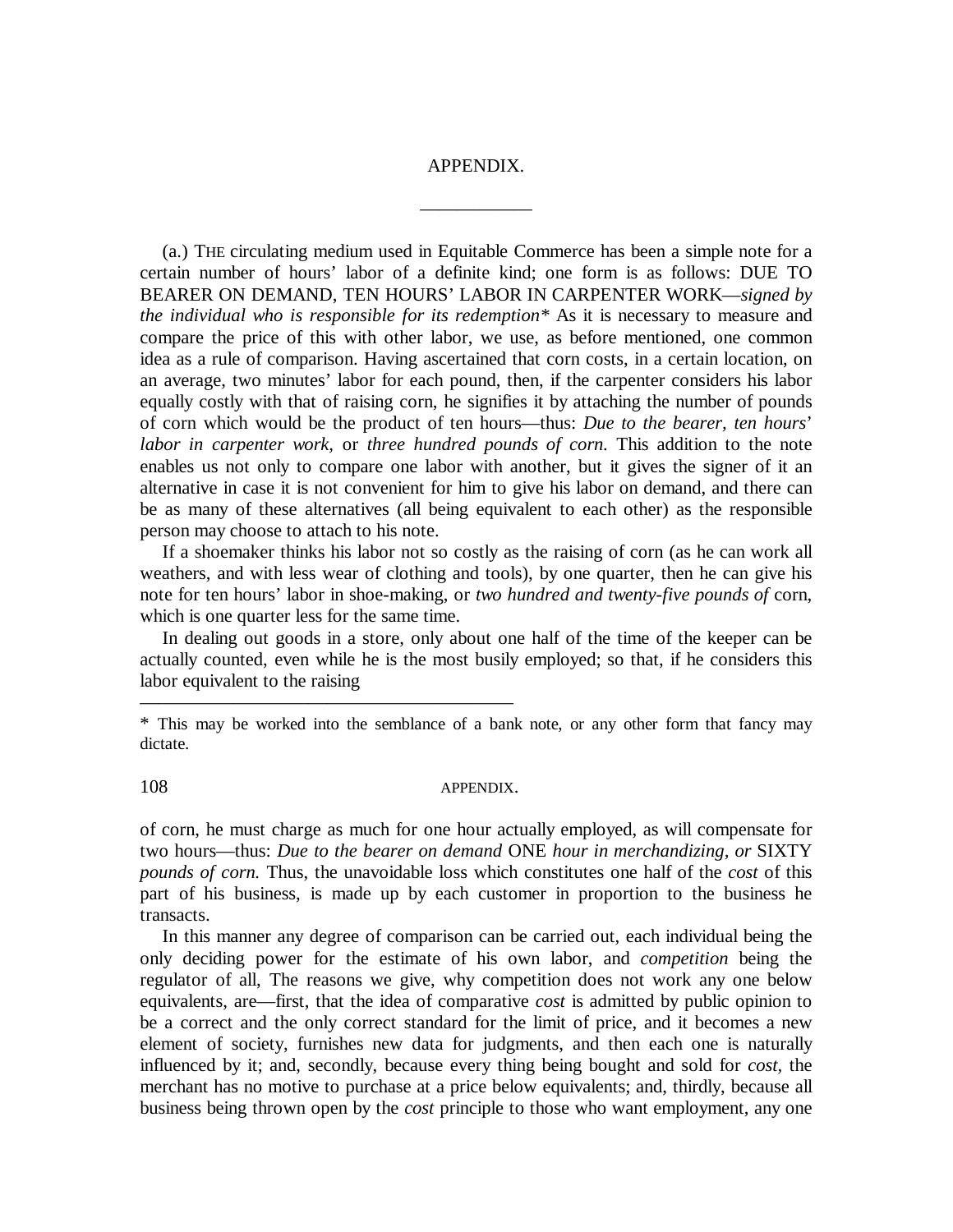# APPENDIX.

(a.) THE circulating medium used in Equitable Commerce has been a simple note for a certain number of hours' labor of a definite kind; one form is as follows: DUE TO BEARER ON DEMAND, TEN HOURS' LABOR IN CARPENTER WORK—*signed by the individual who is responsible for its redemption\** As it is necessary to measure and compare the price of this with other labor, we use, as before mentioned, one common idea as a rule of comparison. Having ascertained that corn costs, in a certain location, on an average, two minutes' labor for each pound, then, if the carpenter considers his labor equally costly with that of raising corn, he signifies it by attaching the number of pounds of corn which would be the product of ten hours—thus: *Due to the bearer, ten hours' labor in carpenter work,* or *three hundred pounds of corn.* This addition to the note enables us not only to compare one labor with another, but it gives the signer of it an alternative in case it is not convenient for him to give his labor on demand, and there can be as many of these alternatives (all being equivalent to each other) as the responsible person may choose to attach to his note.

If a shoemaker thinks his labor not so costly as the raising of corn (as he can work all weathers, and with less wear of clothing and tools), by one quarter, then he can give his note for ten hours' labor in shoe-making, or *two hundred and twenty-five pounds of* corn, which is one quarter less for the same time.

In dealing out goods in a store, only about one half of the time of the keeper can be actually counted, even while he is the most busily employed; so that, if he considers this labor equivalent to the raising of corn, he must charge as much for one hour actually employed, as will compensate for two hours—thus: *Due to the bearer on demand* ONE *hour in merchandizing, or* SIXTY *pounds of corn.* Thus, the unavoidable loss which constitutes one half of the *cost* of this part of his business, is made up by each customer in proportion to the business he transacts.

In this manner any degree of comparison can be carried out, each individual being the only deciding power for the estimate of his own labor, and *competition* being the regulator of all, The reasons we give, why competition does not work any one below equivalents, are—first, that the idea of comparative *cost* is admitted by public opinion to be a correct and the only correct standard for the limit of price, and it becomes a new element of society, furnishes new data for judgments, and then each one is naturally influenced by it; and, secondly, because every thing being bought and sold for *cost*, the merchant has no motive to purchase at a price below equivalents; and, thirdly, because all business being thrown open by the *cost* principle to those who want employment, any one

\* This may be worked into the semblance of a bank note, or any other form that fancy may dictate.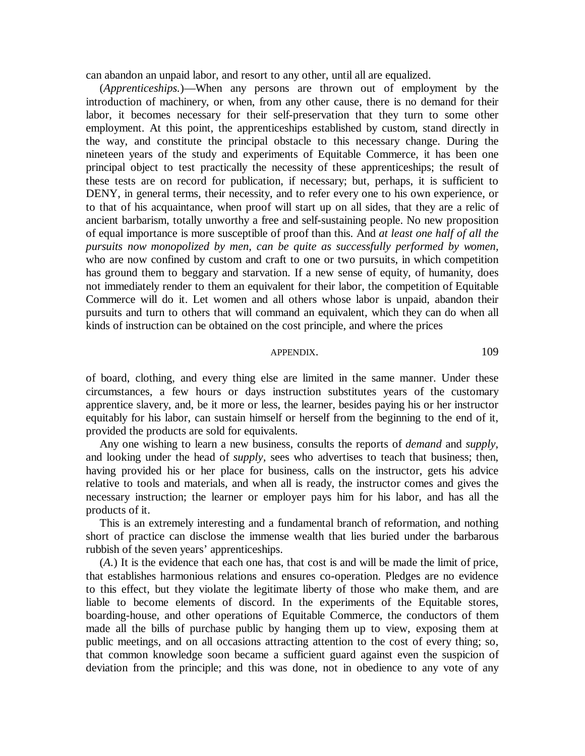can abandon an unpaid labor, and resort to any other, until all are equalized.

(*Apprenticeships.*)—When any persons are thrown out of employment by the introduction of machinery, or when, from any other cause, there is no demand for their labor, it becomes necessary for their self-preservation that they turn to some other employment. At this point, the apprenticeships established by custom, stand directly in the way, and constitute the principal obstacle to this necessary change. During the nineteen years of the study and experiments of Equitable Commerce, it has been one principal object to test practically the necessity of these apprenticeships; the result of these tests are on record for publication, if necessary; but, perhaps, it is sufficient to DENY, in general terms, their necessity, and to refer every one to his own experience, or to that of his acquaintance, when proof will start up on all sides, that they are a relic of ancient barbarism, totally unworthy a free and self-sustaining people. No new proposition of equal importance is more susceptible of proof than this. And *at least one half of all the pursuits now monopolized by men, can be quite as successfully performed by women,* who are now confined by custom and craft to one or two pursuits, in which competition has ground them to beggary and starvation. If a new sense of equity, of humanity, does not immediately render to them an equivalent for their labor, the competition of Equitable Commerce will do it. Let women and all others whose labor is unpaid, abandon their pursuits and turn to others that will command an equivalent, which they can do when all kinds of instruction can be obtained on the cost principle, and where the prices of board, clothing, and every thing else are limited in the same manner. Under these circumstances, a few hours or days instruction substitutes years of the customary apprentice slavery, and, be it more or less, the learner, besides paying his or her instructor equitably for his labor, can sustain himself or herself from the beginning to the end of it, provided the products are sold for equivalents.

Any one wishing to learn a new business, consults the reports of *demand* and *supply,* and looking under the head of *supply,* sees who advertises to teach that business; then, having provided his or her place for business, calls on the instructor, gets his advice relative to tools and materials, and when all is ready, the instructor comes and gives the necessary instruction; the learner or employer pays him for his labor, and has all the products of it.

This is an extremely interesting and a fundamental branch of reformation, and nothing short of practice can disclose the immense wealth that lies buried under the barbarous rubbish of the seven years' apprenticeships.

(*A.*) It is the evidence that each one has, that cost is and will be made the limit of price, that establishes harmonious relations and ensures co-operation. Pledges are no evidence to this effect, but they violate the legitimate liberty of those who make them, and are liable to become elements of discord. In the experiments of the Equitable stores, boarding-house, and other operations of Equitable Commerce, the conductors of them made all the bills of purchase public by hanging them up to view, exposing them at public meetings, and on all occasions attracting attention to the cost of every thing; so, that common knowledge soon became a sufficient guard against even the suspicion of deviation from the principle; and this was done, not in obedience to any vote of any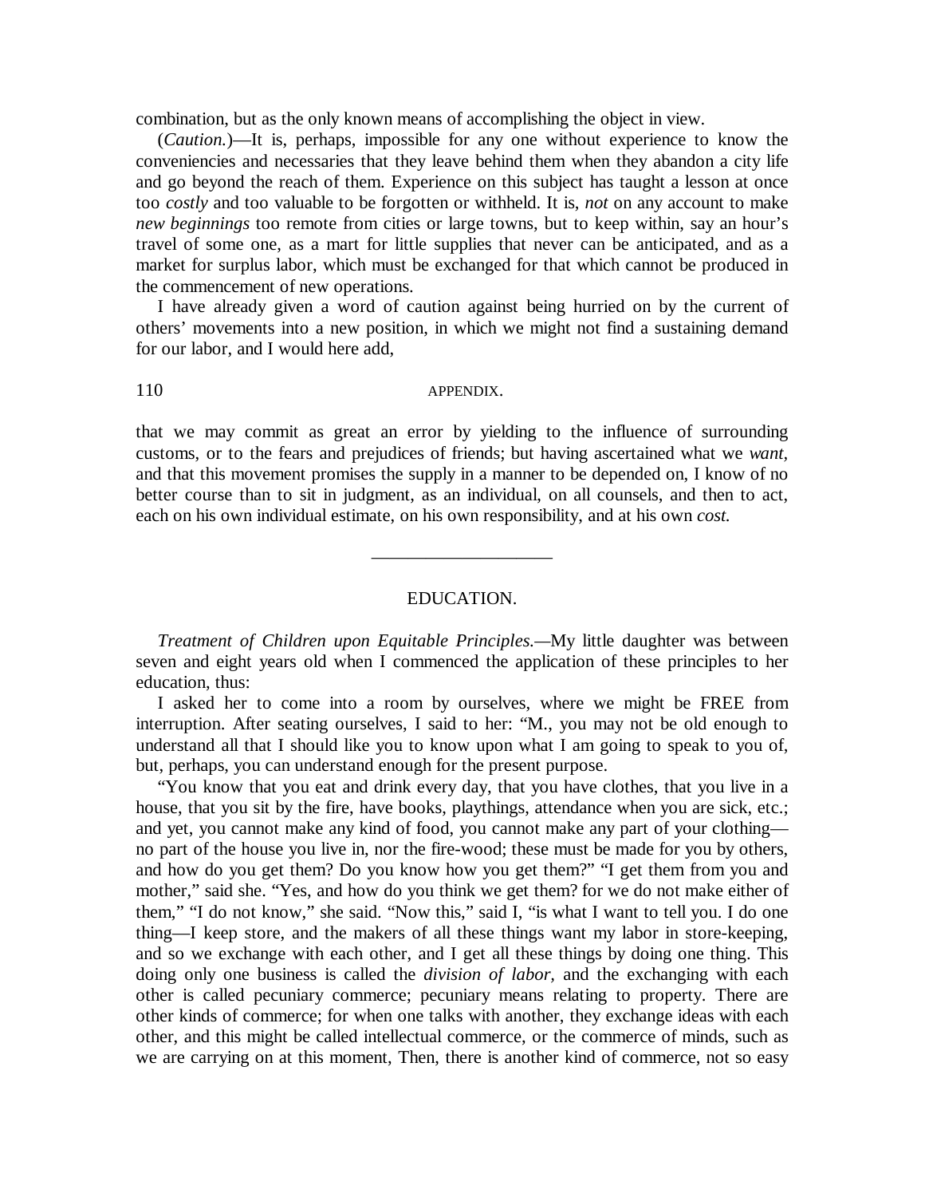combination, but as the only known means of accomplishing the object in view.

(*Caution.*)—It is, perhaps, impossible for any one without experience to know the conveniencies and necessaries that they leave behind them when they abandon a city life and go beyond the reach of them. Experience on this subject has taught a lesson at once too *costly* and too valuable to be forgotten or withheld. It is, *not* on any account to make *new beginnings* too remote from cities or large towns, but to keep within, say an hour's travel of some one, as a mart for little supplies that never can be anticipated, and as a market for surplus labor, which must be exchanged for that which cannot be produced in the commencement of new operations.

I have already given a word of caution against being hurried on by the current of others' movements into a new position, in which we might not find a sustaining demand for our labor, and I would here add, that we may commit as great an error by yielding to the influence of surrounding customs, or to the fears and prejudices of friends; but having ascertained what we *want,* and that this movement promises the supply in a manner to be depended on, I know of no better course than to sit in judgment, as an individual, on all counsels, and then to act, each on his own individual estimate, on his own responsibility, and at his own *cost.*

---

## EDUCATION.

*Treatment of Children upon Equitable Principles.*—My little daughter was between seven and eight years old when I commenced the application of these principles to her education, thus:

I asked her to come into a room by ourselves, where we might be FREE from interruption. After seating ourselves, I said to her: "M., you may not be old enough to understand all that I should like you to know upon what I am going to speak to you of, but, perhaps, you can understand enough for the present purpose.

"You know that you eat and drink every day, that you have clothes, that you live in a house, that you sit by the fire, have books, playthings, attendance when you are sick, etc.; and yet, you cannot make any kind of food, you cannot make any part of your clothing—no part of the house you live in, nor the fire-wood; these must be made for you by others, and how do you get them? Do you know how you get them?" "I get them from you and mother," said she. "Yes, and how do you think we get them? for we do not make either of them," "I do not know," she said. "Now this," said I, "is what I want to tell you. I do one thing—I keep store, and the makers of all these things want my labor in store-keeping, and so we exchange with each other, and I get all these things by doing one thing. This doing only one business is called the *division of labor,* and the exchanging with each other is called pecuniary commerce; pecuniary means relating to property. There are other kinds of commerce; for when one talks with another, they exchange ideas with each other, and this might be called intellectual commerce, or the commerce of minds, such as we are carrying on at this moment, Then, there is another kind of commerce, not so easy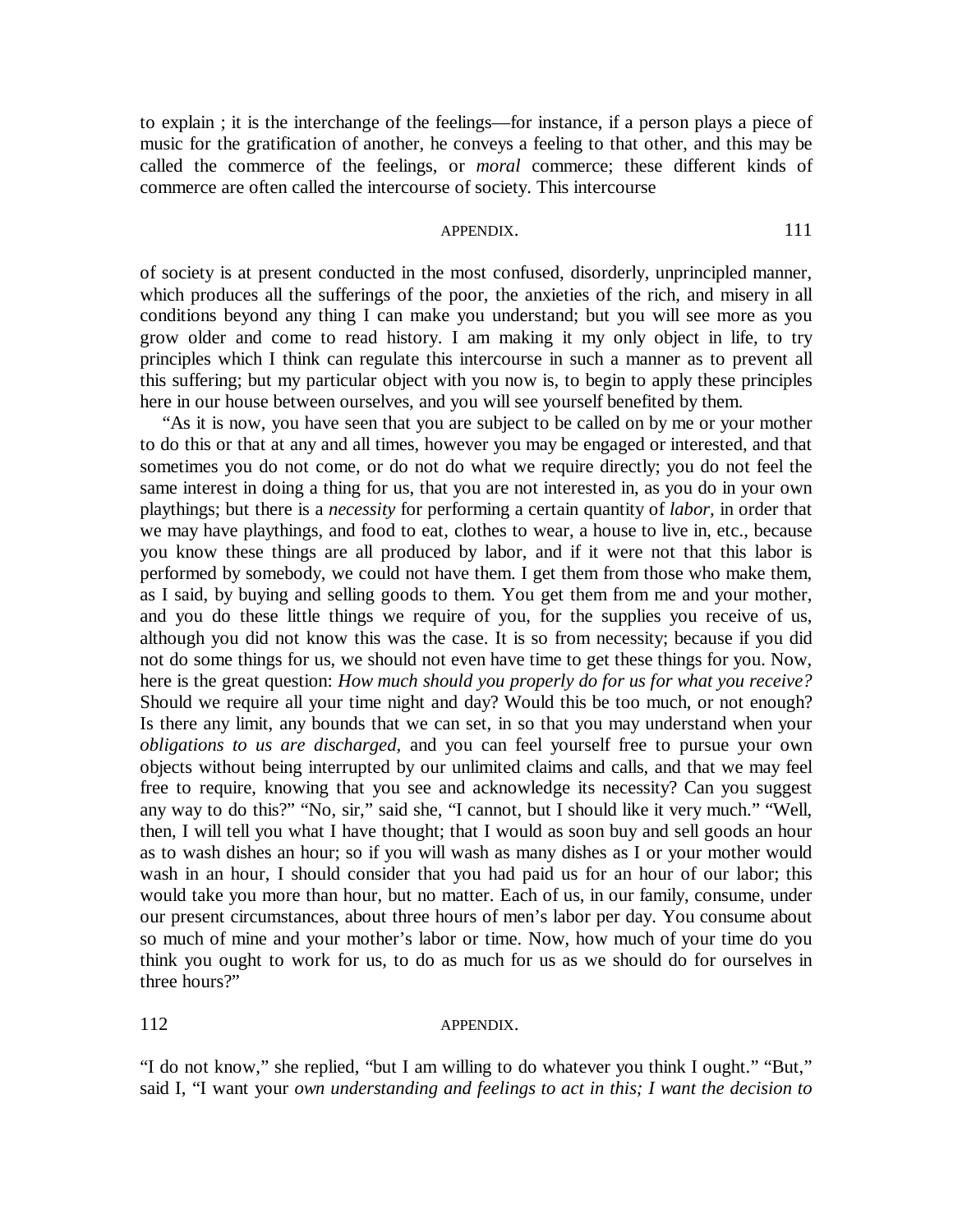to explain ; it is the interchange of the feelings—for instance, if a person plays a piece of music for the gratification of another, he conveys a feeling to that other, and this may be called the commerce of the feelings, or *moral* commerce; these different kinds of commerce are often called the intercourse of society. This intercourse of society is at present conducted in the most confused, disorderly, unprincipled manner, which produces all the sufferings of the poor, the anxieties of the rich, and misery in all conditions beyond any thing I can make you understand; but you will see more as you grow older and come to read history. I am making it my only object in life, to try principles which I think can regulate this intercourse in such a manner as to prevent all this suffering; but my particular object with you now is, to begin to apply these principles here in our house between ourselves, and you will see yourself benefited by them.

"As it is now, you have seen that you are subject to be called on by me or your mother to do this or that at any and all times, however you may be engaged or interested, and that sometimes you do not come, or do not do what we require directly; you do not feel the same interest in doing a thing for us, that you are not interested in, as you do in your own playthings; but there is a *necessity* for performing a certain quantity of *labor,* in order that we may have playthings, and food to eat, clothes to wear, a house to live in, etc., because you know these things are all produced by labor, and if it were not that this labor is performed by somebody, we could not have them. I get them from those who make them, as I said, by buying and selling goods to them. You get them from me and your mother, and you do these little things we require of you, for the supplies you receive of us, although you did not know this was the case. It is so from necessity; because if you did not do some things for us, we should not even have time to get these things for you. Now, here is the great question: *How much should you properly do for us for what you receive?* Should we require all your time night and day? Would this be too much, or not enough? Is there any limit, any bounds that we can set, in so that you may understand when your *obligations to us are discharged,* and you can feel yourself free to pursue your own objects without being interrupted by our unlimited claims and calls, and that we may feel free to require, knowing that you see and acknowledge its necessity? Can you suggest any way to do this?" "No, sir," said she, "I cannot, but I should like it very much." "Well, then, I will tell you what I have thought; that I would as soon buy and sell goods an hour as to wash dishes an hour; so if you will wash as many dishes as I or your mother would wash in an hour, I should consider that you had paid us for an hour of our labor; this would take you more than hour, but no matter. Each of us, in our family, consume, under our present circumstances, about three hours of men's labor per day. You consume about so much of mine and your mother's labor or time. Now, how much of your time do you think you ought to work for us, to do as much for us as we should do for ourselves in three hours?"

"I do not know," she replied, "but I am willing to do whatever you think I ought." "But," said I, "I want your *own understanding and feelings to act in this; I want the decision to*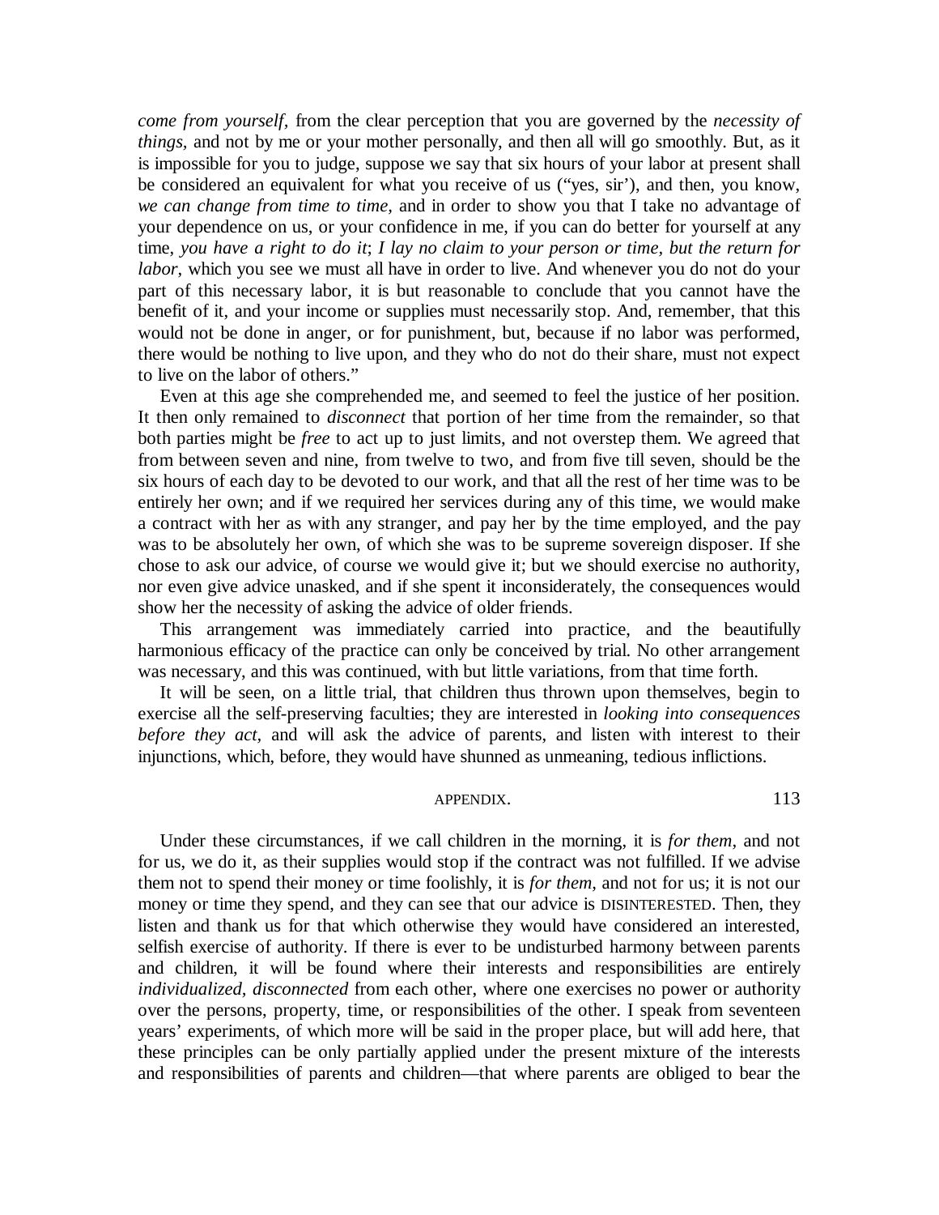*come from yourself,* from the clear perception that you are governed by the *necessity of things,* and not by me or your mother personally, and then all will go smoothly. But, as it is impossible for you to judge, suppose we say that six hours of your labor at present shall be considered an equivalent for what you receive of us ("yes, sir'), and then, you know, *we can change from time to time,* and in order to show you that I take no advantage of your dependence on us, or your confidence in me, if you can do better for yourself at any time, *you have a right to do it*; *I lay no claim to your person or time, but the return for labor,* which you see we must all have in order to live. And whenever you do not do your part of this necessary labor, it is but reasonable to conclude that you cannot have the benefit of it, and your income or supplies must necessarily stop. And, remember, that this would not be done in anger, or for punishment, but, because if no labor was performed, there would be nothing to live upon, and they who do not do their share, must not expect to live on the labor of others."

Even at this age she comprehended me, and seemed to feel the justice of her position. It then only remained to *disconnect* that portion of her time from the remainder, so that both parties might be *free* to act up to just limits, and not overstep them. We agreed that from between seven and nine, from twelve to two, and from five till seven, should be the six hours of each day to be devoted to our work, and that all the rest of her time was to be entirely her own; and if we required her services during any of this time, we would make a contract with her as with any stranger, and pay her by the time employed, and the pay was to be absolutely her own, of which she was to be supreme sovereign disposer. If she chose to ask our advice, of course we would give it; but we should exercise no authority, nor even give advice unasked, and if she spent it inconsiderately, the consequences would show her the necessity of asking the advice of older friends.

This arrangement was immediately carried into practice, and the beautifully harmonious efficacy of the practice can only be conceived by trial. No other arrangement was necessary, and this was continued, with but little variations, from that time forth.

It will be seen, on a little trial, that children thus thrown upon themselves, begin to exercise all the self-preserving faculties; they are interested in *looking into consequences before they act,* and will ask the advice of parents, and listen with interest to their injunctions, which, before, they would have shunned as unmeaning, tedious inflictions.

Under these circumstances, if we call children in the morning, it is *for them,* and not for us, we do it, as their supplies would stop if the contract was not fulfilled. If we advise them not to spend their money or time foolishly, it is *for them,* and not for us; it is not our money or time they spend, and they can see that our advice is DISINTERESTED. Then, they listen and thank us for that which otherwise they would have considered an interested, selfish exercise of authority. If there is ever to be undisturbed harmony between parents and children, it will be found where their interests and responsibilities are entirely *individualized, disconnected* from each other, where one exercises no power or authority over the persons, property, time, or responsibilities of the other. I speak from seventeen years' experiments, of which more will be said in the proper place, but will add here, that these principles can be only partially applied under the present mixture of the interests and responsibilities of parents and children—that where parents are obliged to bear the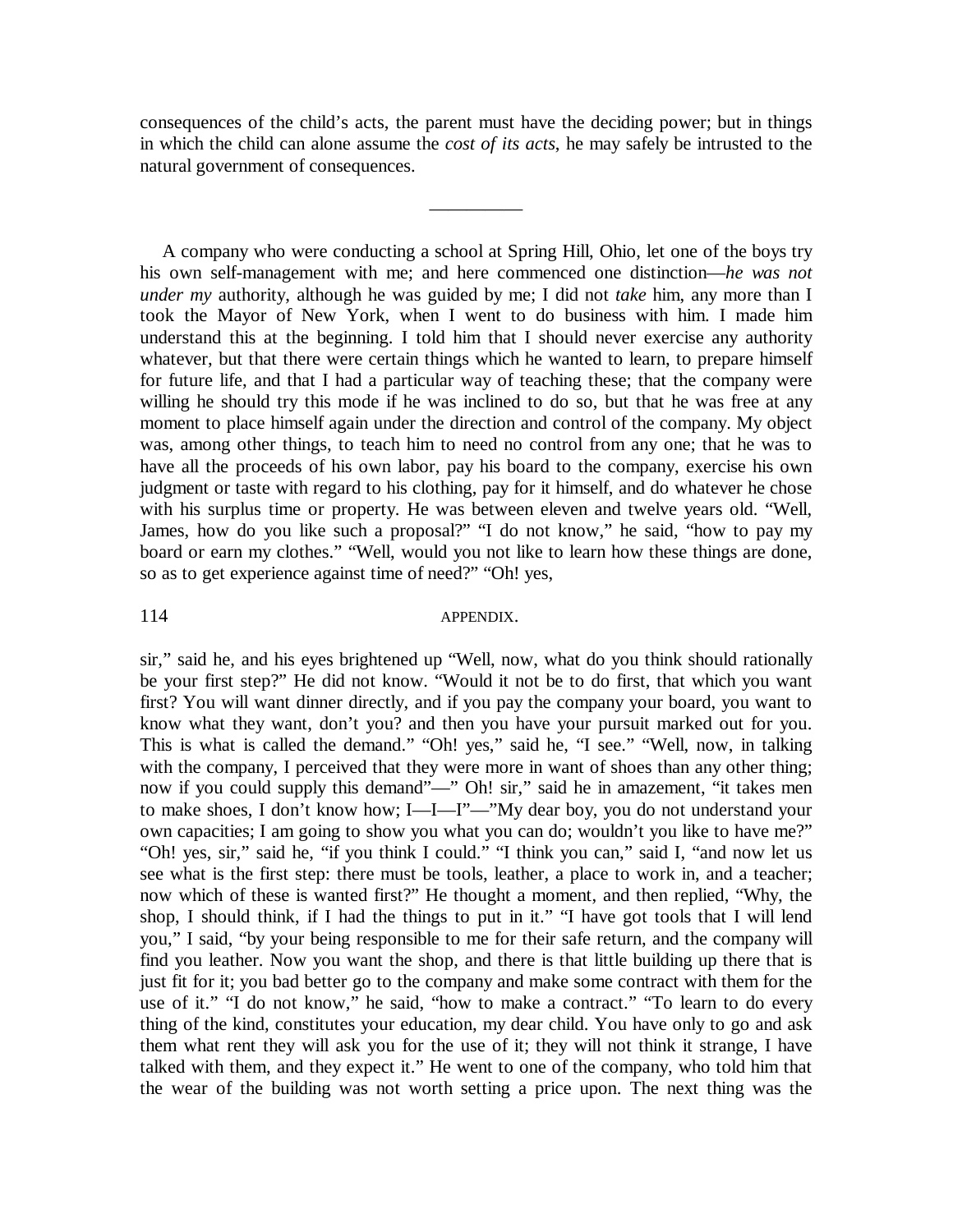consequences of the child's acts, the parent must have the deciding power; but in things in which the child can alone assume the *cost of its acts*, he may safely be intrusted to the natural government of consequences.

---

A company who were conducting a school at Spring Hill, Ohio, let one of the boys try his own self-management with me; and here commenced one distinction—*he was not under my* authority, although he was guided by me; I did not *take* him, any more than I took the Mayor of New York, when I went to do business with him. I made him understand this at the beginning. I told him that I should never exercise any authority whatever, but that there were certain things which he wanted to learn, to prepare himself for future life, and that I had a particular way of teaching these; that the company were willing he should try this mode if he was inclined to do so, but that he was free at any moment to place himself again under the direction and control of the company. My object was, among other things, to teach him to need no control from any one; that he was to have all the proceeds of his own labor, pay his board to the company, exercise his own judgment or taste with regard to his clothing, pay for it himself, and do whatever he chose with his surplus time or property. He was between eleven and twelve years old. "Well, James, how do you like such a proposal?" "I do not know," he said, "how to pay my board or earn my clothes." "Well, would you not like to learn how these things are done, so as to get experience against time of need?" "Oh! yes, sir," said he, and his eyes brightened up "Well, now, what do you think should rationally be your first step?" He did not know. "Would it not be to do first, that which you want first? You will want dinner directly, and if you pay the company your board, you want to know what they want, don't you? and then you have your pursuit marked out for you. This is what is called the demand." "Oh! yes," said he, "I see." "Well, now, in talking with the company, I perceived that they were more in want of shoes than any other thing; now if you could supply this demand"—" Oh! sir," said he in amazement, "it takes men to make shoes, I don't know how; I—I—I"—"My dear boy, you do not understand your own capacities; I am going to show you what you can do; wouldn't you like to have me?" "Oh! yes, sir," said he, "if you think I could." "I think you can," said I, "and now let us see what is the first step: there must be tools, leather, a place to work in, and a teacher; now which of these is wanted first?" He thought a moment, and then replied, "Why, the shop, I should think, if I had the things to put in it." "I have got tools that I will lend you," I said, "by your being responsible to me for their safe return, and the company will find you leather. Now you want the shop, and there is that little building up there that is just fit for it; you bad better go to the company and make some contract with them for the use of it." "I do not know," he said, "how to make a contract." "To learn to do every thing of the kind, constitutes your education, my dear child. You have only to go and ask them what rent they will ask you for the use of it; they will not think it strange, I have talked with them, and they expect it." He went to one of the company, who told him that the wear of the building was not worth setting a price upon. The next thing was the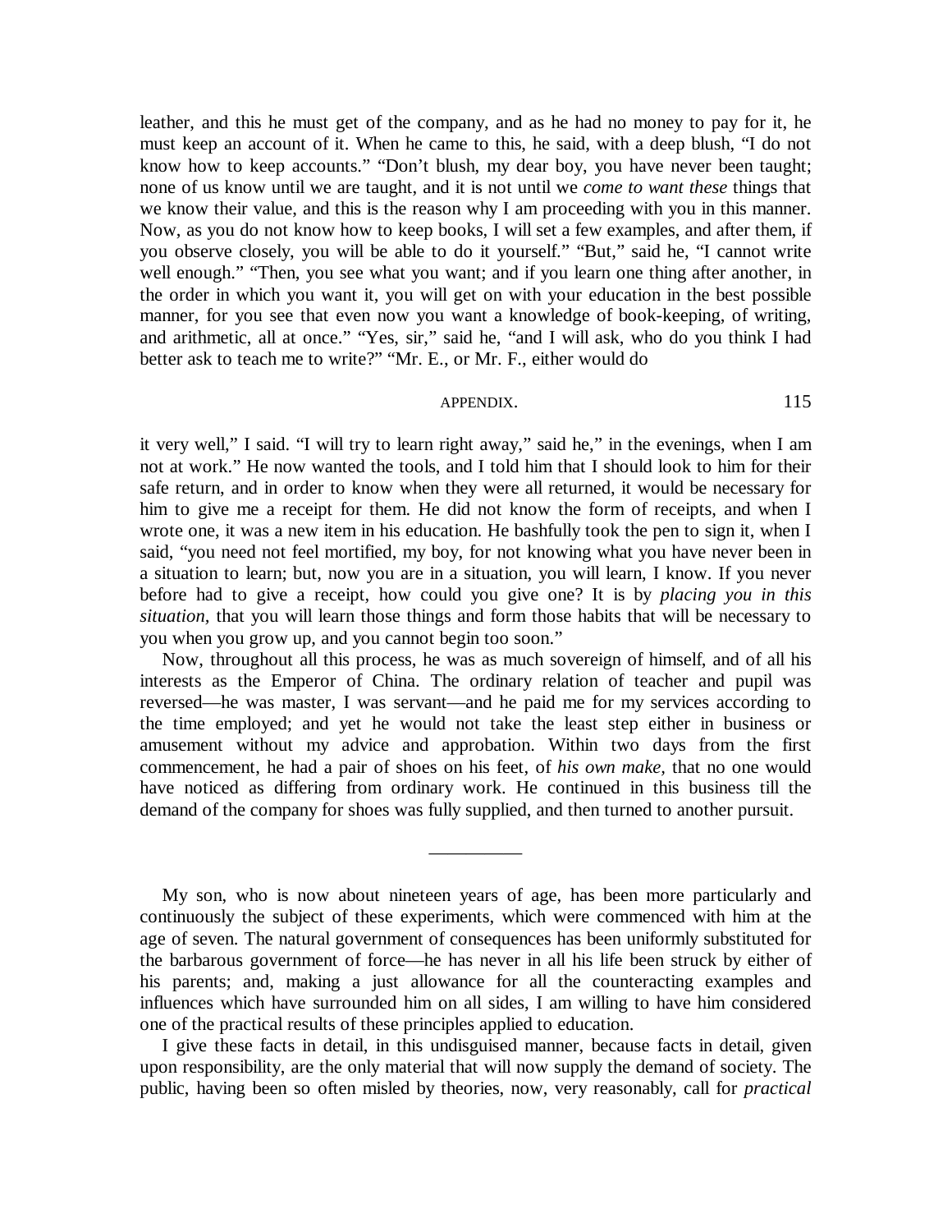leather, and this he must get of the company, and as he had no money to pay for it, he must keep an account of it. When he came to this, he said, with a deep blush, "I do not know how to keep accounts." "Don't blush, my dear boy, you have never been taught; none of us know until we are taught, and it is not until we *come to want these* things that we know their value, and this is the reason why I am proceeding with you in this manner. Now, as you do not know how to keep books, I will set a few examples, and after them, if you observe closely, you will be able to do it yourself." "But," said he, "I cannot write well enough." "Then, you see what you want; and if you learn one thing after another, in the order in which you want it, you will get on with your education in the best possible manner, for you see that even now you want a knowledge of book-keeping, of writing, and arithmetic, all at once." "Yes, sir," said he, "and I will ask, who do you think I had better ask to teach me to write?" "Mr. E., or Mr. F., either would do it very well," I said. "I will try to learn right away," said he," in the evenings, when I am not at work." He now wanted the tools, and I told him that I should look to him for their safe return, and in order to know when they were all returned, it would be necessary for him to give me a receipt for them. He did not know the form of receipts, and when I wrote one, it was a new item in his education. He bashfully took the pen to sign it, when I said, "you need not feel mortified, my boy, for not knowing what you have never been in a situation to learn; but, now you are in a situation, you will learn, I know. If you never before had to give a receipt, how could you give one? It is by *placing you in this situation,* that you will learn those things and form those habits that will be necessary to you when you grow up, and you cannot begin too soon."

Now, throughout all this process, he was as much sovereign of himself, and of all his interests as the Emperor of China. The ordinary relation of teacher and pupil was reversed—he was master, I was servant—and he paid me for my services according to the time employed; and yet he would not take the least step either in business or amusement without my advice and approbation. Within two days from the first commencement, he had a pair of shoes on his feet, of *his own make,* that no one would have noticed as differing from ordinary work. He continued in this business till the demand of the company for shoes was fully supplied, and then turned to another pursuit.

---

My son, who is now about nineteen years of age, has been more particularly and continuously the subject of these experiments, which were commenced with him at the age of seven. The natural government of consequences has been uniformly substituted for the barbarous government of force—he has never in all his life been struck by either of his parents; and, making a just allowance for all the counteracting examples and influences which have surrounded him on all sides, I am willing to have him considered one of the practical results of these principles applied to education.

I give these facts in detail, in this undisguised manner, because facts in detail, given upon responsibility, are the only material that will now supply the demand of society. The public, having been so often misled by theories, now, very reasonably, call for *practical*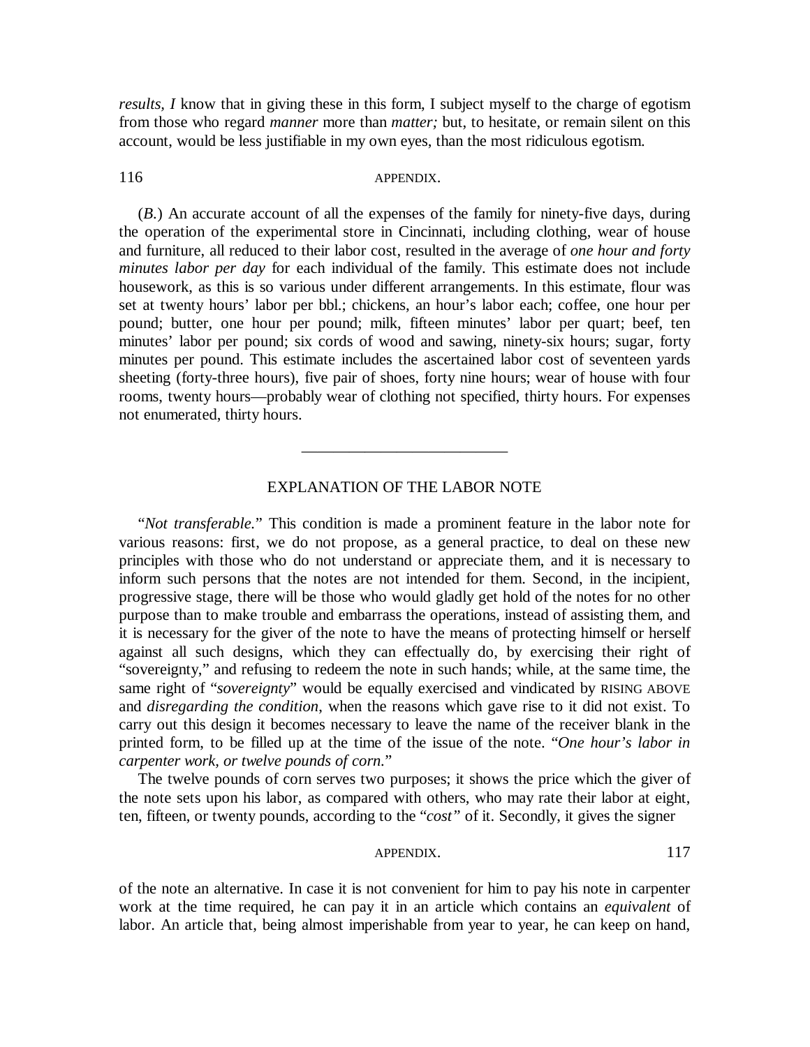*results, I* know that in giving these in this form, I subject myself to the charge of egotism from those who regard *manner* more than *matter;* but, to hesitate, or remain silent on this account, would be less justifiable in my own eyes, than the most ridiculous egotism.

(*B.*) An accurate account of all the expenses of the family for ninety-five days, during the operation of the experimental store in Cincinnati, including clothing, wear of house and furniture, all reduced to their labor cost, resulted in the average of *one hour and forty minutes labor per day* for each individual of the family. This estimate does not include housework, as this is so various under different arrangements. In this estimate, flour was set at twenty hours' labor per bbl.; chickens, an hour's labor each; coffee, one hour per pound; butter, one hour per pound; milk, fifteen minutes' labor per quart; beef, ten minutes' labor per pound; six cords of wood and sawing, ninety-six hours; sugar, forty minutes per pound. This estimate includes the ascertained labor cost of seventeen yards sheeting (forty-three hours), five pair of shoes, forty nine hours; wear of house with four rooms, twenty hours—probably wear of clothing not specified, thirty hours. For expenses not enumerated, thirty hours.

---

## EXPLANATION OF THE LABOR NOTE

"*Not transferable.*" This condition is made a prominent feature in the labor note for various reasons: first, we do not propose, as a general practice, to deal on these new principles with those who do not understand or appreciate them, and it is necessary to inform such persons that the notes are not intended for them. Second, in the incipient, progressive stage, there will be those who would gladly get hold of the notes for no other purpose than to make trouble and embarrass the operations, instead of assisting them, and it is necessary for the giver of the note to have the means of protecting himself or herself against all such designs, which they can effectually do, by exercising their right of "sovereignty," and refusing to redeem the note in such hands; while, at the same time, the same right of "*sovereignty*" would be equally exercised and vindicated by RISING ABOVE and *disregarding the condition*, when the reasons which gave rise to it did not exist. To carry out this design it becomes necessary to leave the name of the receiver blank in the printed form, to be filled up at the time of the issue of the note. "*One hour's labor in carpenter work, or twelve pounds of corn.*"

The twelve pounds of corn serves two purposes; it shows the price which the giver of the note sets upon his labor, as compared with others, who may rate their labor at eight, ten, fifteen, or twenty pounds, according to the "*cost"* of it. Secondly, it gives the signer of the note an alternative. In case it is not convenient for him to pay his note in carpenter work at the time required, he can pay it in an article which contains an *equivalent* of labor. An article that, being almost imperishable from year to year, he can keep on hand,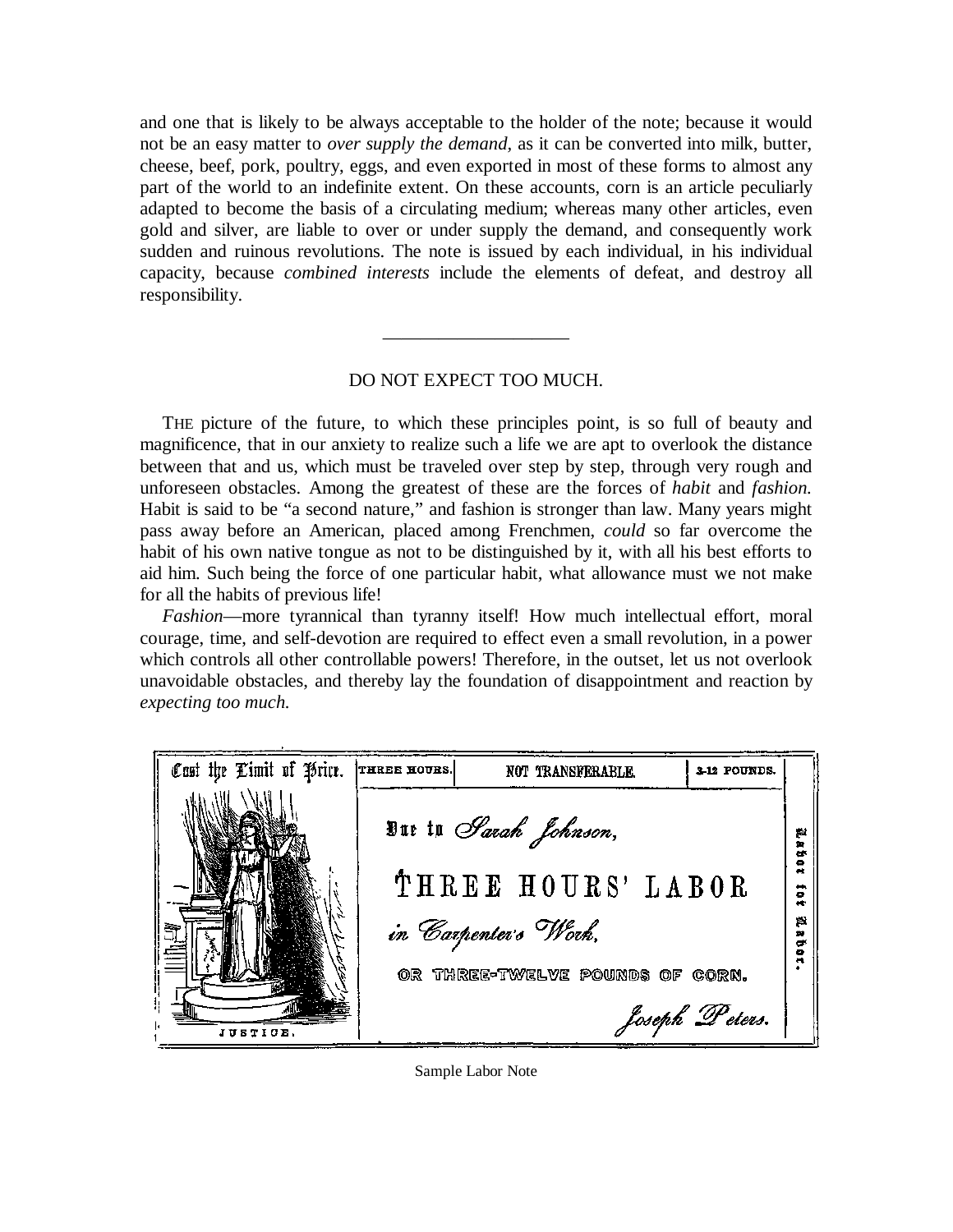and one that is likely to be always acceptable to the holder of the note; because it would not be an easy matter to *over supply the demand,* as it can be converted into milk, butter, cheese, beef, pork, poultry, eggs, and even exported in most of these forms to almost any part of the world to an indefinite extent. On these accounts, corn is an article peculiarly adapted to become the basis of a circulating medium; whereas many other articles, even gold and silver, are liable to over or under supply the demand, and consequently work sudden and ruinous revolutions. The note is issued by each individual, in his individual capacity, because *combined interests* include the elements of defeat, and destroy all responsibility.

---

## DO NOT EXPECT TOO MUCH.

THE picture of the future, to which these principles point, is so full of beauty and magnificence, that in our anxiety to realize such a life we are apt to overlook the distance between that and us, which must be traveled over step by step, through very rough and unforeseen obstacles. Among the greatest of these are the forces of *habit* and *fashion.* Habit is said to be "a second nature," and fashion is stronger than law. Many years might pass away before an American, placed among Frenchmen, *could* so far overcome the habit of his own native tongue as not to be distinguished by it, with all his best efforts to aid him. Such being the force of one particular habit, what allowance must we not make for all the habits of previous life!

*Fashion*—more tyrannical than tyranny itself! How much intellectual effort, moral courage, time, and self-devotion are required to effect even a small revolution, in a power which controls all other controllable powers! Therefore, in the outset, let us not overlook unavoidable obstacles, and thereby lay the foundation of disappointment and reaction by *expecting too much.*

Cost the Limit of Price.

JUSTICE.

THREE HOURS. NOT TRANSFERABLE. 3-12 POUNDS.

Due to Sarah Johnson,

THREE HOURS' LABOR

in Carpenter's Work,

OR THREE-TWELVE POUNDS OF CORN.

Joseph Peters.

Labor for Labor.

Sample Labor Note